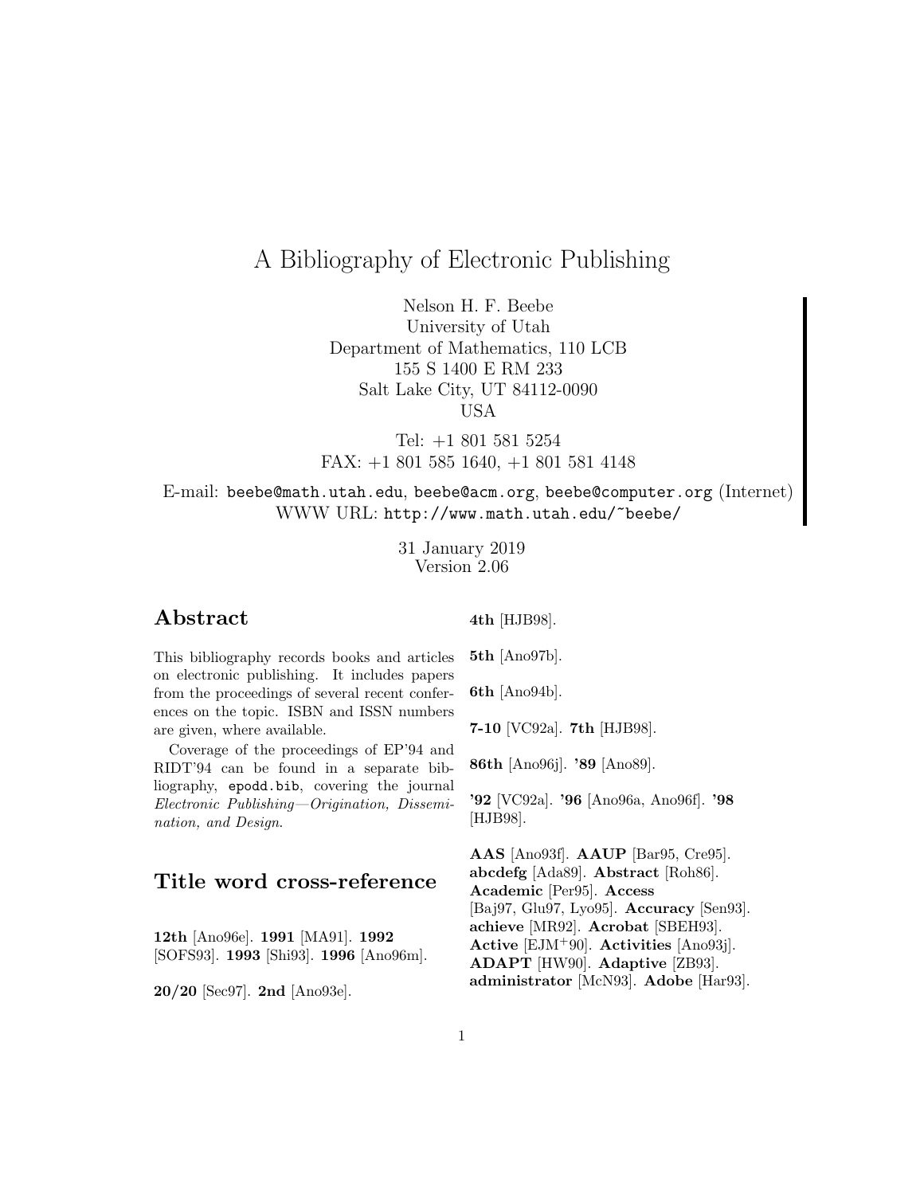# A Bibliography of Electronic Publishing

Nelson H. F. Beebe
University of Utah
Department of Mathematics, 110 LCB
155 S 1400 E RM 233
Salt Lake City, UT 84112-0090
USA

Tel: +1 801 581 5254
FAX: +1 801 585 1640, +1 801 581 4148

E-mail: `beebe@math.utah.edu`, `beebe@acm.org`, `beebe@computer.org` (Internet)
WWW URL: `http://www.math.utah.edu/~beebe/`

31 January 2019
Version 2.06

## Abstract

This bibliography records books and articles on electronic publishing. It includes papers from the proceedings of several recent conferences on the topic. ISBN and ISSN numbers are given, where available.

Coverage of the proceedings of EP'94 and RIDT'94 can be found in a separate bibliography, `epodd.bib`, covering the journal *Electronic Publishing—Origination, Dissemination, and Design*.

## Title word cross-reference

**12th** [Ano96e]. **1991** [MA91]. **1992** [SOFS93]. **1993** [Shi93]. **1996** [Ano96m].

**20/20** [Sec97]. **2nd** [Ano93e].

**4th** [HJB98].

**5th** [Ano97b].

**6th** [Ano94b].

**7-10** [VC92a]. **7th** [HJB98].

**86th** [Ano96j]. **'89** [Ano89].

**'92** [VC92a]. **'96** [Ano96a, Ano96f]. **'98** [HJB98].

**AAS** [Ano93f]. **AAUP** [Bar95, Cre95]. **abcdefg** [Ada89]. **Abstract** [Roh86]. **Academic** [Per95]. **Access** [Baj97, Glu97, Lyo95]. **Accuracy** [Sen93]. **achieve** [MR92]. **Acrobat** [SBEH93]. **Active** [EJM+90]. **Activities** [Ano93j]. **ADAPT** [HW90]. **Adaptive** [ZB93]. **administrator** [McN93]. **Adobe** [Har93].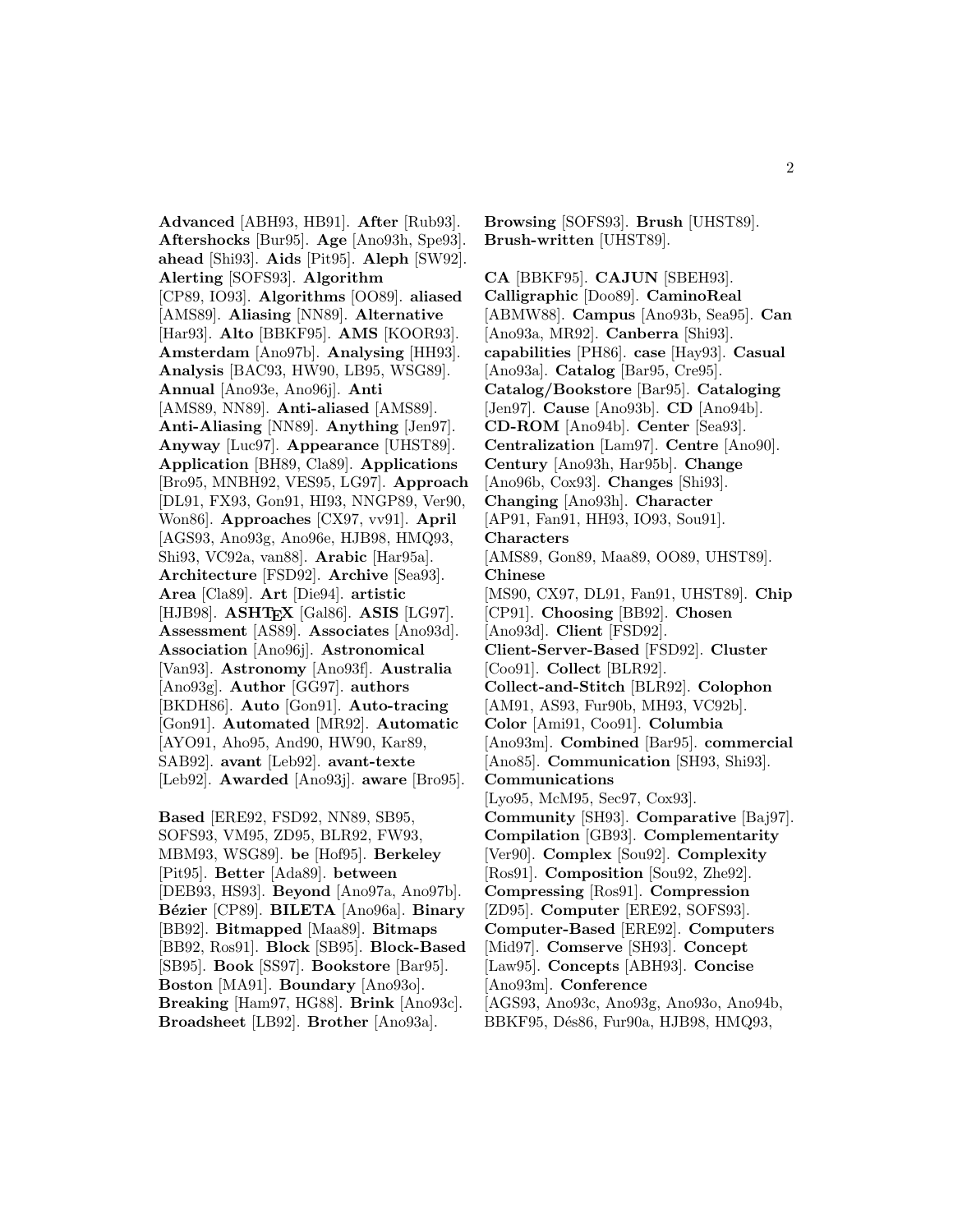**Advanced** [ABH93, HB91]. **After** [Rub93]. **Aftershocks** [Bur95]. **Age** [Ano93h, Spe93]. **ahead** [Shi93]. **Aids** [Pit95]. **Aleph** [SW92]. **Alerting** [SOFS93]. **Algorithm** [CP89, IO93]. **Algorithms** [OO89]. **aliased** [AMS89]. **Aliasing** [NN89]. **Alternative** [Har93]. **Alto** [BBKF95]. **AMS** [KOOR93]. **Amsterdam** [Ano97b]. **Analysing** [HH93]. **Analysis** [BAC93, HW90, LB95, WSG89]. **Annual** [Ano93e, Ano96j]. **Anti** [AMS89, NN89]. **Anti-aliased** [AMS89]. **Anti-Aliasing** [NN89]. **Anything** [Jen97]. **Anyway** [Luc97]. **Appearance** [UHST89]. **Application** [BH89, Cla89]. **Applications** [Bro95, MNBH92, VES95, LG97]. **Approach** [DL91, FX93, Gon91, HI93, NNGP89, Ver90, Won86]. **Approaches** [CX97, vv91]. **April** [AGS93, Ano93g, Ano96e, HJB98, HMQ93, Shi93, VC92a, van88]. **Arabic** [Har95a]. **Architecture** [FSD92]. **Archive** [Sea93]. **Area** [Cla89]. **Art** [Die94]. **artistic** [HJB98]. **ASHTEX** [Gal86]. **ASIS** [LG97]. **Assessment** [AS89]. **Associates** [Ano93d]. **Association** [Ano96j]. **Astronomical** [Van93]. **Astronomy** [Ano93f]. **Australia** [Ano93g]. **Author** [GG97]. **authors** [BKDH86]. **Auto** [Gon91]. **Auto-tracing** [Gon91]. **Automated** [MR92]. **Automatic** [AYO91, Aho95, And90, HW90, Kar89, SAB92]. **avant** [Leb92]. **avant-texte** [Leb92]. **Awarded** [Ano93j]. **aware** [Bro95].

**Based** [ERE92, FSD92, NN89, SB95, SOFS93, VM95, ZD95, BLR92, FW93, MBM93, WSG89]. **be** [Hof95]. **Berkeley** [Pit95]. **Better** [Ada89]. **between** [DEB93, HS93]. **Beyond** [Ano97a, Ano97b]. **Bézier** [CP89]. **BILETA** [Ano96a]. **Binary** [BB92]. **Bitmapped** [Maa89]. **Bitmaps** [BB92, Ros91]. **Block** [SB95]. **Block-Based** [SB95]. **Book** [SS97]. **Bookstore** [Bar95]. **Boston** [MA91]. **Boundary** [Ano93o]. **Breaking** [Ham97, HG88]. **Brink** [Ano93c]. **Broadsheet** [LB92]. **Brother** [Ano93a]. **Browsing** [SOFS93]. **Brush** [UHST89]. **Brush-written** [UHST89].

**CA** [BBKF95]. **CAJUN** [SBEH93]. **Calligraphic** [Doo89]. **CaminoReal** [ABMW88]. **Campus** [Ano93b, Sea95]. **Can** [Ano93a, MR92]. **Canberra** [Shi93]. **capabilities** [PH86]. **case** [Hay93]. **Casual** [Ano93a]. **Catalog** [Bar95, Cre95]. **Catalog/Bookstore** [Bar95]. **Cataloging** [Jen97]. **Cause** [Ano93b]. **CD** [Ano94b]. **CD-ROM** [Ano94b]. **Center** [Sea93]. **Centralization** [Lam97]. **Centre** [Ano90]. **Century** [Ano93h, Har95b]. **Change** [Ano96b, Cox93]. **Changes** [Shi93]. **Changing** [Ano93h]. **Character** [AP91, Fan91, HH93, IO93, Sou91]. **Characters** [AMS89, Gon89, Maa89, OO89, UHST89]. **Chinese** [MS90, CX97, DL91, Fan91, UHST89]. **Chip** [CP91]. **Choosing** [BB92]. **Chosen** [Ano93d]. **Client** [FSD92]. **Client-Server-Based** [FSD92]. **Cluster** [Coo91]. **Collect** [BLR92]. **Collect-and-Stitch** [BLR92]. **Colophon** [AM91, AS93, Fur90b, MH93, VC92b]. **Color** [Ami91, Coo91]. **Columbia** [Ano93m]. **Combined** [Bar95]. **commercial** [Ano85]. **Communication** [SH93, Shi93]. **Communications** [Lyo95, McM95, Sec97, Cox93]. **Community** [SH93]. **Comparative** [Baj97]. **Compilation** [GB93]. **Complementarity** [Ver90]. **Complex** [Sou92]. **Complexity** [Ros91]. **Composition** [Sou92, Zhe92]. **Compressing** [Ros91]. **Compression** [ZD95]. **Computer** [ERE92, SOFS93]. **Computer-Based** [ERE92]. **Computers** [Mid97]. **Comserve** [SH93]. **Concept** [Law95]. **Concepts** [ABH93]. **Concise** [Ano93m]. **Conference** [AGS93, Ano93c, Ano93g, Ano93o, Ano94b, BBKF95, Dés86, Fur90a, HJB98, HMQ93,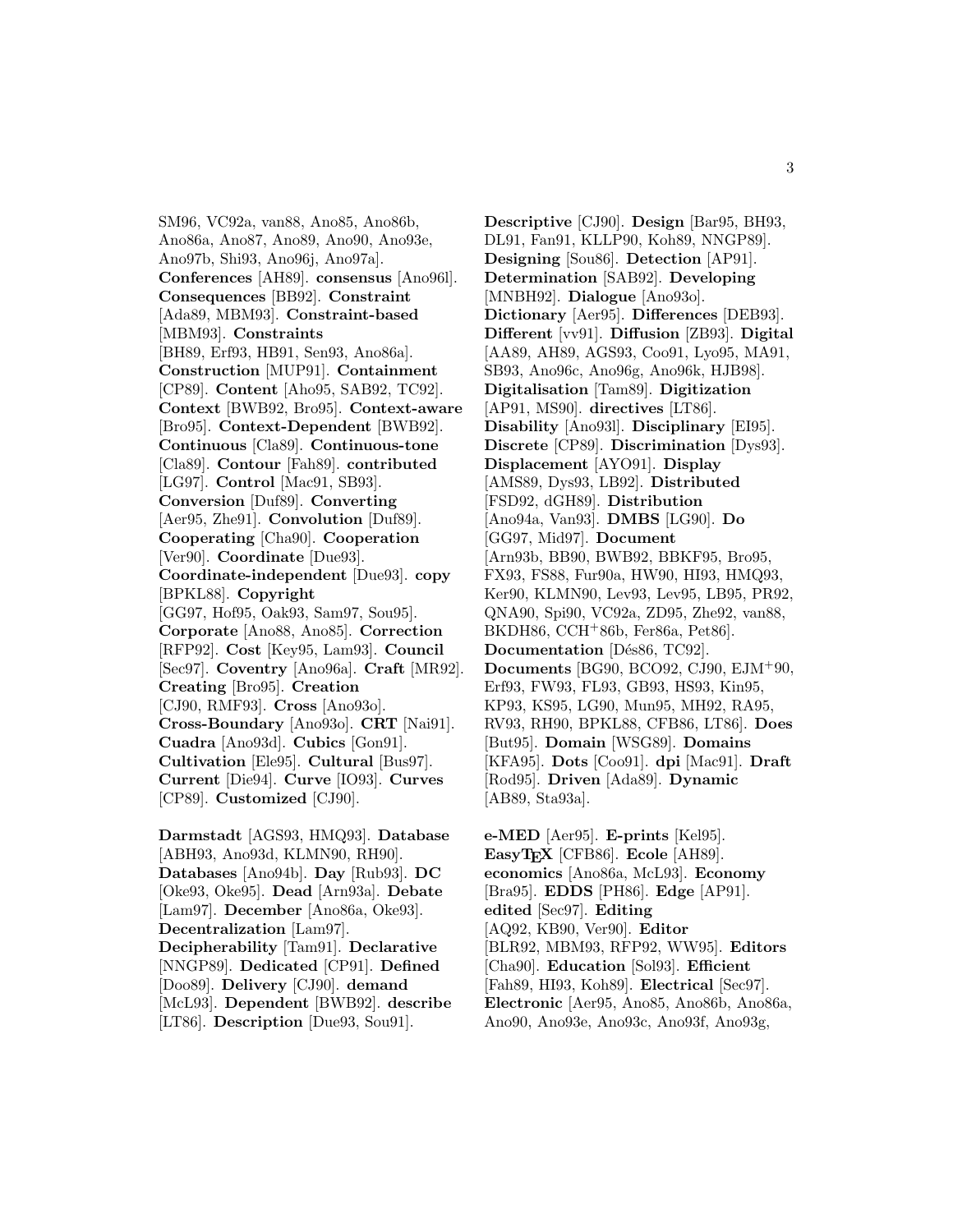SM96, VC92a, van88, Ano85, Ano86b, Ano86a, Ano87, Ano89, Ano90, Ano93e, Ano97b, Shi93, Ano96j, Ano97a]. **Conferences** [AH89]. **consensus** [Ano96l]. **Consequences** [BB92]. **Constraint** [Ada89, MBM93]. **Constraint-based** [MBM93]. **Constraints** [BH89, Erf93, HB91, Sen93, Ano86a]. **Construction** [MUP91]. **Containment** [CP89]. **Content** [Aho95, SAB92, TC92]. **Context** [BWB92, Bro95]. **Context-aware** [Bro95]. **Context-Dependent** [BWB92]. **Continuous** [Cla89]. **Continuous-tone** [Cla89]. **Contour** [Fah89]. **contributed** [LG97]. **Control** [Mac91, SB93]. **Conversion** [Duf89]. **Converting** [Aer95, Zhe91]. **Convolution** [Duf89]. **Cooperating** [Cha90]. **Cooperation** [Ver90]. **Coordinate** [Due93]. **Coordinate-independent** [Due93]. **copy** [BPKL88]. **Copyright** [GG97, Hof95, Oak93, Sam97, Sou95]. **Corporate** [Ano88, Ano85]. **Correction** [RFP92]. **Cost** [Key95, Lam93]. **Council** [Sec97]. **Coventry** [Ano96a]. **Craft** [MR92]. **Creating** [Bro95]. **Creation** [CJ90, RMF93]. **Cross** [Ano93o]. **Cross-Boundary** [Ano93o]. **CRT** [Nai91]. **Cuadra** [Ano93d]. **Cubics** [Gon91]. **Cultivation** [Ele95]. **Cultural** [Bus97]. **Current** [Die94]. **Curve** [IO93]. **Curves** [CP89]. **Customized** [CJ90].

**Darmstadt** [AGS93, HMQ93]. **Database** [ABH93, Ano93d, KLMN90, RH90]. **Databases** [Ano94b]. **Day** [Rub93]. **DC** [Oke93, Oke95]. **Dead** [Arn93a]. **Debate** [Lam97]. **December** [Ano86a, Oke93]. **Decentralization** [Lam97]. **Decipherability** [Tam91]. **Declarative** [NNGP89]. **Dedicated** [CP91]. **Defined** [Doo89]. **Delivery** [CJ90]. **demand** [McL93]. **Dependent** [BWB92]. **describe** [LT86]. **Description** [Due93, Sou91]. **Descriptive** [CJ90]. **Design** [Bar95, BH93, DL91, Fan91, KLLP90, Koh89, NNGP89]. **Designing** [Sou86]. **Detection** [AP91]. **Determination** [SAB92]. **Developing** [MNBH92]. **Dialogue** [Ano93o]. **Dictionary** [Aer95]. **Differences** [DEB93]. **Different** [vv91]. **Diffusion** [ZB93]. **Digital** [AA89, AH89, AGS93, Coo91, Lyo95, MA91, SB93, Ano96c, Ano96g, Ano96k, HJB98]. **Digitalisation** [Tam89]. **Digitization** [AP91, MS90]. **directives** [LT86]. **Disability** [Ano93l]. **Disciplinary** [EI95]. **Discrete** [CP89]. **Discrimination** [Dys93]. **Displacement** [AYO91]. **Display** [AMS89, Dys93, LB92]. **Distributed** [FSD92, dGH89]. **Distribution** [Ano94a, Van93]. **DMBS** [LG90]. **Do** [GG97, Mid97]. **Document** [Arn93b, BB90, BWB92, BBKF95, Bro95, FX93, FS88, Fur90a, HW90, HI93, HMQ93, Ker90, KLMN90, Lev93, Lev95, LB95, PR92, QNA90, Spi90, VC92a, ZD95, Zhe92, van88, BKDH86, CCH+86b, Fer86a, Pet86]. **Documentation** [Dés86, TC92]. **Documents** [BG90, BCO92, CJ90, EJM+90, Erf93, FW93, FL93, GB93, HS93, Kin95, KP93, KS95, LG90, Mun95, MH92, RA95, RV93, RH90, BPKL88, CFB86, LT86]. **Does** [But92]. **Domain** [WSG89]. **Domains** [KFA95]. **Dots** [Coo91]. **dpi** [Mac91]. **Draft** [Rod95]. **Driven** [Ada89]. **Dynamic** [AB89, Sta93a].

**e-MED** [Aer95]. **E-prints** [Kel95]. **EasyTEX** [CFB86]. **Ecole** [AH89]. **economics** [Ano86a, McL93]. **Economy** [Bra95]. **EDDS** [PH86]. **Edge** [AP91]. **edited** [Sec97]. **Editing** [AQ92, KB90, Ver90]. **Editor** [BLR92, MBM93, RFP92, WW95]. **Editors** [Cha90]. **Education** [Sol93]. **Efficient** [Fah89, HI93, Koh89]. **Electrical** [Sec97]. **Electronic** [Aer95, Ano85, Ano86b, Ano86a, Ano90, Ano93e, Ano93c, Ano93f, Ano93g,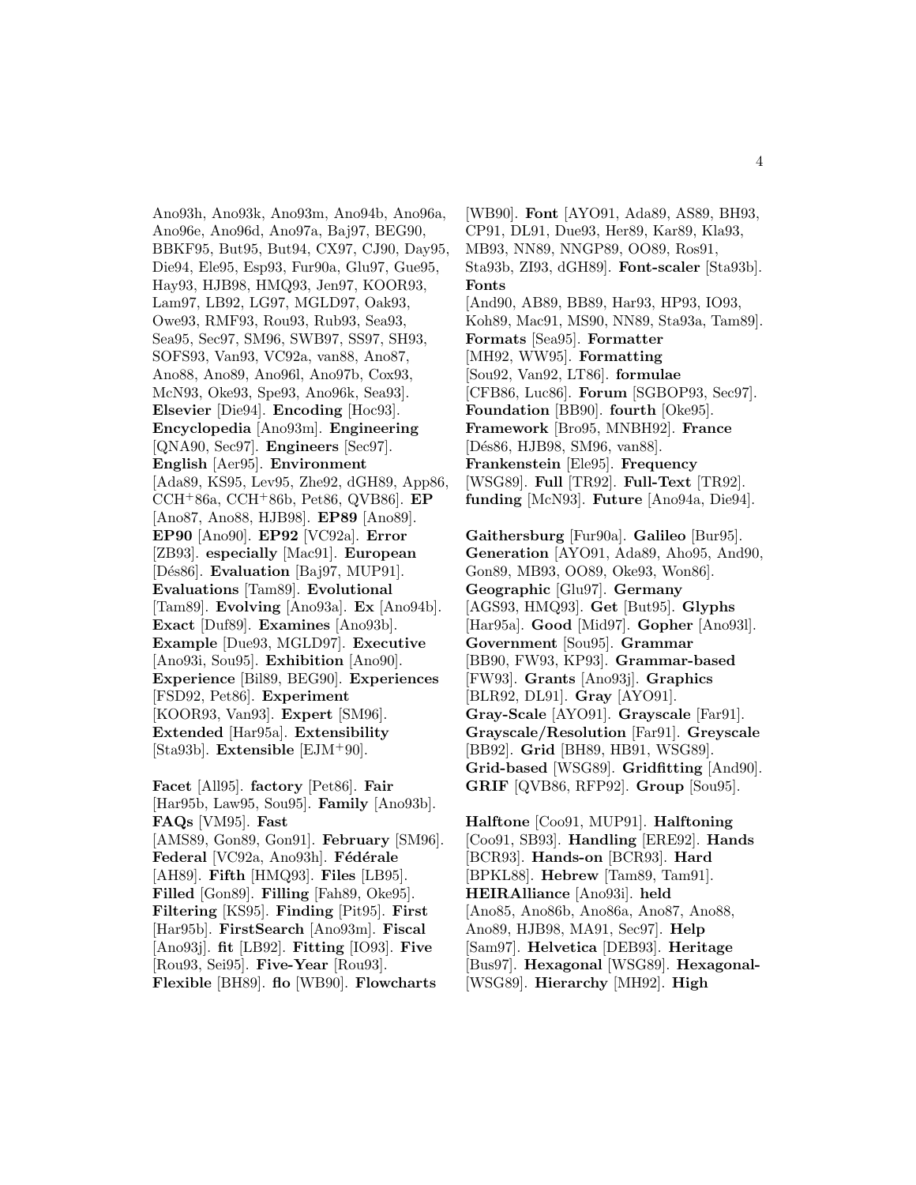Ano93h, Ano93k, Ano93m, Ano94b, Ano96a, Ano96e, Ano96d, Ano97a, Baj97, BEG90, BBKF95, But95, But94, CX97, CJ90, Day95, Die94, Ele95, Esp93, Fur90a, Glu97, Gue95, Hay93, HJB98, HMQ93, Jen97, KOOR93, Lam97, LB92, LG97, MGLD97, Oak93, Owe93, RMF93, Rou93, Rub93, Sea93, Sea95, Sec97, SM96, SWB97, SS97, SH93, SOFS93, Van93, VC92a, van88, Ano87, Ano88, Ano89, Ano96l, Ano97b, Cox93, McN93, Oke93, Spe93, Ano96k, Sea93]. **Elsevier** [Die94]. **Encoding** [Hoc93]. **Encyclopedia** [Ano93m]. **Engineering** [QNA90, Sec97]. **Engineers** [Sec97]. **English** [Aer95]. **Environment** [Ada89, KS95, Lev95, Zhe92, dGH89, App86, CCH+86a, CCH+86b, Pet86, QVB86]. **EP** [Ano87, Ano88, HJB98]. **EP89** [Ano89]. **EP90** [Ano90]. **EP92** [VC92a]. **Error** [ZB93]. **especially** [Mac91]. **European** [Dés86]. **Evaluation** [Baj97, MUP91]. **Evaluations** [Tam89]. **Evolutional** [Tam89]. **Evolving** [Ano93a]. **Ex** [Ano94b]. **Exact** [Duf89]. **Examines** [Ano93b]. **Example** [Due93, MGLD97]. **Executive** [Ano93i, Sou95]. **Exhibition** [Ano90]. **Experience** [Bil89, BEG90]. **Experiences** [FSD92, Pet86]. **Experiment** [KOOR93, Van93]. **Expert** [SM96]. **Extended** [Har95a]. **Extensibility** [Sta93b]. **Extensible** [EJM+90].

**Facet** [All95]. **factory** [Pet86]. **Fair** [Har95b, Law95, Sou95]. **Family** [Ano93b]. **FAQs** [VM95]. **Fast** [AMS89, Gon89, Gon91]. **February** [SM96]. **Federal** [VC92a, Ano93h]. **Fédérale** [AH89]. **Fifth** [HMQ93]. **Files** [LB95]. **Filled** [Gon89]. **Filling** [Fah89, Oke95]. **Filtering** [KS95]. **Finding** [Pit95]. **First** [Har95b]. **FirstSearch** [Ano93m]. **Fiscal** [Ano93j]. **fit** [LB92]. **Fitting** [IO93]. **Five** [Rou93, Sei95]. **Five-Year** [Rou93]. **Flexible** [BH89]. **flo** [WB90]. **Flowcharts** [WB90]. **Font** [AYO91, Ada89, AS89, BH93, CP91, DL91, Due93, Her89, Kar89, Kla93, MB93, NN89, NNGP89, OO89, Ros91, Sta93b, ZI93, dGH89]. **Font-scaler** [Sta93b]. **Fonts** [And90, AB89, BB89, Har93, HP93, IO93, Koh89, Mac91, MS90, NN89, Sta93a, Tam89]. **Formats** [Sea95]. **Formatter** [MH92, WW95]. **Formatting** [Sou92, Van92, LT86]. **formulae** [CFB86, Luc86]. **Forum** [SGBOP93, Sec97]. **Foundation** [BB90]. **fourth** [Oke95]. **Framework** [Bro95, MNBH92]. **France** [Dés86, HJB98, SM96, van88]. **Frankenstein** [Ele95]. **Frequency** [WSG89]. **Full** [TR92]. **Full-Text** [TR92]. **funding** [McN93]. **Future** [Ano94a, Die94].

**Gaithersburg** [Fur90a]. **Galileo** [Bur95]. **Generation** [AYO91, Ada89, Aho95, And90, Gon89, MB93, OO89, Oke93, Won86]. **Geographic** [Glu97]. **Germany** [AGS93, HMQ93]. **Get** [But95]. **Glyphs** [Har95a]. **Good** [Mid97]. **Gopher** [Ano93l]. **Government** [Sou95]. **Grammar** [BB90, FW93, KP93]. **Grammar-based** [FW93]. **Grants** [Ano93j]. **Graphics** [BLR92, DL91]. **Gray** [AYO91]. **Gray-Scale** [AYO91]. **Grayscale** [Far91]. **Grayscale/Resolution** [Far91]. **Greyscale** [BB92]. **Grid** [BH89, HB91, WSG89]. **Grid-based** [WSG89]. **Gridfitting** [And90]. **GRIF** [QVB86, RFP92]. **Group** [Sou95].

**Halftone** [Coo91, MUP91]. **Halftoning** [Coo91, SB93]. **Handling** [ERE92]. **Hands** [BCR93]. **Hands-on** [BCR93]. **Hard** [BPKL88]. **Hebrew** [Tam89, Tam91]. **HEIRAlliance** [Ano93i]. **held** [Ano85, Ano86b, Ano86a, Ano87, Ano88, Ano89, HJB98, MA91, Sec97]. **Help** [Sam97]. **Helvetica** [DEB93]. **Heritage** [Bus97]. **Hexagonal** [WSG89]. **Hexagonal-** [WSG89]. **Hierarchy** [MH92]. **High**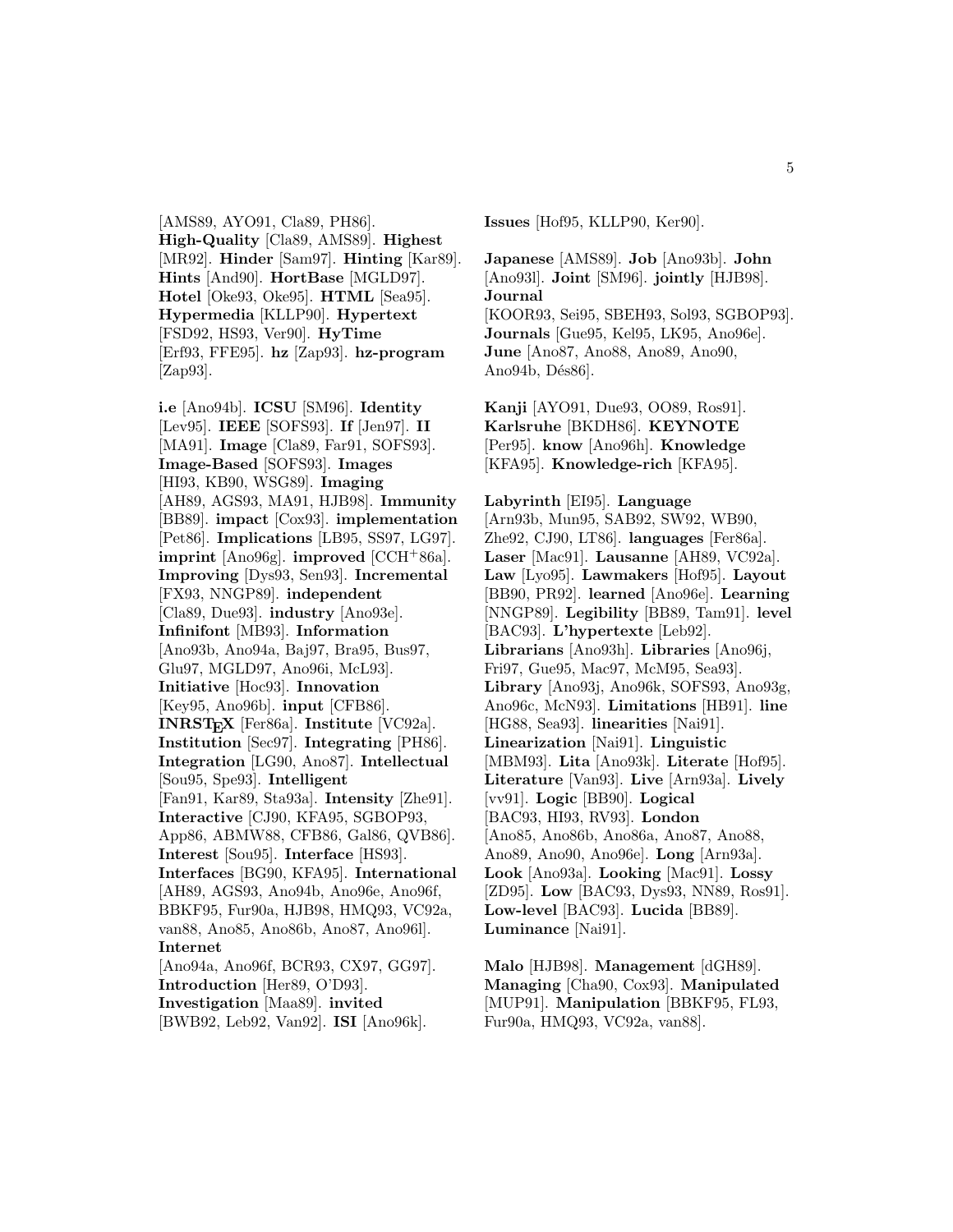[AMS89, AYO91, Cla89, PH86]. **High-Quality** [Cla89, AMS89]. **Highest** [MR92]. **Hinder** [Sam97]. **Hinting** [Kar89]. **Hints** [And90]. **HortBase** [MGLD97]. **Hotel** [Oke93, Oke95]. **HTML** [Sea95]. **Hypermedia** [KLLP90]. **Hypertext** [FSD92, HS93, Ver90]. **HyTime** [Erf93, FFE95]. **hz** [Zap93]. **hz-program** [Zap93].

**i.e** [Ano94b]. **ICSU** [SM96]. **Identity** [Lev95]. **IEEE** [SOFS93]. **If** [Jen97]. **II** [MA91]. **Image** [Cla89, Far91, SOFS93]. **Image-Based** [SOFS93]. **Images** [HI93, KB90, WSG89]. **Imaging** [AH89, AGS93, MA91, HJB98]. **Immunity** [BB89]. **impact** [Cox93]. **implementation** [Pet86]. **Implications** [LB95, SS97, LG97]. **imprint** [Ano96g]. **improved** [CCH+86a]. **Improving** [Dys93, Sen93]. **Incremental** [FX93, NNGP89]. **independent** [Cla89, Due93]. **industry** [Ano93e]. **Infinifont** [MB93]. **Information** [Ano93b, Ano94a, Baj97, Bra95, Bus97, Glu97, MGLD97, Ano96i, McL93]. **Initiative** [Hoc93]. **Innovation** [Key95, Ano96b]. **input** [CFB86]. **INRSTEX** [Fer86a]. **Institute** [VC92a]. **Institution** [Sec97]. **Integrating** [PH86]. **Integration** [LG90, Ano87]. **Intellectual** [Sou95, Spe93]. **Intelligent** [Fan91, Kar89, Sta93a]. **Intensity** [Zhe91]. **Interactive** [CJ90, KFA95, SGBOP93, App86, ABMW88, CFB86, Gal86, QVB86]. **Interest** [Sou95]. **Interface** [HS93]. **Interfaces** [BG90, KFA95]. **International** [AH89, AGS93, Ano94b, Ano96e, Ano96f, BBKF95, Fur90a, HJB98, HMQ93, VC92a, van88, Ano85, Ano86b, Ano87, Ano96l]. **Internet** [Ano94a, Ano96f, BCR93, CX97, GG97]. **Introduction** [Her89, O'D93]. **Investigation** [Maa89]. **invited** [BWB92, Leb92, Van92]. **ISI** [Ano96k]. **Issues** [Hof95, KLLP90, Ker90].

**Japanese** [AMS89]. **Job** [Ano93b]. **John** [Ano93l]. **Joint** [SM96]. **jointly** [HJB98]. **Journal** [KOOR93, Sei95, SBEH93, Sol93, SGBOP93]. **Journals** [Gue95, Kel95, LK95, Ano96e]. **June** [Ano87, Ano88, Ano89, Ano90, Ano94b, Dés86].

**Kanji** [AYO91, Due93, OO89, Ros91]. **Karlsruhe** [BKDH86]. **KEYNOTE** [Per95]. **know** [Ano96h]. **Knowledge** [KFA95]. **Knowledge-rich** [KFA95].

**Labyrinth** [EI95]. **Language** [Arn93b, Mun95, SAB92, SW92, WB90, Zhe92, CJ90, LT86]. **languages** [Fer86a]. **Laser** [Mac91]. **Lausanne** [AH89, VC92a]. **Law** [Lyo95]. **Lawmakers** [Hof95]. **Layout** [BB90, PR92]. **learned** [Ano96e]. **Learning** [NNGP89]. **Legibility** [BB89, Tam91]. **level** [BAC93]. **L'hypertexte** [Leb92]. **Librarians** [Ano93h]. **Libraries** [Ano96j, Fri97, Gue95, Mac97, McM95, Sea93]. **Library** [Ano93j, Ano96k, SOFS93, Ano93g, Ano96c, McN93]. **Limitations** [HB91]. **line** [HG88, Sea93]. **linearities** [Nai91]. **Linearization** [Nai91]. **Linguistic** [MBM93]. **Lita** [Ano93k]. **Literate** [Hof95]. **Literature** [Van93]. **Live** [Arn93a]. **Lively** [vv91]. **Logic** [BB90]. **Logical** [BAC93, HI93, RV93]. **London** [Ano85, Ano86b, Ano86a, Ano87, Ano88, Ano89, Ano90, Ano96e]. **Long** [Arn93a]. **Look** [Ano93a]. **Looking** [Mac91]. **Lossy** [ZD95]. **Low** [BAC93, Dys93, NN89, Ros91]. **Low-level** [BAC93]. **Lucida** [BB89]. **Luminance** [Nai91].

**Malo** [HJB98]. **Management** [dGH89]. **Managing** [Cha90, Cox93]. **Manipulated** [MUP91]. **Manipulation** [BBKF95, FL93, Fur90a, HMQ93, VC92a, van88].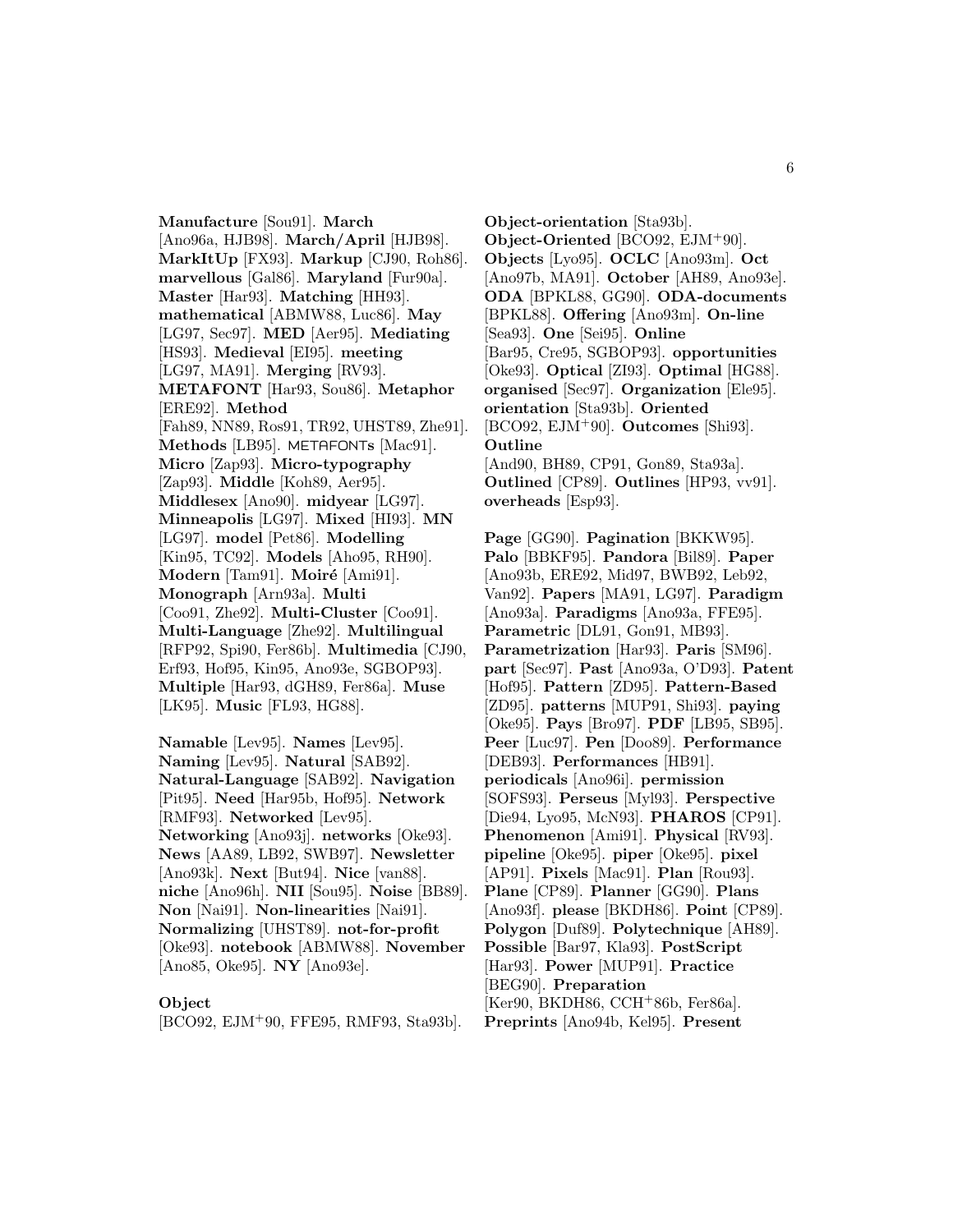**Manufacture** [Sou91]. **March** [Ano96a, HJB98]. **March/April** [HJB98]. **MarkItUp** [FX93]. **Markup** [CJ90, Roh86]. **marvellous** [Gal86]. **Maryland** [Fur90a]. **Master** [Har93]. **Matching** [HH93]. **mathematical** [ABMW88, Luc86]. **May** [LG97, Sec97]. **MED** [Aer95]. **Mediating** [HS93]. **Medieval** [EI95]. **meeting** [LG97, MA91]. **Merging** [RV93]. **METAFONT** [Har93, Sou86]. **Metaphor** [ERE92]. **Method** [Fah89, NN89, Ros91, TR92, UHST89, Zhe91]. **Methods** [LB95]. METAFONTs [Mac91]. **Micro** [Zap93]. **Micro-typography** [Zap93]. **Middle** [Koh89, Aer95]. **Middlesex** [Ano90]. **midyear** [LG97]. **Minneapolis** [LG97]. **Mixed** [HI93]. **MN** [LG97]. **model** [Pet86]. **Modelling** [Kin95, TC92]. **Models** [Aho95, RH90]. **Modern** [Tam91]. **Moiré** [Ami91]. **Monograph** [Arn93a]. **Multi** [Coo91, Zhe92]. **Multi-Cluster** [Coo91]. **Multi-Language** [Zhe92]. **Multilingual** [RFP92, Spi90, Fer86b]. **Multimedia** [CJ90, Erf93, Hof95, Kin95, Ano93e, SGBOP93]. **Multiple** [Har93, dGH89, Fer86a]. **Muse** [LK95]. **Music** [FL93, HG88].

**Namable** [Lev95]. **Names** [Lev95]. **Naming** [Lev95]. **Natural** [SAB92]. **Natural-Language** [SAB92]. **Navigation** [Pit95]. **Need** [Har95b, Hof95]. **Network** [RMF93]. **Networked** [Lev95]. **Networking** [Ano93j]. **networks** [Oke93]. **News** [AA89, LB92, SWB97]. **Newsletter** [Ano93k]. **Next** [But94]. **Nice** [van88]. **niche** [Ano96h]. **NII** [Sou95]. **Noise** [BB89]. **Non** [Nai91]. **Non-linearities** [Nai91]. **Normalizing** [UHST89]. **not-for-profit** [Oke93]. **notebook** [ABMW88]. **November** [Ano85, Oke95]. **NY** [Ano93e].

**Object** [BCO92, EJM+90, FFE95, RMF93, Sta93b]. **Object-orientation** [Sta93b]. **Object-Oriented** [BCO92, EJM+90]. **Objects** [Lyo95]. **OCLC** [Ano93m]. **Oct** [Ano97b, MA91]. **October** [AH89, Ano93e]. **ODA** [BPKL88, GG90]. **ODA-documents** [BPKL88]. **Offering** [Ano93m]. **On-line** [Sea93]. **One** [Sei95]. **Online** [Bar95, Cre95, SGBOP93]. **opportunities** [Oke93]. **Optical** [ZI93]. **Optimal** [HG88]. **organised** [Sec97]. **Organization** [Ele95]. **orientation** [Sta93b]. **Oriented** [BCO92, EJM+90]. **Outcomes** [Shi93]. **Outline** [And90, BH89, CP91, Gon89, Sta93a]. **Outlined** [CP89]. **Outlines** [HP93, vv91]. **overheads** [Esp93].

**Page** [GG90]. **Pagination** [BKKW95]. **Palo** [BBKF95]. **Pandora** [Bil89]. **Paper** [Ano93b, ERE92, Mid97, BWB92, Leb92, Van92]. **Papers** [MA91, LG97]. **Paradigm** [Ano93a]. **Paradigms** [Ano93a, FFE95]. **Parametric** [DL91, Gon91, MB93]. **Parametrization** [Har93]. **Paris** [SM96]. **part** [Sec97]. **Past** [Ano93a, O'D93]. **Patent** [Hof95]. **Pattern** [ZD95]. **Pattern-Based** [ZD95]. **patterns** [MUP91, Shi93]. **paying** [Oke95]. **Pays** [Bro97]. **PDF** [LB95, SB95]. **Peer** [Luc97]. **Pen** [Doo89]. **Performance** [DEB93]. **Performances** [HB91]. **periodicals** [Ano96i]. **permission** [SOFS93]. **Perseus** [Myl93]. **Perspective** [Die94, Lyo95, McN93]. **PHAROS** [CP91]. **Phenomenon** [Ami91]. **Physical** [RV93]. **pipeline** [Oke95]. **piper** [Oke95]. **pixel** [AP91]. **Pixels** [Mac91]. **Plan** [Rou93]. **Plane** [CP89]. **Planner** [GG90]. **Plans** [Ano93f]. **please** [BKDH86]. **Point** [CP89]. **Polygon** [Duf89]. **Polytechnique** [AH89]. **Possible** [Bar97, Kla93]. **PostScript** [Har93]. **Power** [MUP91]. **Practice** [BEG90]. **Preparation** [Ker90, BKDH86, CCH+86b, Fer86a]. **Preprints** [Ano94b, Kel95]. **Present**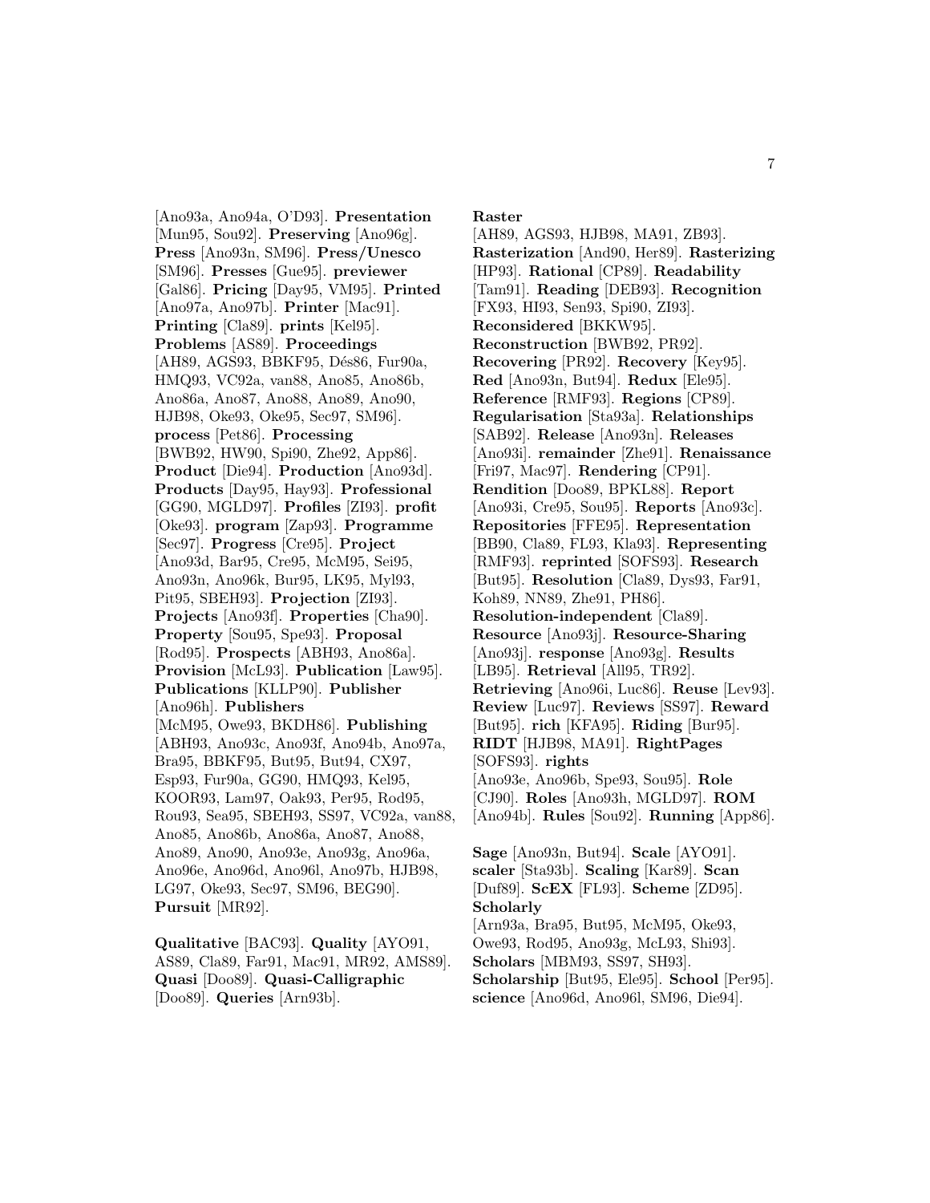[Ano93a, Ano94a, O'D93]. **Presentation** [Mun95, Sou92]. **Preserving** [Ano96g]. **Press** [Ano93n, SM96]. **Press/Unesco** [SM96]. **Presses** [Gue95]. **previewer** [Gal86]. **Pricing** [Day95, VM95]. **Printed** [Ano97a, Ano97b]. **Printer** [Mac91]. **Printing** [Cla89]. **prints** [Kel95]. **Problems** [AS89]. **Proceedings** [AH89, AGS93, BBKF95, Dés86, Fur90a, HMQ93, VC92a, van88, Ano85, Ano86b, Ano86a, Ano87, Ano88, Ano89, Ano90, HJB98, Oke93, Oke95, Sec97, SM96]. **process** [Pet86]. **Processing** [BWB92, HW90, Spi90, Zhe92, App86]. **Product** [Die94]. **Production** [Ano93d]. **Products** [Day95, Hay93]. **Professional** [GG90, MGLD97]. **Profiles** [ZI93]. **profit** [Oke93]. **program** [Zap93]. **Programme** [Sec97]. **Progress** [Cre95]. **Project** [Ano93d, Bar95, Cre95, McM95, Sei95, Ano93n, Ano96k, Bur95, LK95, Myl93, Pit95, SBEH93]. **Projection** [ZI93]. **Projects** [Ano93f]. **Properties** [Cha90]. **Property** [Sou95, Spe93]. **Proposal** [Rod95]. **Prospects** [ABH93, Ano86a]. **Provision** [McL93]. **Publication** [Law95]. **Publications** [KLLP90]. **Publisher** [Ano96h]. **Publishers** [McM95, Owe93, BKDH86]. **Publishing** [ABH93, Ano93c, Ano93f, Ano94b, Ano97a, Bra95, BBKF95, But95, But94, CX97, Esp93, Fur90a, GG90, HMQ93, Kel95, KOOR93, Lam97, Oak93, Per95, Rod95, Rou93, Sea95, SBEH93, SS97, VC92a, van88, Ano85, Ano86b, Ano86a, Ano87, Ano88, Ano89, Ano90, Ano93e, Ano93g, Ano96a, Ano96e, Ano96d, Ano96l, Ano97b, HJB98, LG97, Oke93, Sec97, SM96, BEG90]. **Pursuit** [MR92].

**Qualitative** [BAC93]. **Quality** [AYO91, AS89, Cla89, Far91, Mac91, MR92, AMS89]. **Quasi** [Doo89]. **Quasi-Calligraphic** [Doo89]. **Queries** [Arn93b].

**Raster** [AH89, AGS93, HJB98, MA91, ZB93]. **Rasterization** [And90, Her89]. **Rasterizing** [HP93]. **Rational** [CP89]. **Readability** [Tam91]. **Reading** [DEB93]. **Recognition** [FX93, HI93, Sen93, Spi90, ZI93]. **Reconsidered** [BKKW95]. **Reconstruction** [BWB92, PR92]. **Recovering** [PR92]. **Recovery** [Key95]. **Red** [Ano93n, But94]. **Redux** [Ele95]. **Reference** [RMF93]. **Regions** [CP89]. **Regularisation** [Sta93a]. **Relationships** [SAB92]. **Release** [Ano93n]. **Releases** [Ano93i]. **remainder** [Zhe91]. **Renaissance** [Fri97, Mac97]. **Rendering** [CP91]. **Rendition** [Doo89, BPKL88]. **Report** [Ano93i, Cre95, Sou95]. **Reports** [Ano93c]. **Repositories** [FFE95]. **Representation** [BB90, Cla89, FL93, Kla93]. **Representing** [RMF93]. **reprinted** [SOFS93]. **Research** [But95]. **Resolution** [Cla89, Dys93, Far91, Koh89, NN89, Zhe91, PH86]. **Resolution-independent** [Cla89]. **Resource** [Ano93j]. **Resource-Sharing** [Ano93j]. **response** [Ano93g]. **Results** [LB95]. **Retrieval** [All95, TR92]. **Retrieving** [Ano96i, Luc86]. **Reuse** [Lev93]. **Review** [Luc97]. **Reviews** [SS97]. **Reward** [But95]. **rich** [KFA95]. **Riding** [Bur95]. **RIDT** [HJB98, MA91]. **RightPages** [SOFS93]. **rights** [Ano93e, Ano96b, Spe93, Sou95]. **Role** [CJ90]. **Roles** [Ano93h, MGLD97]. **ROM** [Ano94b]. **Rules** [Sou92]. **Running** [App86].

**Sage** [Ano93n, But94]. **Scale** [AYO91]. **scaler** [Sta93b]. **Scaling** [Kar89]. **Scan** [Duf89]. **ScEX** [FL93]. **Scheme** [ZD95]. **Scholarly** [Arn93a, Bra95, But95, McM95, Oke93, Owe93, Rod95, Ano93g, McL93, Shi93]. **Scholars** [MBM93, SS97, SH93]. **Scholarship** [But95, Ele95]. **School** [Per95]. **science** [Ano96d, Ano96l, SM96, Die94].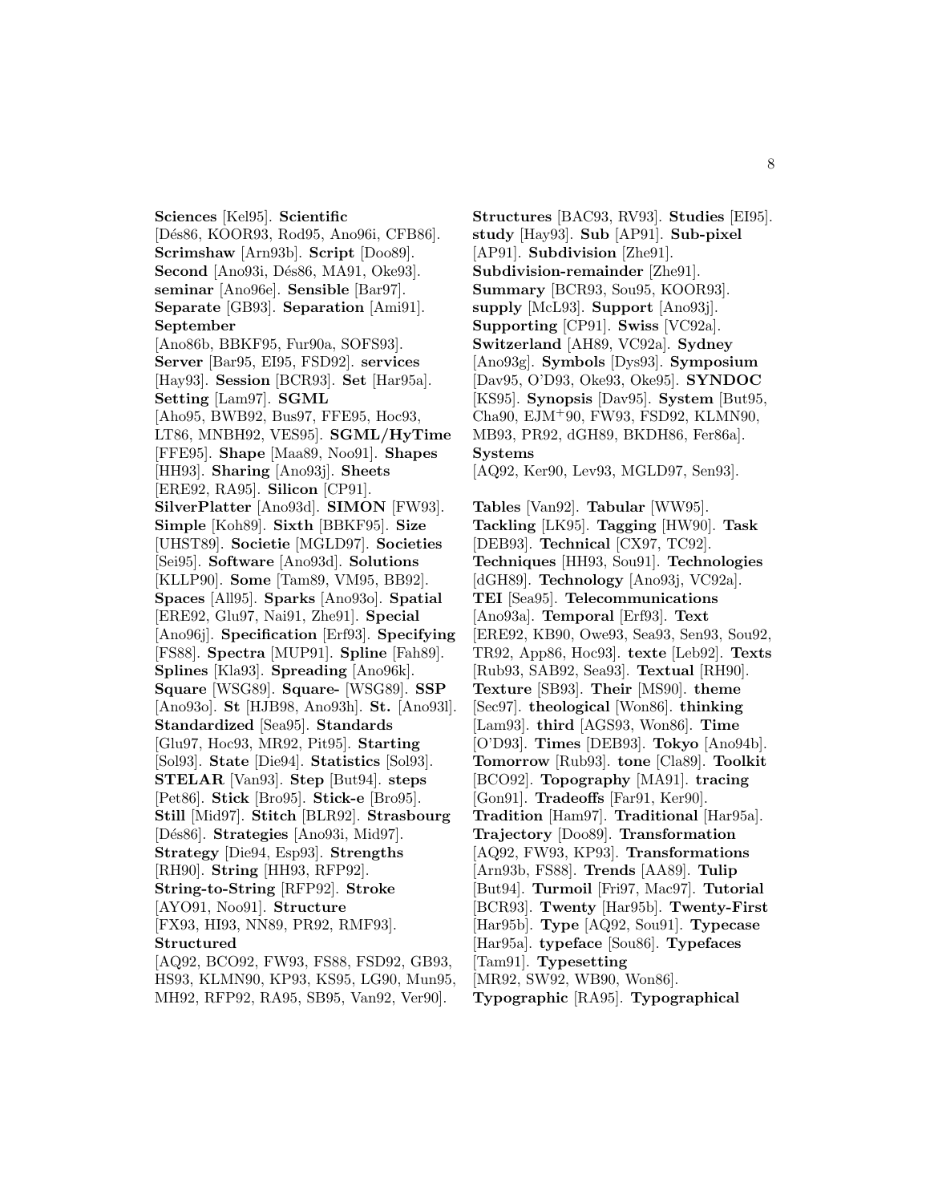**Sciences** [Kel95]. **Scientific** [Dés86, KOOR93, Rod95, Ano96i, CFB86]. **Scrimshaw** [Arn93b]. **Script** [Doo89]. **Second** [Ano93i, Dés86, MA91, Oke93]. **seminar** [Ano96e]. **Sensible** [Bar97]. **Separate** [GB93]. **Separation** [Ami91]. **September** [Ano86b, BBKF95, Fur90a, SOFS93]. **Server** [Bar95, EI95, FSD92]. **services** [Hay93]. **Session** [BCR93]. **Set** [Har95a]. **Setting** [Lam97]. **SGML** [Aho95, BWB92, Bus97, FFE95, Hoc93, LT86, MNBH92, VES95]. **SGML/HyTime** [FFE95]. **Shape** [Maa89, Noo91]. **Shapes** [HH93]. **Sharing** [Ano93j]. **Sheets** [ERE92, RA95]. **Silicon** [CP91]. **SilverPlatter** [Ano93d]. **SIMON** [FW93]. **Simple** [Koh89]. **Sixth** [BBKF95]. **Size** [UHST89]. **Societie** [MGLD97]. **Societies** [Sei95]. **Software** [Ano93d]. **Solutions** [KLLP90]. **Some** [Tam89, VM95, BB92]. **Spaces** [All95]. **Sparks** [Ano93o]. **Spatial** [ERE92, Glu97, Nai91, Zhe91]. **Special** [Ano96j]. **Specification** [Erf93]. **Specifying** [FS88]. **Spectra** [MUP91]. **Spline** [Fah89]. **Splines** [Kla93]. **Spreading** [Ano96k]. **Square** [WSG89]. **Square-** [WSG89]. **SSP** [Ano93o]. **St** [HJB98, Ano93h]. **St.** [Ano93l]. **Standardized** [Sea95]. **Standards** [Glu97, Hoc93, MR92, Pit95]. **Starting** [Sol93]. **State** [Die94]. **Statistics** [Sol93]. **STELAR** [Van93]. **Step** [But94]. **steps** [Pet86]. **Stick** [Bro95]. **Stick-e** [Bro95]. **Still** [Mid97]. **Stitch** [BLR92]. **Strasbourg** [Dés86]. **Strategies** [Ano93i, Mid97]. **Strategy** [Die94, Esp93]. **Strengths** [RH90]. **String** [HH93, RFP92]. **String-to-String** [RFP92]. **Stroke** [AYO91, Noo91]. **Structure** [FX93, HI93, NN89, PR92, RMF93]. **Structured** [AQ92, BCO92, FW93, FS88, FSD92, GB93, HS93, KLMN90, KP93, KS95, LG90, Mun95, MH92, RFP92, RA95, SB95, Van92, Ver90].

**Structures** [BAC93, RV93]. **Studies** [EI95]. **study** [Hay93]. **Sub** [AP91]. **Sub-pixel** [AP91]. **Subdivision** [Zhe91]. **Subdivision-remainder** [Zhe91]. **Summary** [BCR93, Sou95, KOOR93]. **supply** [McL93]. **Support** [Ano93j]. **Supporting** [CP91]. **Swiss** [VC92a]. **Switzerland** [AH89, VC92a]. **Sydney** [Ano93g]. **Symbols** [Dys93]. **Symposium** [Dav95, O'D93, Oke93, Oke95]. **SYNDOC** [KS95]. **Synopsis** [Dav95]. **System** [But95, Cha90, EJM+90, FW93, FSD92, KLMN90, MB93, PR92, dGH89, BKDH86, Fer86a]. **Systems** [AQ92, Ker90, Lev93, MGLD97, Sen93].

**Tables** [Van92]. **Tabular** [WW95]. **Tackling** [LK95]. **Tagging** [HW90]. **Task** [DEB93]. **Technical** [CX97, TC92]. **Techniques** [HH93, Sou91]. **Technologies** [dGH89]. **Technology** [Ano93j, VC92a]. **TEI** [Sea95]. **Telecommunications** [Ano93a]. **Temporal** [Erf93]. **Text** [ERE92, KB90, Owe93, Sea93, Sen93, Sou92, TR92, App86, Hoc93]. **texte** [Leb92]. **Texts** [Rub93, SAB92, Sea93]. **Textual** [RH90]. **Texture** [SB93]. **Their** [MS90]. **theme** [Sec97]. **theological** [Won86]. **thinking** [Lam93]. **third** [AGS93, Won86]. **Time** [O'D93]. **Times** [DEB93]. **Tokyo** [Ano94b]. **Tomorrow** [Rub93]. **tone** [Cla89]. **Toolkit** [BCO92]. **Topography** [MA91]. **tracing** [Gon91]. **Tradeoffs** [Far91, Ker90]. **Tradition** [Ham97]. **Traditional** [Har95a]. **Trajectory** [Doo89]. **Transformation** [AQ92, FW93, KP93]. **Transformations** [Arn93b, FS88]. **Trends** [AA89]. **Tulip** [But94]. **Turmoil** [Fri97, Mac97]. **Tutorial** [BCR93]. **Twenty** [Har95b]. **Twenty-First** [Har95b]. **Type** [AQ92, Sou91]. **Typecase** [Har95a]. **typeface** [Sou86]. **Typefaces** [Tam91]. **Typesetting** [MR92, SW92, WB90, Won86]. **Typographic** [RA95]. **Typographical**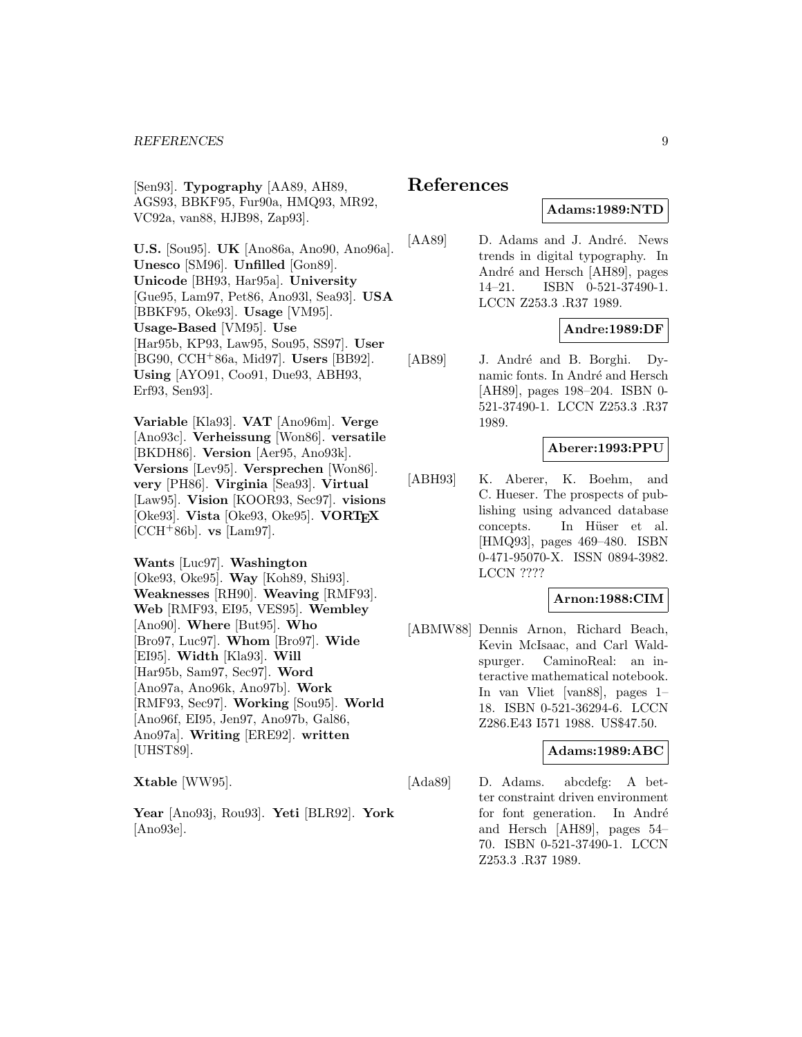[Sen93]. **Typography** [AA89, AH89, AGS93, BBKF95, Fur90a, HMQ93, MR92, VC92a, van88, HJB98, Zap93].

**U.S.** [Sou95]. **UK** [Ano86a, Ano90, Ano96a]. **Unesco** [SM96]. **Unfilled** [Gon89]. **Unicode** [BH93, Har95a]. **University** [Gue95, Lam97, Pet86, Ano93l, Sea93]. **USA** [BBKF95, Oke93]. **Usage** [VM95]. **Usage-Based** [VM95]. **Use** [Har95b, KP93, Law95, Sou95, SS97]. **User** [BG90, CCH+86a, Mid97]. **Users** [BB92]. **Using** [AYO91, Coo91, Due93, ABH93, Erf93, Sen93].

**Variable** [Kla93]. **VAT** [Ano96m]. **Verge** [Ano93c]. **Verheissung** [Won86]. **versatile** [BKDH86]. **Version** [Aer95, Ano93k]. **Versions** [Lev95]. **Versprechen** [Won86]. **very** [PH86]. **Virginia** [Sea93]. **Virtual** [Law95]. **Vision** [KOOR93, Sec97]. **visions** [Oke93]. **Vista** [Oke93, Oke95]. **VORTEX** [CCH+86b]. **vs** [Lam97].

**Wants** [Luc97]. **Washington** [Oke93, Oke95]. **Way** [Koh89, Shi93]. **Weaknesses** [RH90]. **Weaving** [RMF93]. **Web** [RMF93, EI95, VES95]. **Wembley** [Ano90]. **Where** [But95]. **Who** [Bro97, Luc97]. **Whom** [Bro97]. **Wide** [EI95]. **Width** [Kla93]. **Will** [Har95b, Sam97, Sec97]. **Word** [Ano97a, Ano96k, Ano97b]. **Work** [RMF93, Sec97]. **Working** [Sou95]. **World** [Ano96f, EI95, Jen97, Ano97b, Gal86, Ano97a]. **Writing** [ERE92]. **written** [UHST89].

**Xtable** [WW95].

**Year** [Ano93j, Rou93]. **Yeti** [BLR92]. **York** [Ano93e].

# References

**Adams:1989:NTD**

[AA89] D. Adams and J. André. News trends in digital typography. In André and Hersch [AH89], pages 14–21. ISBN 0-521-37490-1. LCCN Z253.3 .R37 1989.

**Andre:1989:DF**

[AB89] J. André and B. Borghi. Dynamic fonts. In André and Hersch [AH89], pages 198–204. ISBN 0-521-37490-1. LCCN Z253.3 .R37 1989.

**Aberer:1993:PPU**

[ABH93] K. Aberer, K. Boehm, and C. Hueser. The prospects of publishing using advanced database concepts. In Hüser et al. [HMQ93], pages 469–480. ISBN 0-471-95070-X. ISSN 0894-3982. LCCN ????

**Arnon:1988:CIM**

[ABMW88] Dennis Arnon, Richard Beach, Kevin McIsaac, and Carl Waldspurger. CaminoReal: an interactive mathematical notebook. In van Vliet [van88], pages 1–18. ISBN 0-521-36294-6. LCCN Z286.E43 I571 1988. US$47.50.

**Adams:1989:ABC**

[Ada89] D. Adams. abcdefg: A better constraint driven environment for font generation. In André and Hersch [AH89], pages 54–70. ISBN 0-521-37490-1. LCCN Z253.3 .R37 1989.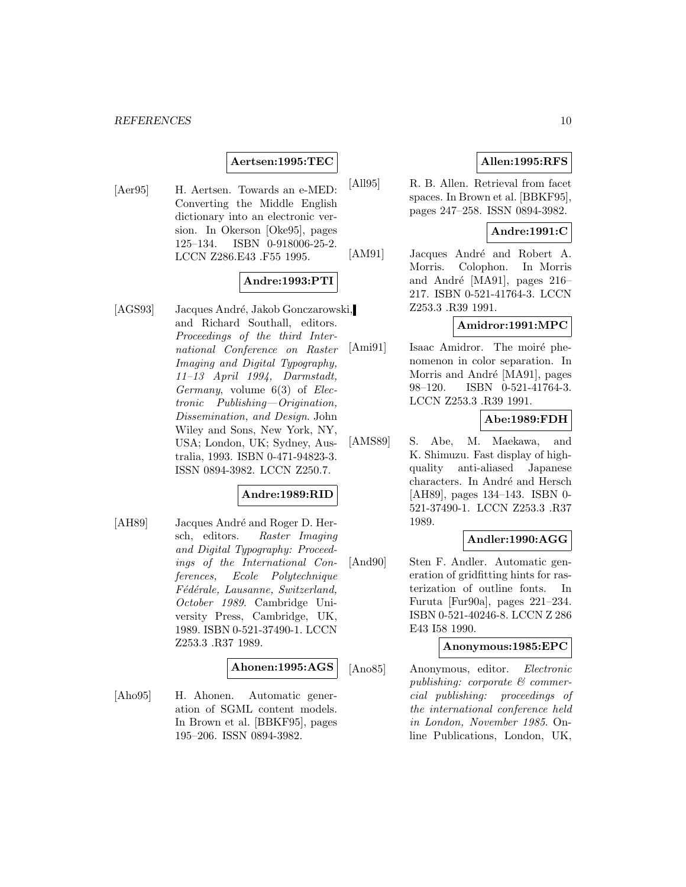**Aertsen:1995:TEC**

[Aer95] H. Aertsen. Towards an e-MED: Converting the Middle English dictionary into an electronic version. In Okerson [Oke95], pages 125–134. ISBN 0-918006-25-2. LCCN Z286.E43 .F55 1995.

**Andre:1993:PTI**

[AGS93] Jacques André, Jakob Gonczarowski, and Richard Southall, editors. *Proceedings of the third International Conference on Raster Imaging and Digital Typography, 11–13 April 1994, Darmstadt, Germany*, volume 6(3) of *Electronic Publishing—Origination, Dissemination, and Design*. John Wiley and Sons, New York, NY, USA; London, UK; Sydney, Australia, 1993. ISBN 0-471-94823-3. ISSN 0894-3982. LCCN Z250.7.

**Andre:1989:RID**

[AH89] Jacques André and Roger D. Hersch, editors. *Raster Imaging and Digital Typography: Proceedings of the International Conferences, Ecole Polytechnique Fédérale, Lausanne, Switzerland, October 1989*. Cambridge University Press, Cambridge, UK, 1989. ISBN 0-521-37490-1. LCCN Z253.3 .R37 1989.

**Ahonen:1995:AGS**

[Aho95] H. Ahonen. Automatic generation of SGML content models. In Brown et al. [BBKF95], pages 195–206. ISSN 0894-3982.

**Allen:1995:RFS**

[All95] R. B. Allen. Retrieval from facet spaces. In Brown et al. [BBKF95], pages 247–258. ISSN 0894-3982.

**Andre:1991:C**

[AM91] Jacques André and Robert A. Morris. Colophon. In Morris and André [MA91], pages 216–217. ISBN 0-521-41764-3. LCCN Z253.3 .R39 1991.

**Amidror:1991:MPC**

[Ami91] Isaac Amidror. The moiré phenomenon in color separation. In Morris and André [MA91], pages 98–120. ISBN 0-521-41764-3. LCCN Z253.3 .R39 1991.

**Abe:1989:FDH**

[AMS89] S. Abe, M. Maekawa, and K. Shimuzu. Fast display of high-quality anti-aliased Japanese characters. In André and Hersch [AH89], pages 134–143. ISBN 0-521-37490-1. LCCN Z253.3 .R37 1989.

**Andler:1990:AGG**

[And90] Sten F. Andler. Automatic generation of gridfitting hints for rasterization of outline fonts. In Furuta [Fur90a], pages 221–234. ISBN 0-521-40246-8. LCCN Z 286 E43 I58 1990.

**Anonymous:1985:EPC**

[Ano85] Anonymous, editor. *Electronic publishing: corporate & commercial publishing: proceedings of the international conference held in London, November 1985*. Online Publications, London, UK,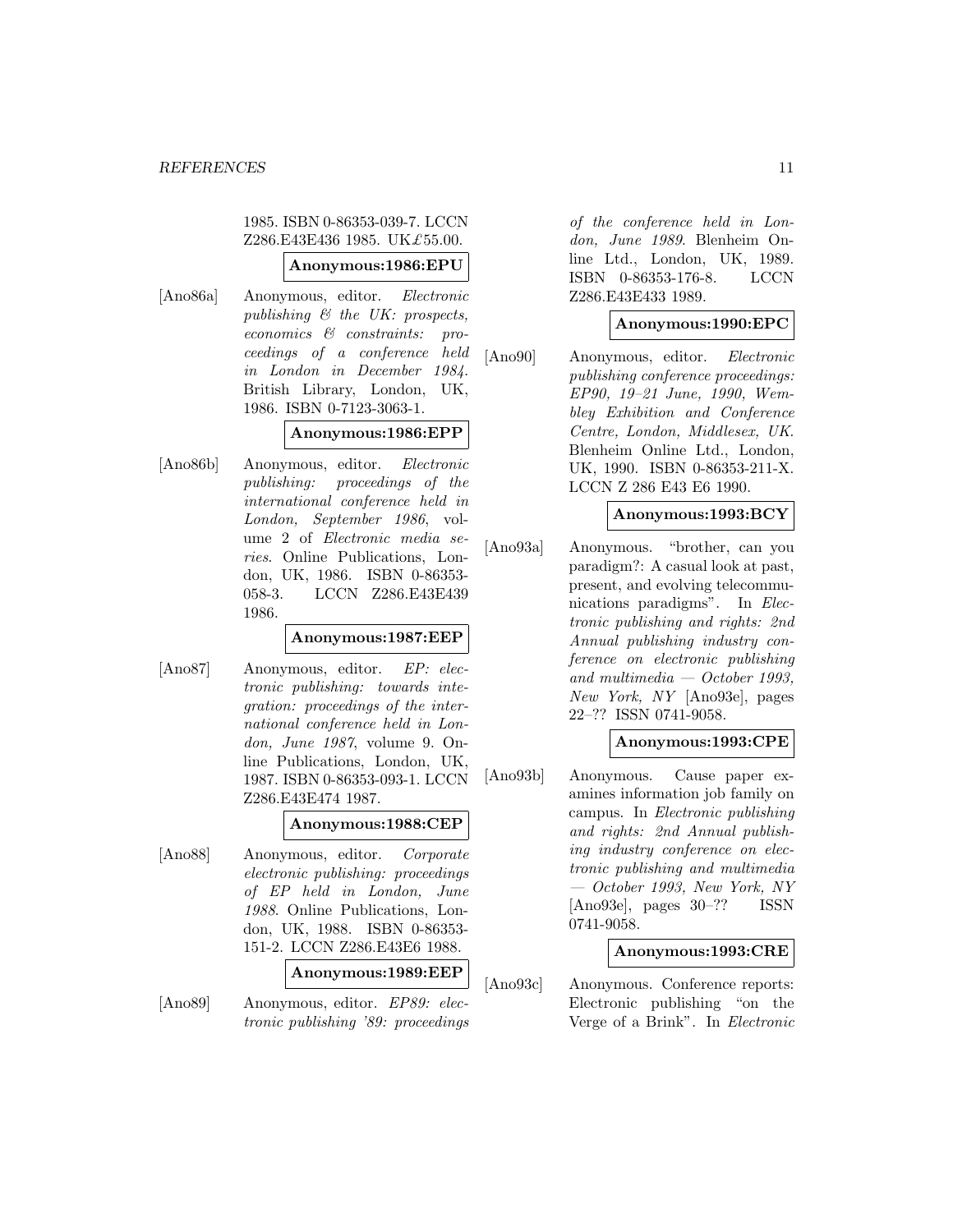1985. ISBN 0-86353-039-7. LCCN Z286.E43E436 1985. UK£55.00.

**Anonymous:1986:EPU**

[Ano86a] Anonymous, editor. *Electronic publishing & the UK: prospects, economics & constraints: proceedings of a conference held in London in December 1984*. British Library, London, UK, 1986. ISBN 0-7123-3063-1.

**Anonymous:1986:EPP**

[Ano86b] Anonymous, editor. *Electronic publishing: proceedings of the international conference held in London, September 1986*, volume 2 of *Electronic media series*. Online Publications, London, UK, 1986. ISBN 0-86353-058-3. LCCN Z286.E43E439 1986.

**Anonymous:1987:EEP**

[Ano87] Anonymous, editor. *EP: electronic publishing: towards integration: proceedings of the international conference held in London, June 1987*, volume 9. Online Publications, London, UK, 1987. ISBN 0-86353-093-1. LCCN Z286.E43E474 1987.

**Anonymous:1988:CEP**

[Ano88] Anonymous, editor. *Corporate electronic publishing: proceedings of EP held in London, June 1988*. Online Publications, London, UK, 1988. ISBN 0-86353-151-2. LCCN Z286.E43E6 1988.

**Anonymous:1989:EEP**

[Ano89] Anonymous, editor. *EP89: electronic publishing '89: proceedings of the conference held in London, June 1989*. Blenheim Online Ltd., London, UK, 1989. ISBN 0-86353-176-8. LCCN Z286.E43E433 1989.

**Anonymous:1990:EPC**

[Ano90] Anonymous, editor. *Electronic publishing conference proceedings: EP90, 19–21 June, 1990, Wembley Exhibition and Conference Centre, London, Middlesex, UK*. Blenheim Online Ltd., London, UK, 1990. ISBN 0-86353-211-X. LCCN Z 286 E43 E6 1990.

**Anonymous:1993:BCY**

[Ano93a] Anonymous. "brother, can you paradigm?: A casual look at past, present, and evolving telecommunications paradigms". In *Electronic publishing and rights: 2nd Annual publishing industry conference on electronic publishing and multimedia — October 1993, New York, NY* [Ano93e], pages 22–?? ISSN 0741-9058.

**Anonymous:1993:CPE**

[Ano93b] Anonymous. Cause paper examines information job family on campus. In *Electronic publishing and rights: 2nd Annual publishing industry conference on electronic publishing and multimedia — October 1993, New York, NY* [Ano93e], pages 30–?? ISSN 0741-9058.

**Anonymous:1993:CRE**

[Ano93c] Anonymous. Conference reports: Electronic publishing "on the Verge of a Brink". In *Electronic*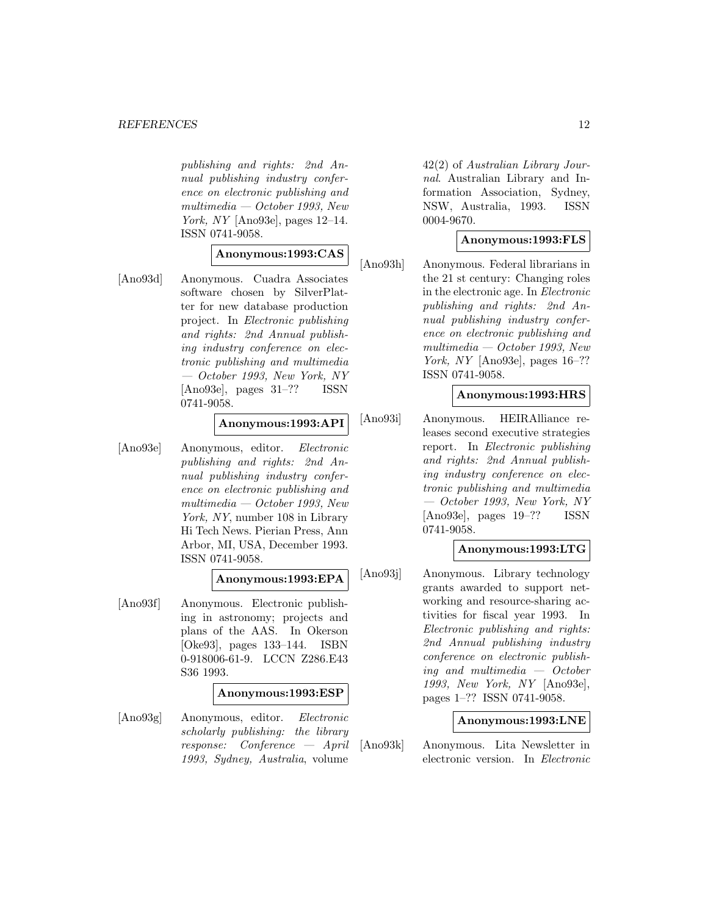*publishing and rights: 2nd Annual publishing industry conference on electronic publishing and multimedia — October 1993, New York, NY* [Ano93e], pages 12–14. ISSN 0741-9058.

**Anonymous:1993:CAS**

[Ano93d] Anonymous. Cuadra Associates software chosen by SilverPlatter for new database production project. In *Electronic publishing and rights: 2nd Annual publishing industry conference on electronic publishing and multimedia — October 1993, New York, NY* [Ano93e], pages 31–?? ISSN 0741-9058.

**Anonymous:1993:API**

[Ano93e] Anonymous, editor. *Electronic publishing and rights: 2nd Annual publishing industry conference on electronic publishing and multimedia — October 1993, New York, NY*, number 108 in Library Hi Tech News. Pierian Press, Ann Arbor, MI, USA, December 1993. ISSN 0741-9058.

**Anonymous:1993:EPA**

[Ano93f] Anonymous. Electronic publishing in astronomy; projects and plans of the AAS. In Okerson [Oke93], pages 133–144. ISBN 0-918006-61-9. LCCN Z286.E43 S36 1993.

**Anonymous:1993:ESP**

[Ano93g] Anonymous, editor. *Electronic scholarly publishing: the library response: Conference — April 1993, Sydney, Australia*, volume 42(2) of *Australian Library Journal*. Australian Library and Information Association, Sydney, NSW, Australia, 1993. ISSN 0004-9670.

**Anonymous:1993:FLS**

[Ano93h] Anonymous. Federal librarians in the 21 st century: Changing roles in the electronic age. In *Electronic publishing and rights: 2nd Annual publishing industry conference on electronic publishing and multimedia — October 1993, New York, NY* [Ano93e], pages 16–?? ISSN 0741-9058.

**Anonymous:1993:HRS**

[Ano93i] Anonymous. HEIRAlliance releases second executive strategies report. In *Electronic publishing and rights: 2nd Annual publishing industry conference on electronic publishing and multimedia — October 1993, New York, NY* [Ano93e], pages 19–?? ISSN 0741-9058.

**Anonymous:1993:LTG**

[Ano93j] Anonymous. Library technology grants awarded to support networking and resource-sharing activities for fiscal year 1993. In *Electronic publishing and rights: 2nd Annual publishing industry conference on electronic publishing and multimedia — October 1993, New York, NY* [Ano93e], pages 1–?? ISSN 0741-9058.

**Anonymous:1993:LNE**

[Ano93k] Anonymous. Lita Newsletter in electronic version. In *Electronic*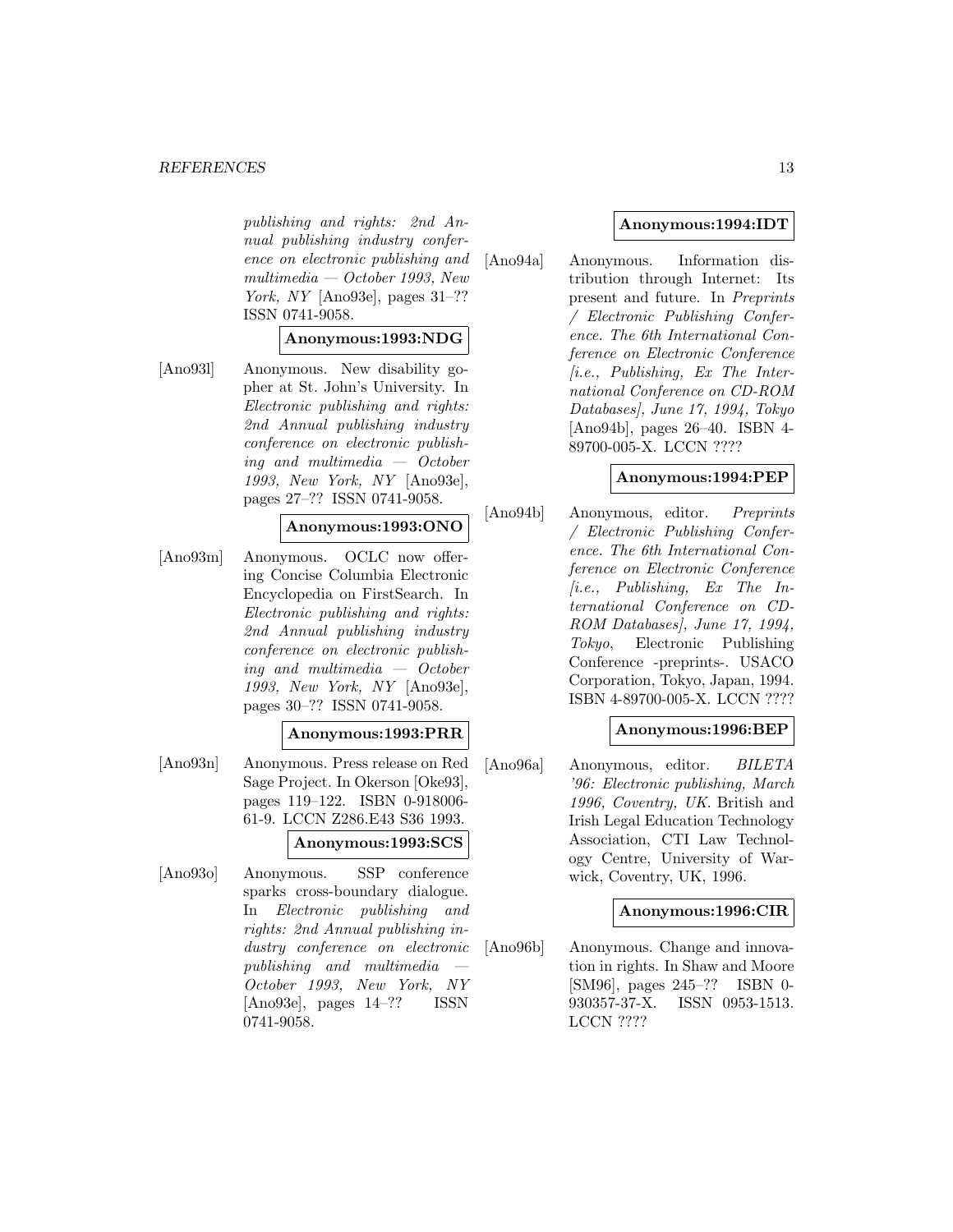*publishing and rights: 2nd Annual publishing industry conference on electronic publishing and multimedia — October 1993, New York, NY* [Ano93e], pages 31–?? ISSN 0741-9058.

**Anonymous:1993:NDG**

[Ano93l] Anonymous. New disability gopher at St. John's University. In *Electronic publishing and rights: 2nd Annual publishing industry conference on electronic publishing and multimedia — October 1993, New York, NY* [Ano93e], pages 27–?? ISSN 0741-9058.

**Anonymous:1993:ONO**

[Ano93m] Anonymous. OCLC now offering Concise Columbia Electronic Encyclopedia on FirstSearch. In *Electronic publishing and rights: 2nd Annual publishing industry conference on electronic publishing and multimedia — October 1993, New York, NY* [Ano93e], pages 30–?? ISSN 0741-9058.

**Anonymous:1993:PRR**

[Ano93n] Anonymous. Press release on Red Sage Project. In Okerson [Oke93], pages 119–122. ISBN 0-918006-61-9. LCCN Z286.E43 S36 1993.

**Anonymous:1993:SCS**

[Ano93o] Anonymous. SSP conference sparks cross-boundary dialogue. In *Electronic publishing and rights: 2nd Annual publishing industry conference on electronic publishing and multimedia — October 1993, New York, NY* [Ano93e], pages 14–?? ISSN 0741-9058.

**Anonymous:1994:IDT**

[Ano94a] Anonymous. Information distribution through Internet: Its present and future. In *Preprints / Electronic Publishing Conference. The 6th International Conference on Electronic Conference [i.e., Publishing, Ex The International Conference on CD-ROM Databases], June 17, 1994, Tokyo* [Ano94b], pages 26–40. ISBN 4-89700-005-X. LCCN ????

**Anonymous:1994:PEP**

[Ano94b] Anonymous, editor. *Preprints / Electronic Publishing Conference. The 6th International Conference on Electronic Conference [i.e., Publishing, Ex The International Conference on CD-ROM Databases], June 17, 1994, Tokyo*, Electronic Publishing Conference -preprints-. USACO Corporation, Tokyo, Japan, 1994. ISBN 4-89700-005-X. LCCN ????

**Anonymous:1996:BEP**

[Ano96a] Anonymous, editor. *BILETA '96: Electronic publishing, March 1996, Coventry, UK*. British and Irish Legal Education Technology Association, CTI Law Technology Centre, University of Warwick, Coventry, UK, 1996.

**Anonymous:1996:CIR**

[Ano96b] Anonymous. Change and innovation in rights. In Shaw and Moore [SM96], pages 245–?? ISBN 0-930357-37-X. ISSN 0953-1513. LCCN ????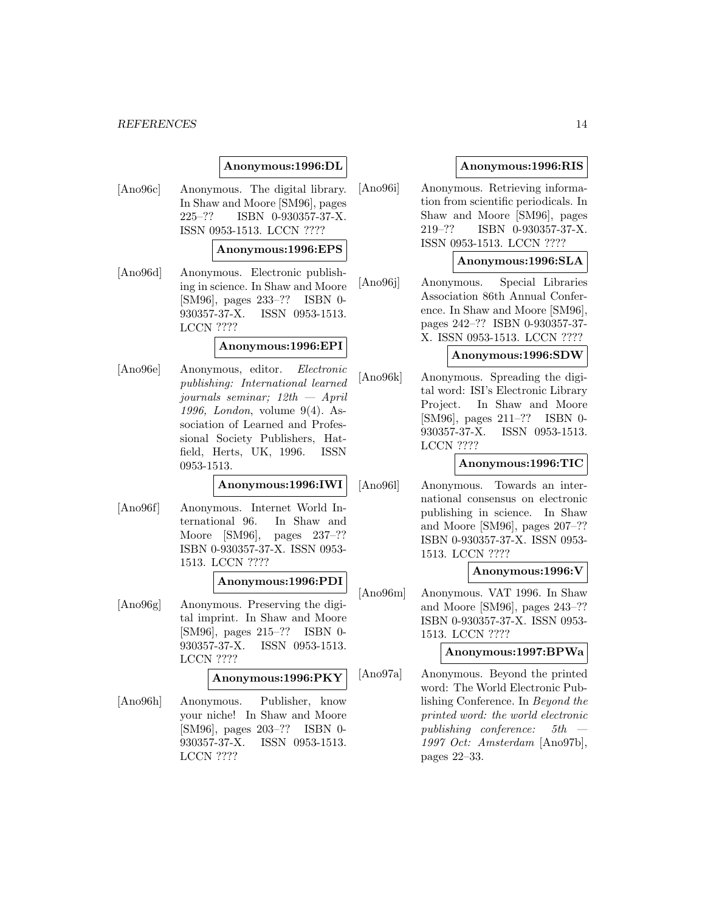**Anonymous:1996:DL**

[Ano96c] Anonymous. The digital library. In Shaw and Moore [SM96], pages 225–?? ISBN 0-930357-37-X. ISSN 0953-1513. LCCN ????

**Anonymous:1996:EPS**

[Ano96d] Anonymous. Electronic publishing in science. In Shaw and Moore [SM96], pages 233–?? ISBN 0-930357-37-X. ISSN 0953-1513. LCCN ????

**Anonymous:1996:EPI**

[Ano96e] Anonymous, editor. *Electronic publishing: International learned journals seminar; 12th — April 1996, London*, volume 9(4). Association of Learned and Professional Society Publishers, Hatfield, Herts, UK, 1996. ISSN 0953-1513.

**Anonymous:1996:IWI**

[Ano96f] Anonymous. Internet World International 96. In Shaw and Moore [SM96], pages 237–?? ISBN 0-930357-37-X. ISSN 0953-1513. LCCN ????

**Anonymous:1996:PDI**

[Ano96g] Anonymous. Preserving the digital imprint. In Shaw and Moore [SM96], pages 215–?? ISBN 0-930357-37-X. ISSN 0953-1513. LCCN ????

**Anonymous:1996:PKY**

[Ano96h] Anonymous. Publisher, know your niche! In Shaw and Moore [SM96], pages 203–?? ISBN 0-930357-37-X. ISSN 0953-1513. LCCN ????

**Anonymous:1996:RIS**

[Ano96i] Anonymous. Retrieving information from scientific periodicals. In Shaw and Moore [SM96], pages 219–?? ISBN 0-930357-37-X. ISSN 0953-1513. LCCN ????

**Anonymous:1996:SLA**

[Ano96j] Anonymous. Special Libraries Association 86th Annual Conference. In Shaw and Moore [SM96], pages 242–?? ISBN 0-930357-37-X. ISSN 0953-1513. LCCN ????

**Anonymous:1996:SDW**

[Ano96k] Anonymous. Spreading the digital word: ISI's Electronic Library Project. In Shaw and Moore [SM96], pages 211–?? ISBN 0-930357-37-X. ISSN 0953-1513. LCCN ????

**Anonymous:1996:TIC**

[Ano96l] Anonymous. Towards an international consensus on electronic publishing in science. In Shaw and Moore [SM96], pages 207–?? ISBN 0-930357-37-X. ISSN 0953-1513. LCCN ????

**Anonymous:1996:V**

[Ano96m] Anonymous. VAT 1996. In Shaw and Moore [SM96], pages 243–?? ISBN 0-930357-37-X. ISSN 0953-1513. LCCN ????

**Anonymous:1997:BPWa**

[Ano97a] Anonymous. Beyond the printed word: The World Electronic Publishing Conference. In *Beyond the printed word: the world electronic publishing conference: 5th — 1997 Oct: Amsterdam* [Ano97b], pages 22–33.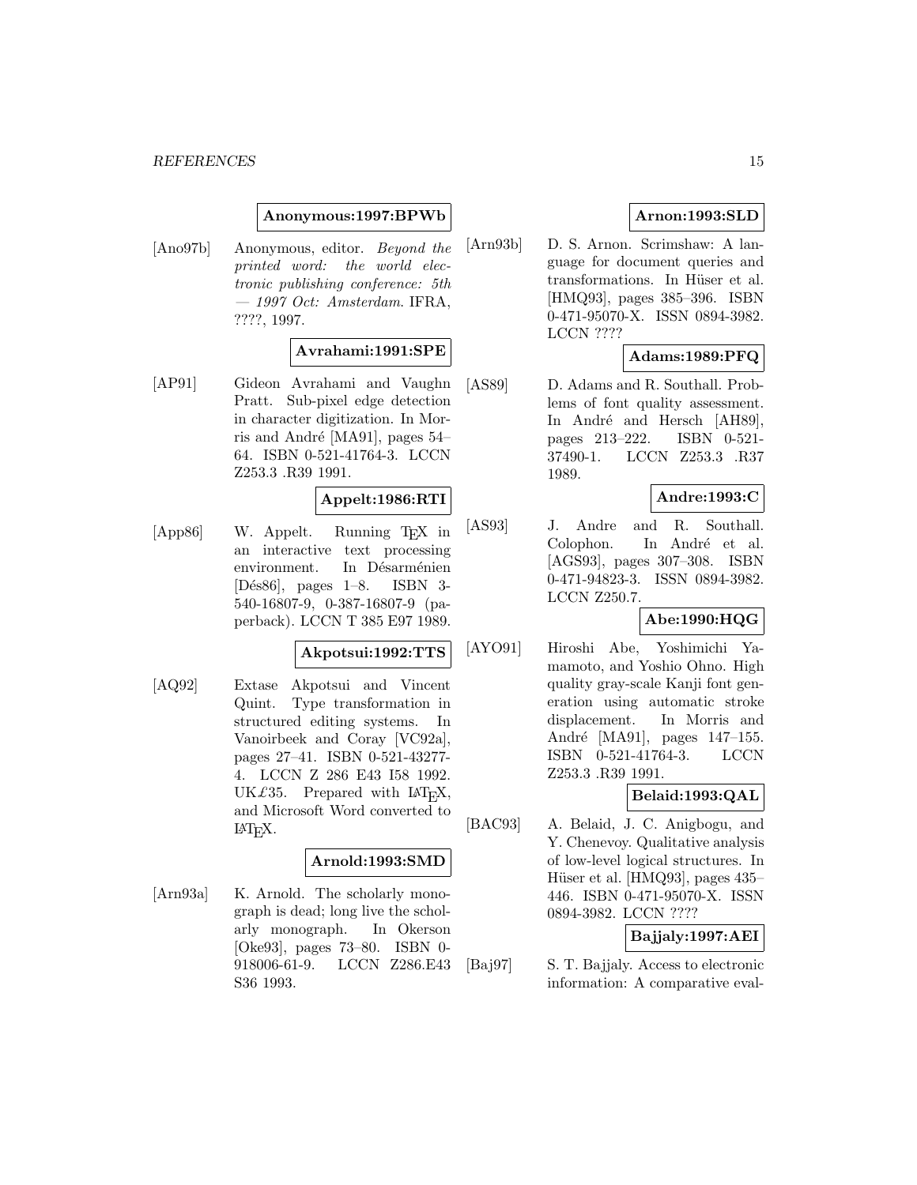**Anonymous:1997:BPWb**

[Ano97b] Anonymous, editor. *Beyond the printed word: the world electronic publishing conference: 5th — 1997 Oct: Amsterdam*. IFRA, ????, 1997.

**Avrahami:1991:SPE**

[AP91] Gideon Avrahami and Vaughn Pratt. Sub-pixel edge detection in character digitization. In Morris and André [MA91], pages 54–64. ISBN 0-521-41764-3. LCCN Z253.3 .R39 1991.

**Appelt:1986:RTI**

[App86] W. Appelt. Running TEX in an interactive text processing environment. In Désarménien [Dés86], pages 1–8. ISBN 3-540-16807-9, 0-387-16807-9 (paperback). LCCN T 385 E97 1989.

**Akpotsui:1992:TTS**

[AQ92] Extase Akpotsui and Vincent Quint. Type transformation in structured editing systems. In Vanoirbeek and Coray [VC92a], pages 27–41. ISBN 0-521-43277-4. LCCN Z 286 E43 I58 1992. UK£35. Prepared with LATEX, and Microsoft Word converted to LATEX.

**Arnold:1993:SMD**

[Arn93a] K. Arnold. The scholarly monograph is dead; long live the scholarly monograph. In Okerson [Oke93], pages 73–80. ISBN 0-918006-61-9. LCCN Z286.E43 S36 1993.

**Arnon:1993:SLD**

[Arn93b] D. S. Arnon. Scrimshaw: A language for document queries and transformations. In Hüser et al. [HMQ93], pages 385–396. ISBN 0-471-95070-X. ISSN 0894-3982. LCCN ????

**Adams:1989:PFQ**

[AS89] D. Adams and R. Southall. Problems of font quality assessment. In André and Hersch [AH89], pages 213–222. ISBN 0-521-37490-1. LCCN Z253.3 .R37 1989.

**Andre:1993:C**

[AS93] J. Andre and R. Southall. Colophon. In André et al. [AGS93], pages 307–308. ISBN 0-471-94823-3. ISSN 0894-3982. LCCN Z250.7.

**Abe:1990:HQG**

[AYO91] Hiroshi Abe, Yoshimichi Yamamoto, and Yoshio Ohno. High quality gray-scale Kanji font generation using automatic stroke displacement. In Morris and André [MA91], pages 147–155. ISBN 0-521-41764-3. LCCN Z253.3 .R39 1991.

**Belaid:1993:QAL**

[BAC93] A. Belaid, J. C. Anigbogu, and Y. Chenevoy. Qualitative analysis of low-level logical structures. In Hüser et al. [HMQ93], pages 435–446. ISBN 0-471-95070-X. ISSN 0894-3982. LCCN ????

**Bajjaly:1997:AEI**

[Baj97] S. T. Bajjaly. Access to electronic information: A comparative eval-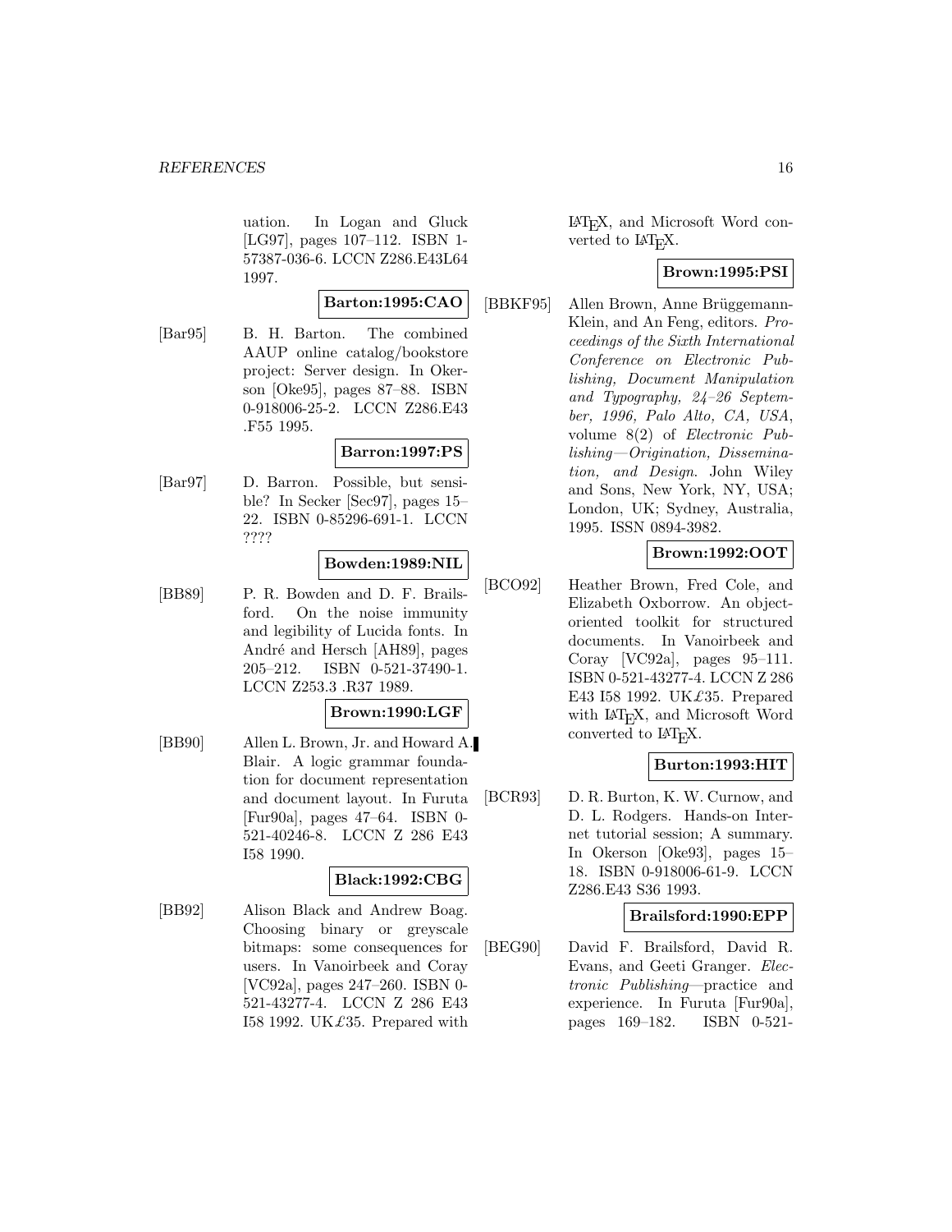uation. In Logan and Gluck [LG97], pages 107–112. ISBN 1-57387-036-6. LCCN Z286.E43L64 1997.

**Barton:1995:CAO**

[Bar95] B. H. Barton. The combined AAUP online catalog/bookstore project: Server design. In Okerson [Oke95], pages 87–88. ISBN 0-918006-25-2. LCCN Z286.E43 .F55 1995.

**Barron:1997:PS**

[Bar97] D. Barron. Possible, but sensible? In Secker [Sec97], pages 15–22. ISBN 0-85296-691-1. LCCN ????

**Bowden:1989:NIL**

[BB89] P. R. Bowden and D. F. Brailsford. On the noise immunity and legibility of Lucida fonts. In André and Hersch [AH89], pages 205–212. ISBN 0-521-37490-1. LCCN Z253.3 .R37 1989.

**Brown:1990:LGF**

[BB90] Allen L. Brown, Jr. and Howard A. Blair. A logic grammar foundation for document representation and document layout. In Furuta [Fur90a], pages 47–64. ISBN 0-521-40246-8. LCCN Z 286 E43 I58 1990.

**Black:1992:CBG**

[BB92] Alison Black and Andrew Boag. Choosing binary or greyscale bitmaps: some consequences for users. In Vanoirbeek and Coray [VC92a], pages 247–260. ISBN 0-521-43277-4. LCCN Z 286 E43 I58 1992. UK£35. Prepared with LaTeX, and Microsoft Word converted to LaTeX.

**Brown:1995:PSI**

[BBKF95] Allen Brown, Anne Brüggemann-Klein, and An Feng, editors. *Proceedings of the Sixth International Conference on Electronic Publishing, Document Manipulation and Typography, 24–26 September, 1996, Palo Alto, CA, USA*, volume 8(2) of *Electronic Publishing—Origination, Dissemination, and Design*. John Wiley and Sons, New York, NY, USA; London, UK; Sydney, Australia, 1995. ISSN 0894-3982.

**Brown:1992:OOT**

[BCO92] Heather Brown, Fred Cole, and Elizabeth Oxborrow. An object-oriented toolkit for structured documents. In Vanoirbeek and Coray [VC92a], pages 95–111. ISBN 0-521-43277-4. LCCN Z 286 E43 I58 1992. UK£35. Prepared with LaTeX, and Microsoft Word converted to LaTeX.

**Burton:1993:HIT**

[BCR93] D. R. Burton, K. W. Curnow, and D. L. Rodgers. Hands-on Internet tutorial session; A summary. In Okerson [Oke93], pages 15–18. ISBN 0-918006-61-9. LCCN Z286.E43 S36 1993.

**Brailsford:1990:EPP**

[BEG90] David F. Brailsford, David R. Evans, and Geeti Granger. *Electronic Publishing*—practice and experience. In Furuta [Fur90a], pages 169–182. ISBN 0-521-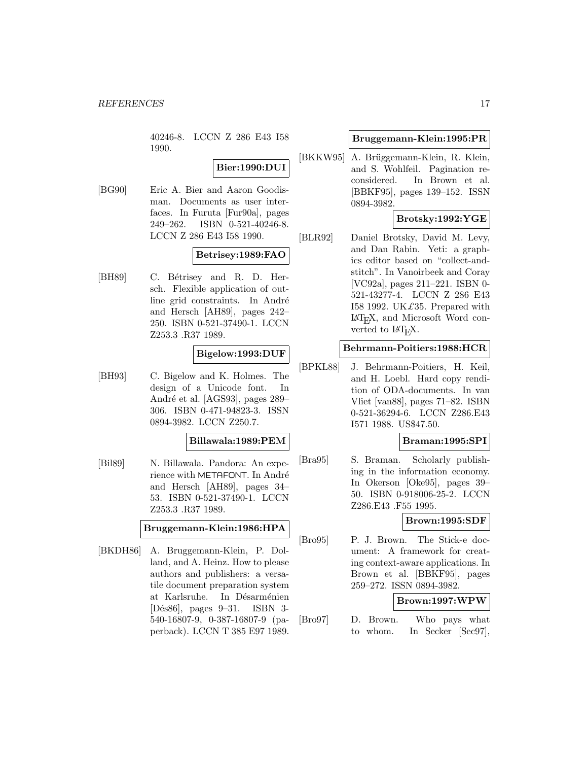40246-8. LCCN Z 286 E43 I58 1990.

**Bier:1990:DUI**

[BG90] Eric A. Bier and Aaron Goodisman. Documents as user interfaces. In Furuta [Fur90a], pages 249–262. ISBN 0-521-40246-8. LCCN Z 286 E43 I58 1990.

**Betrisey:1989:FAO**

[BH89] C. Bétrisey and R. D. Hersch. Flexible application of outline grid constraints. In André and Hersch [AH89], pages 242–250. ISBN 0-521-37490-1. LCCN Z253.3 .R37 1989.

**Bigelow:1993:DUF**

[BH93] C. Bigelow and K. Holmes. The design of a Unicode font. In André et al. [AGS93], pages 289–306. ISBN 0-471-94823-3. ISSN 0894-3982. LCCN Z250.7.

**Billawala:1989:PEM**

[Bil89] N. Billawala. Pandora: An experience with METAFONT. In André and Hersch [AH89], pages 34–53. ISBN 0-521-37490-1. LCCN Z253.3 .R37 1989.

**Bruggemann-Klein:1986:HPA**

[BKDH86] A. Bruggemann-Klein, P. Dolland, and A. Heinz. How to please authors and publishers: a versatile document preparation system at Karlsruhe. In Désarménien [Dés86], pages 9–31. ISBN 3-540-16807-9, 0-387-16807-9 (paperback). LCCN T 385 E97 1989.

**Bruggemann-Klein:1995:PR**

[BKKW95] A. Brüggemann-Klein, R. Klein, and S. Wohlfeil. Pagination reconsidered. In Brown et al. [BBKF95], pages 139–152. ISSN 0894-3982.

**Brotsky:1992:YGE**

[BLR92] Daniel Brotsky, David M. Levy, and Dan Rabin. Yeti: a graphics editor based on "collect-and-stitch". In Vanoirbeek and Coray [VC92a], pages 211–221. ISBN 0-521-43277-4. LCCN Z 286 E43 I58 1992. UK£35. Prepared with LaTeX, and Microsoft Word converted to LaTeX.

**Behrmann-Poitiers:1988:HCR**

[BPKL88] J. Behrmann-Poitiers, H. Keil, and H. Loebl. Hard copy rendition of ODA-documents. In van Vliet [van88], pages 71–82. ISBN 0-521-36294-6. LCCN Z286.E43 I571 1988. US$47.50.

**Braman:1995:SPI**

[Bra95] S. Braman. Scholarly publishing in the information economy. In Okerson [Oke95], pages 39–50. ISBN 0-918006-25-2. LCCN Z286.E43 .F55 1995.

**Brown:1995:SDF**

[Bro95] P. J. Brown. The Stick-e document: A framework for creating context-aware applications. In Brown et al. [BBKF95], pages 259–272. ISSN 0894-3982.

**Brown:1997:WPW**

[Bro97] D. Brown. Who pays what to whom. In Secker [Sec97],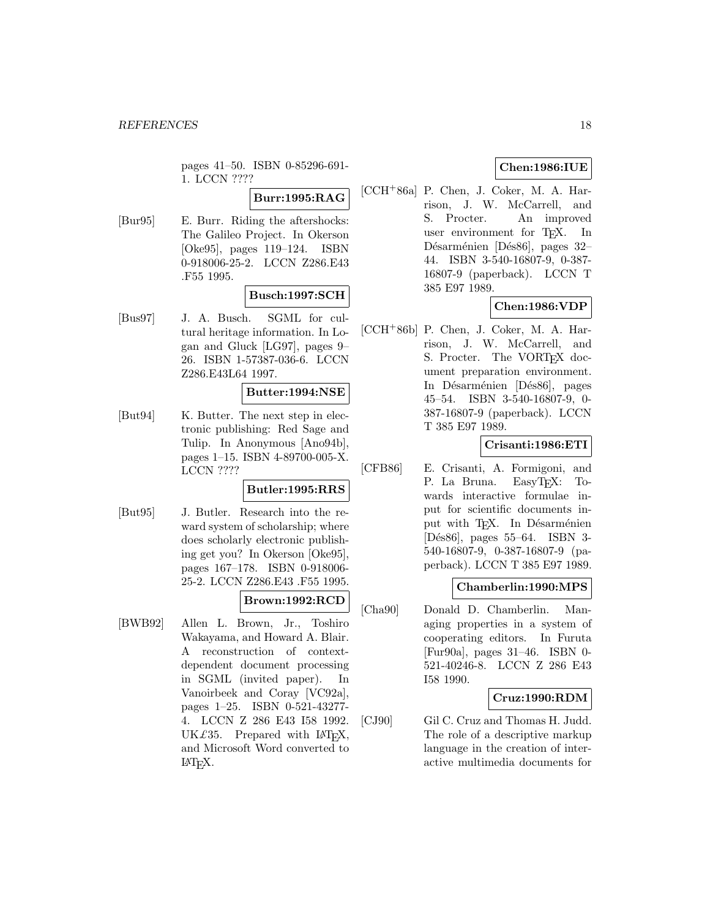pages 41–50. ISBN 0-85296-691-1. LCCN ????

**Burr:1995:RAG**

[Bur95] E. Burr. Riding the aftershocks: The Galileo Project. In Okerson [Oke95], pages 119–124. ISBN 0-918006-25-2. LCCN Z286.E43 .F55 1995.

**Busch:1997:SCH**

[Bus97] J. A. Busch. SGML for cultural heritage information. In Logan and Gluck [LG97], pages 9–26. ISBN 1-57387-036-6. LCCN Z286.E43L64 1997.

**Butter:1994:NSE**

[But94] K. Butter. The next step in electronic publishing: Red Sage and Tulip. In Anonymous [Ano94b], pages 1–15. ISBN 4-89700-005-X. LCCN ????

**Butler:1995:RRS**

[But95] J. Butler. Research into the reward system of scholarship; where does scholarly electronic publishing get you? In Okerson [Oke95], pages 167–178. ISBN 0-918006-25-2. LCCN Z286.E43 .F55 1995.

**Brown:1992:RCD**

[BWB92] Allen L. Brown, Jr., Toshiro Wakayama, and Howard A. Blair. A reconstruction of context-dependent document processing in SGML (invited paper). In Vanoirbeek and Coray [VC92a], pages 1–25. ISBN 0-521-43277-4. LCCN Z 286 E43 I58 1992. UK£35. Prepared with LaTeX, and Microsoft Word converted to LaTeX.

**Chen:1986:IUE**

[CCH+86a] P. Chen, J. Coker, M. A. Harrison, J. W. McCarrell, and S. Procter. An improved user environment for TeX. In Désarménien [Dés86], pages 32–44. ISBN 3-540-16807-9, 0-387-16807-9 (paperback). LCCN T 385 E97 1989.

**Chen:1986:VDP**

[CCH+86b] P. Chen, J. Coker, M. A. Harrison, J. W. McCarrell, and S. Procter. The VORTEX document preparation environment. In Désarménien [Dés86], pages 45–54. ISBN 3-540-16807-9, 0-387-16807-9 (paperback). LCCN T 385 E97 1989.

**Crisanti:1986:ETI**

[CFB86] E. Crisanti, A. Formigoni, and P. La Bruna. EasyTeX: Towards interactive formulae input for scientific documents input with TeX. In Désarménien [Dés86], pages 55–64. ISBN 3-540-16807-9, 0-387-16807-9 (paperback). LCCN T 385 E97 1989.

**Chamberlin:1990:MPS**

[Cha90] Donald D. Chamberlin. Managing properties in a system of cooperating editors. In Furuta [Fur90a], pages 31–46. ISBN 0-521-40246-8. LCCN Z 286 E43 I58 1990.

**Cruz:1990:RDM**

[CJ90] Gil C. Cruz and Thomas H. Judd. The role of a descriptive markup language in the creation of interactive multimedia documents for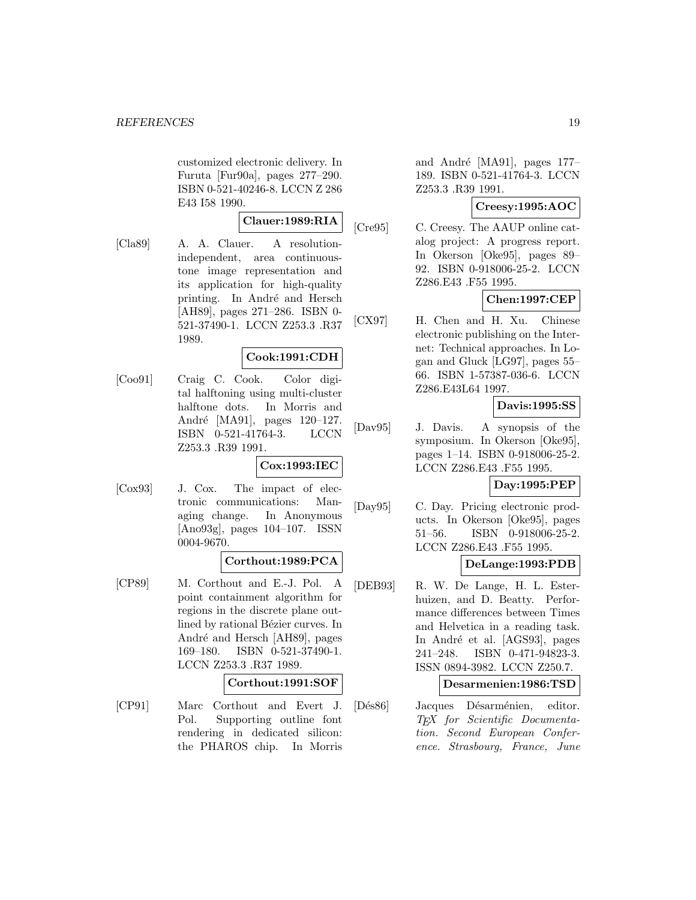customized electronic delivery. In Furuta [Fur90a], pages 277–290. ISBN 0-521-40246-8. LCCN Z 286 E43 I58 1990.

**Clauer:1989:RIA**

[Cla89] A. A. Clauer. A resolution-independent, area continuous-tone image representation and its application for high-quality printing. In André and Hersch [AH89], pages 271–286. ISBN 0-521-37490-1. LCCN Z253.3 .R37 1989.

**Cook:1991:CDH**

[Coo91] Craig C. Cook. Color digital halftoning using multi-cluster halftone dots. In Morris and André [MA91], pages 120–127. ISBN 0-521-41764-3. LCCN Z253.3 .R39 1991.

**Cox:1993:IEC**

[Cox93] J. Cox. The impact of electronic communications: Managing change. In Anonymous [Ano93g], pages 104–107. ISSN 0004-9670.

**Corthout:1989:PCA**

[CP89] M. Corthout and E.-J. Pol. A point containment algorithm for regions in the discrete plane outlined by rational Bézier curves. In André and Hersch [AH89], pages 169–180. ISBN 0-521-37490-1. LCCN Z253.3 .R37 1989.

**Corthout:1991:SOF**

[CP91] Marc Corthout and Evert J. Pol. Supporting outline font rendering in dedicated silicon: the PHAROS chip. In Morris and André [MA91], pages 177–189. ISBN 0-521-41764-3. LCCN Z253.3 .R39 1991.

**Creesy:1995:AOC**

[Cre95] C. Creesy. The AAUP online catalog project: A progress report. In Okerson [Oke95], pages 89–92. ISBN 0-918006-25-2. LCCN Z286.E43 .F55 1995.

**Chen:1997:CEP**

[CX97] H. Chen and H. Xu. Chinese electronic publishing on the Internet: Technical approaches. In Logan and Gluck [LG97], pages 55–66. ISBN 1-57387-036-6. LCCN Z286.E43L64 1997.

**Davis:1995:SS**

[Dav95] J. Davis. A synopsis of the symposium. In Okerson [Oke95], pages 1–14. ISBN 0-918006-25-2. LCCN Z286.E43 .F55 1995.

**Day:1995:PEP**

[Day95] C. Day. Pricing electronic products. In Okerson [Oke95], pages 51–56. ISBN 0-918006-25-2. LCCN Z286.E43 .F55 1995.

**DeLange:1993:PDB**

[DEB93] R. W. De Lange, H. L. Esterhuizen, and D. Beatty. Performance differences between Times and Helvetica in a reading task. In André et al. [AGS93], pages 241–248. ISBN 0-471-94823-3. ISSN 0894-3982. LCCN Z250.7.

**Desarmenien:1986:TSD**

[Dés86] Jacques Désarménien, editor. *TEX for Scientific Documentation. Second European Conference. Strasbourg, France, June*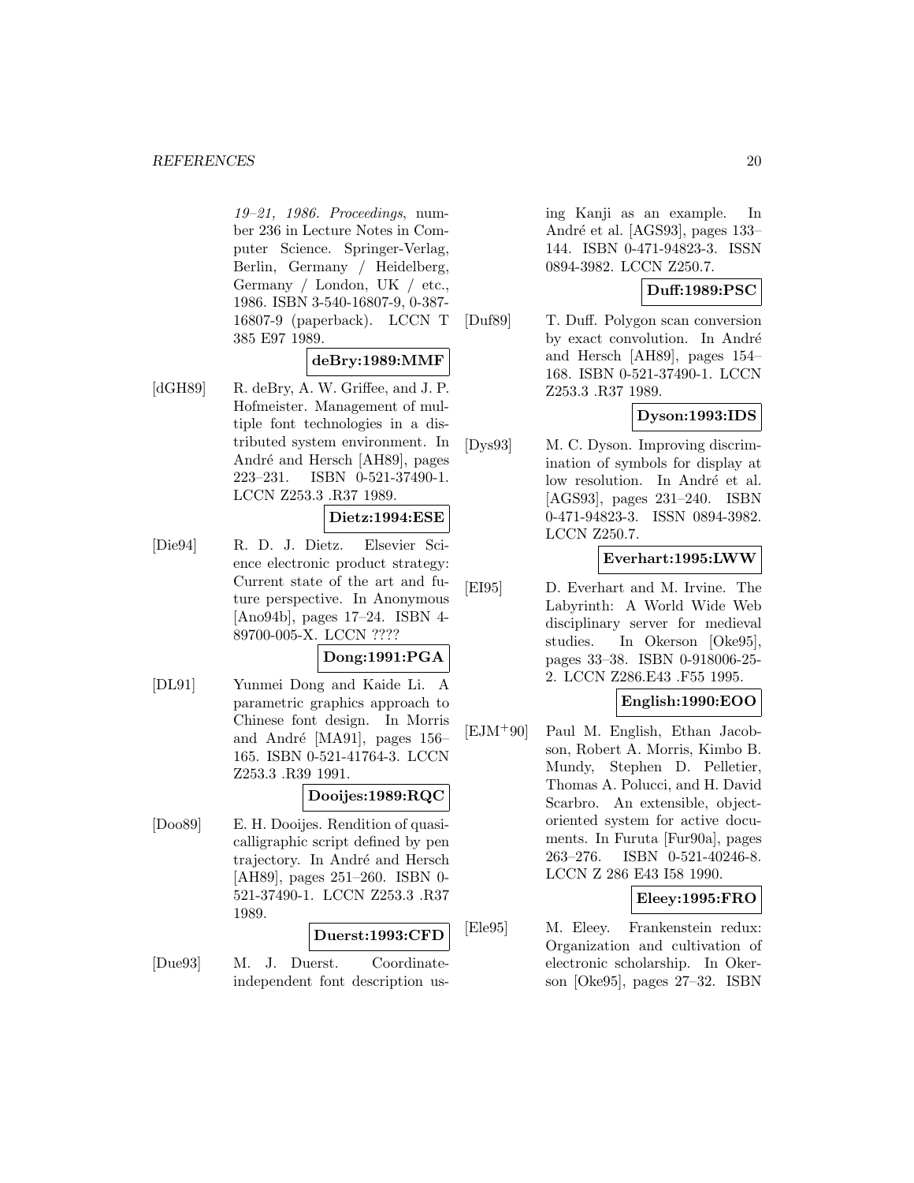*19–21, 1986. Proceedings*, number 236 in Lecture Notes in Computer Science. Springer-Verlag, Berlin, Germany / Heidelberg, Germany / London, UK / etc., 1986. ISBN 3-540-16807-9, 0-387-16807-9 (paperback). LCCN T 385 E97 1989.

**deBry:1989:MMF**

[dGH89] R. deBry, A. W. Griffee, and J. P. Hofmeister. Management of multiple font technologies in a distributed system environment. In André and Hersch [AH89], pages 223–231. ISBN 0-521-37490-1. LCCN Z253.3 .R37 1989.

**Dietz:1994:ESE**

[Die94] R. D. J. Dietz. Elsevier Science electronic product strategy: Current state of the art and future perspective. In Anonymous [Ano94b], pages 17–24. ISBN 4-89700-005-X. LCCN ????

**Dong:1991:PGA**

[DL91] Yunmei Dong and Kaide Li. A parametric graphics approach to Chinese font design. In Morris and André [MA91], pages 156–165. ISBN 0-521-41764-3. LCCN Z253.3 .R39 1991.

**Dooijes:1989:RQC**

[Doo89] E. H. Dooijes. Rendition of quasi-calligraphic script defined by pen trajectory. In André and Hersch [AH89], pages 251–260. ISBN 0-521-37490-1. LCCN Z253.3 .R37 1989.

**Duerst:1993:CFD**

[Due93] M. J. Duerst. Coordinate-independent font description using Kanji as an example. In André et al. [AGS93], pages 133–144. ISBN 0-471-94823-3. ISSN 0894-3982. LCCN Z250.7.

**Duff:1989:PSC**

[Duf89] T. Duff. Polygon scan conversion by exact convolution. In André and Hersch [AH89], pages 154–168. ISBN 0-521-37490-1. LCCN Z253.3 .R37 1989.

**Dyson:1993:IDS**

[Dys93] M. C. Dyson. Improving discrimination of symbols for display at low resolution. In André et al. [AGS93], pages 231–240. ISBN 0-471-94823-3. ISSN 0894-3982. LCCN Z250.7.

**Everhart:1995:LWW**

[EI95] D. Everhart and M. Irvine. The Labyrinth: A World Wide Web disciplinary server for medieval studies. In Okerson [Oke95], pages 33–38. ISBN 0-918006-25-2. LCCN Z286.E43 .F55 1995.

**English:1990:EOO**

[EJM+90] Paul M. English, Ethan Jacobson, Robert A. Morris, Kimbo B. Mundy, Stephen D. Pelletier, Thomas A. Polucci, and H. David Scarbro. An extensible, object-oriented system for active documents. In Furuta [Fur90a], pages 263–276. ISBN 0-521-40246-8. LCCN Z 286 E43 I58 1990.

**Eleey:1995:FRO**

[Ele95] M. Eleey. Frankenstein redux: Organization and cultivation of electronic scholarship. In Okerson [Oke95], pages 27–32. ISBN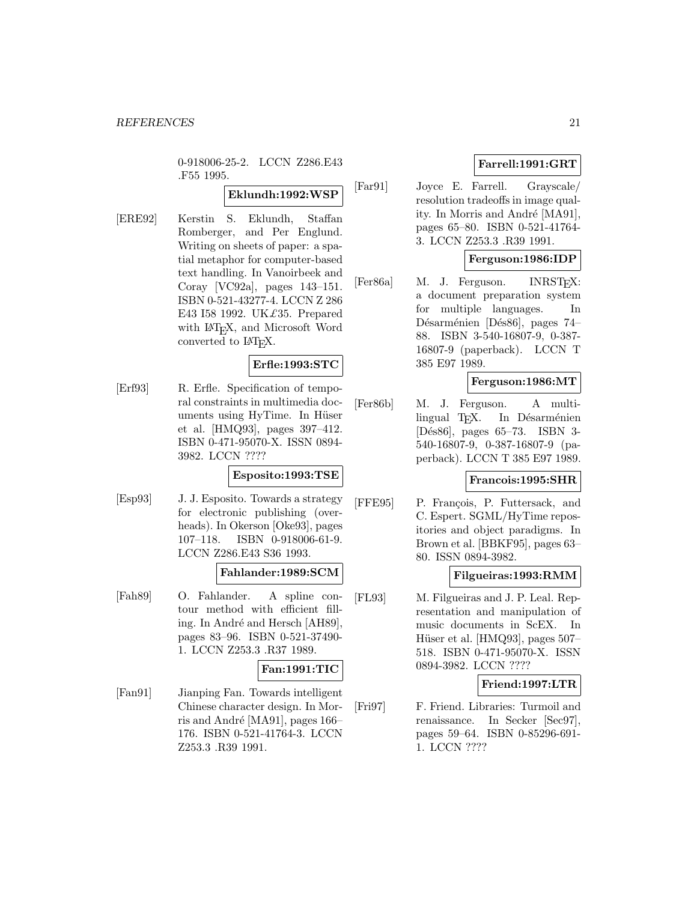0-918006-25-2. LCCN Z286.E43 .F55 1995.

**Eklundh:1992:WSP**

[ERE92] Kerstin S. Eklundh, Staffan Romberger, and Per Englund. Writing on sheets of paper: a spatial metaphor for computer-based text handling. In Vanoirbeek and Coray [VC92a], pages 143–151. ISBN 0-521-43277-4. LCCN Z 286 E43 I58 1992. UK£35. Prepared with LaTeX, and Microsoft Word converted to LaTeX.

**Erfle:1993:STC**

[Erf93] R. Erfle. Specification of temporal constraints in multimedia documents using HyTime. In Hüser et al. [HMQ93], pages 397–412. ISBN 0-471-95070-X. ISSN 0894-3982. LCCN ????

**Esposito:1993:TSE**

[Esp93] J. J. Esposito. Towards a strategy for electronic publishing (overheads). In Okerson [Oke93], pages 107–118. ISBN 0-918006-61-9. LCCN Z286.E43 S36 1993.

**Fahlander:1989:SCM**

[Fah89] O. Fahlander. A spline contour method with efficient filling. In André and Hersch [AH89], pages 83–96. ISBN 0-521-37490-1. LCCN Z253.3 .R37 1989.

**Fan:1991:TIC**

[Fan91] Jianping Fan. Towards intelligent Chinese character design. In Morris and André [MA91], pages 166–176. ISBN 0-521-41764-3. LCCN Z253.3 .R39 1991.

**Farrell:1991:GRT**

[Far91] Joyce E. Farrell. Grayscale/resolution tradeoffs in image quality. In Morris and André [MA91], pages 65–80. ISBN 0-521-41764-3. LCCN Z253.3 .R39 1991.

**Ferguson:1986:IDP**

[Fer86a] M. J. Ferguson. INRSTEX: a document preparation system for multiple languages. In Désarménien [Dés86], pages 74–88. ISBN 3-540-16807-9, 0-387-16807-9 (paperback). LCCN T 385 E97 1989.

**Ferguson:1986:MT**

[Fer86b] M. J. Ferguson. A multilingual TEX. In Désarménien [Dés86], pages 65–73. ISBN 3-540-16807-9, 0-387-16807-9 (paperback). LCCN T 385 E97 1989.

**Francois:1995:SHR**

[FFE95] P. François, P. Futtersack, and C. Espert. SGML/HyTime repositories and object paradigms. In Brown et al. [BBKF95], pages 63–80. ISSN 0894-3982.

**Filgueiras:1993:RMM**

[FL93] M. Filgueiras and J. P. Leal. Representation and manipulation of music documents in ScEX. In Hüser et al. [HMQ93], pages 507–518. ISBN 0-471-95070-X. ISSN 0894-3982. LCCN ????

**Friend:1997:LTR**

[Fri97] F. Friend. Libraries: Turmoil and renaissance. In Secker [Sec97], pages 59–64. ISBN 0-85296-691-1. LCCN ????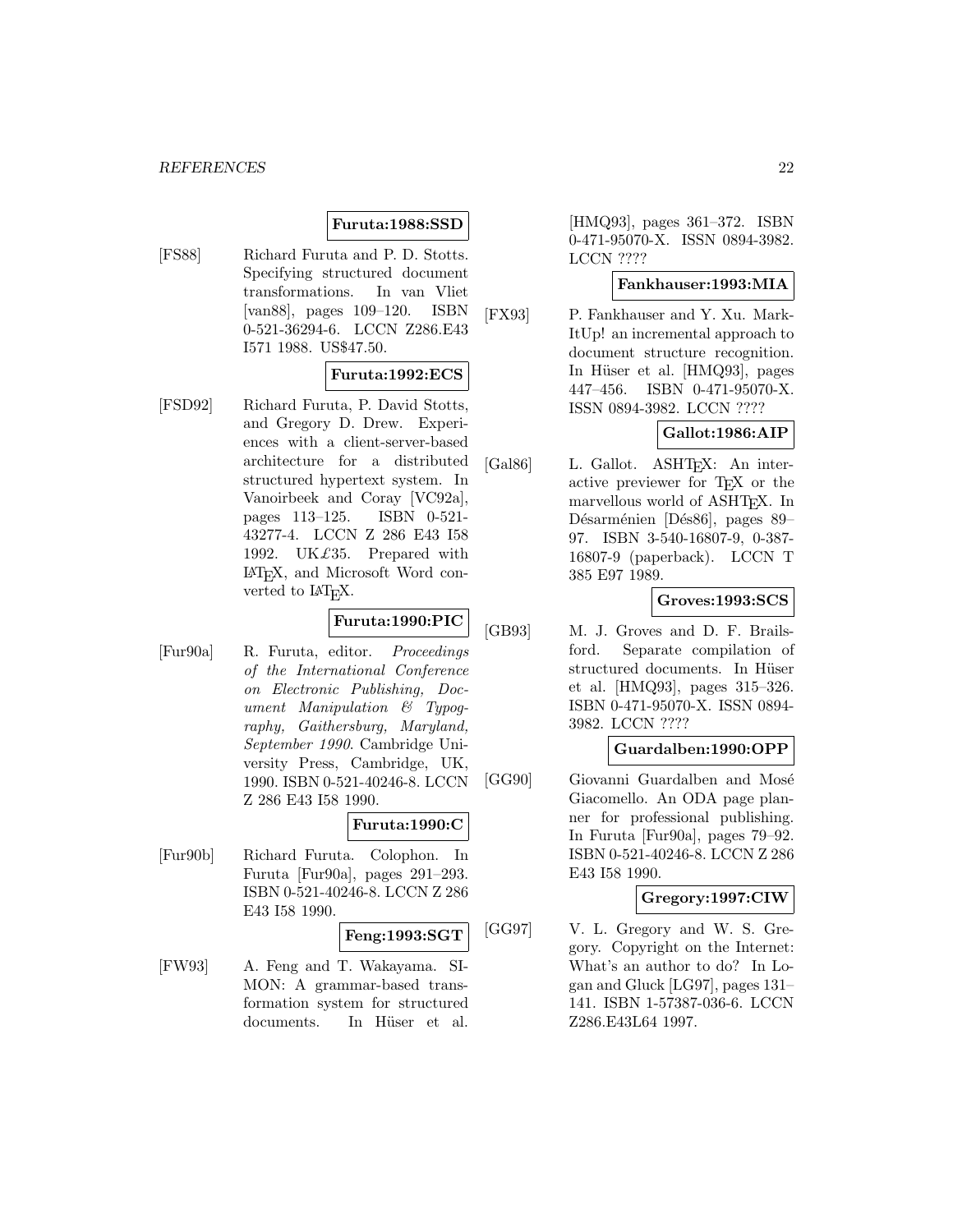**Furuta:1988:SSD**

[FS88] Richard Furuta and P. D. Stotts. Specifying structured document transformations. In van Vliet [van88], pages 109–120. ISBN 0-521-36294-6. LCCN Z286.E43 I571 1988. US$47.50.

**Furuta:1992:ECS**

[FSD92] Richard Furuta, P. David Stotts, and Gregory D. Drew. Experiences with a client-server-based architecture for a distributed structured hypertext system. In Vanoirbeek and Coray [VC92a], pages 113–125. ISBN 0-521-43277-4. LCCN Z 286 E43 I58 1992. UK£35. Prepared with LaTeX, and Microsoft Word converted to LaTeX.

**Furuta:1990:PIC**

[Fur90a] R. Furuta, editor. *Proceedings of the International Conference on Electronic Publishing, Document Manipulation & Typography, Gaithersburg, Maryland, September 1990*. Cambridge University Press, Cambridge, UK, 1990. ISBN 0-521-40246-8. LCCN Z 286 E43 I58 1990.

**Furuta:1990:C**

[Fur90b] Richard Furuta. Colophon. In Furuta [Fur90a], pages 291–293. ISBN 0-521-40246-8. LCCN Z 286 E43 I58 1990.

**Feng:1993:SGT**

[FW93] A. Feng and T. Wakayama. SIMON: A grammar-based transformation system for structured documents. In Hüser et al. [HMQ93], pages 361–372. ISBN 0-471-95070-X. ISSN 0894-3982. LCCN ????

**Fankhauser:1993:MIA**

[FX93] P. Fankhauser and Y. Xu. MarkItUp! an incremental approach to document structure recognition. In Hüser et al. [HMQ93], pages 447–456. ISBN 0-471-95070-X. ISSN 0894-3982. LCCN ????

**Gallot:1986:AIP**

[Gal86] L. Gallot. ASHTEX: An interactive previewer for TEX or the marvellous world of ASHTEX. In Désarménien [Dés86], pages 89–97. ISBN 3-540-16807-9, 0-387-16807-9 (paperback). LCCN T 385 E97 1989.

**Groves:1993:SCS**

[GB93] M. J. Groves and D. F. Brailsford. Separate compilation of structured documents. In Hüser et al. [HMQ93], pages 315–326. ISBN 0-471-95070-X. ISSN 0894-3982. LCCN ????

**Guardalben:1990:OPP**

[GG90] Giovanni Guardalben and Mosé Giacomello. An ODA page planner for professional publishing. In Furuta [Fur90a], pages 79–92. ISBN 0-521-40246-8. LCCN Z 286 E43 I58 1990.

**Gregory:1997:CIW**

[GG97] V. L. Gregory and W. S. Gregory. Copyright on the Internet: What's an author to do? In Logan and Gluck [LG97], pages 131–141. ISBN 1-57387-036-6. LCCN Z286.E43L64 1997.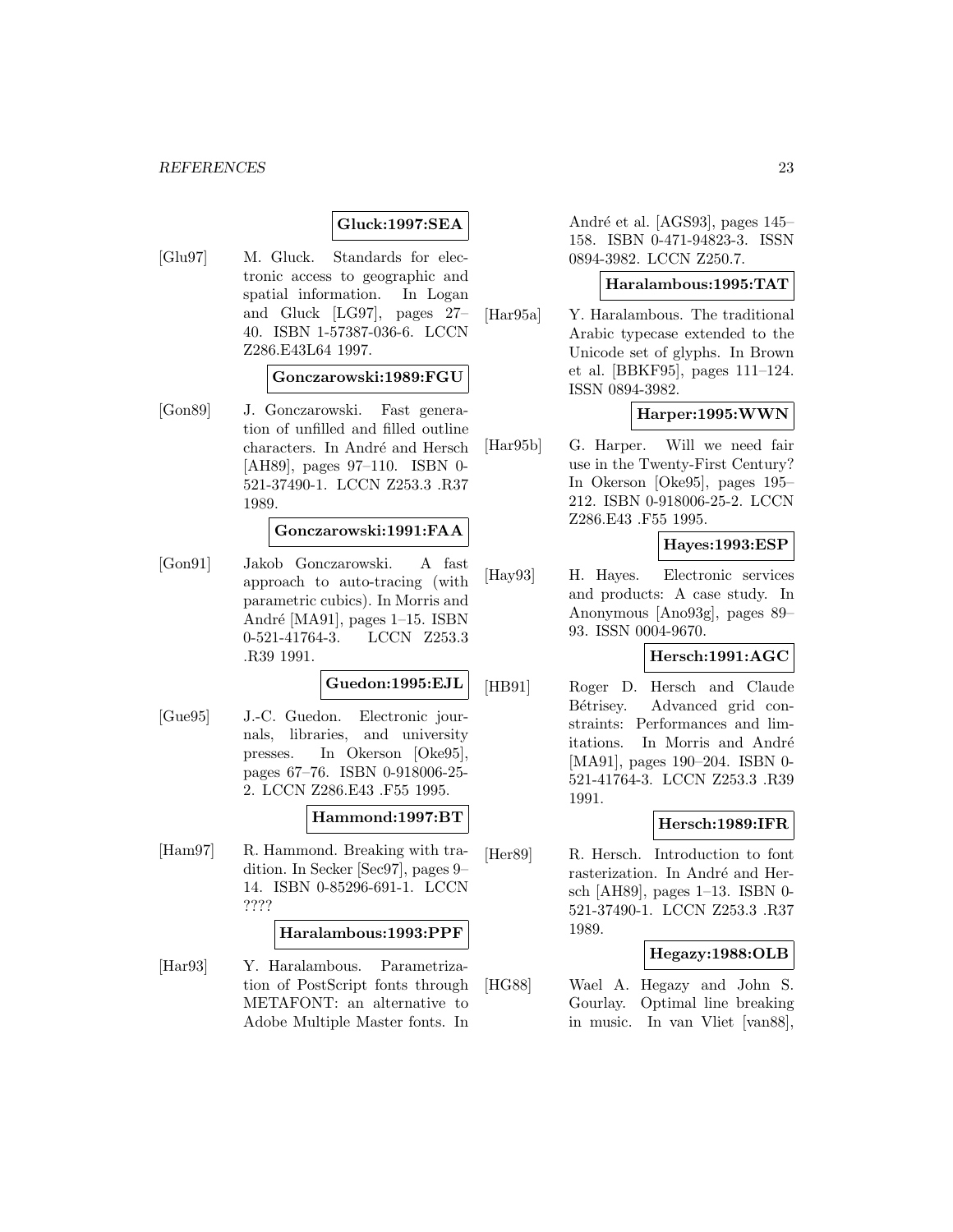**Gluck:1997:SEA**

[Glu97] M. Gluck. Standards for electronic access to geographic and spatial information. In Logan and Gluck [LG97], pages 27–40. ISBN 1-57387-036-6. LCCN Z286.E43L64 1997.

**Gonczarowski:1989:FGU**

[Gon89] J. Gonczarowski. Fast generation of unfilled and filled outline characters. In André and Hersch [AH89], pages 97–110. ISBN 0-521-37490-1. LCCN Z253.3 .R37 1989.

**Gonczarowski:1991:FAA**

[Gon91] Jakob Gonczarowski. A fast approach to auto-tracing (with parametric cubics). In Morris and André [MA91], pages 1–15. ISBN 0-521-41764-3. LCCN Z253.3 .R39 1991.

**Guedon:1995:EJL**

[Gue95] J.-C. Guedon. Electronic journals, libraries, and university presses. In Okerson [Oke95], pages 67–76. ISBN 0-918006-25-2. LCCN Z286.E43 .F55 1995.

**Hammond:1997:BT**

[Ham97] R. Hammond. Breaking with tradition. In Secker [Sec97], pages 9–14. ISBN 0-85296-691-1. LCCN ????

**Haralambous:1993:PPF**

[Har93] Y. Haralambous. Parametrization of PostScript fonts through METAFONT: an alternative to Adobe Multiple Master fonts. In André et al. [AGS93], pages 145–158. ISBN 0-471-94823-3. ISSN 0894-3982. LCCN Z250.7.

**Haralambous:1995:TAT**

[Har95a] Y. Haralambous. The traditional Arabic typecase extended to the Unicode set of glyphs. In Brown et al. [BBKF95], pages 111–124. ISSN 0894-3982.

**Harper:1995:WWN**

[Har95b] G. Harper. Will we need fair use in the Twenty-First Century? In Okerson [Oke95], pages 195–212. ISBN 0-918006-25-2. LCCN Z286.E43 .F55 1995.

**Hayes:1993:ESP**

[Hay93] H. Hayes. Electronic services and products: A case study. In Anonymous [Ano93g], pages 89–93. ISSN 0004-9670.

**Hersch:1991:AGC**

[HB91] Roger D. Hersch and Claude Bétrisey. Advanced grid constraints: Performances and limitations. In Morris and André [MA91], pages 190–204. ISBN 0-521-41764-3. LCCN Z253.3 .R39 1991.

**Hersch:1989:IFR**

[Her89] R. Hersch. Introduction to font rasterization. In André and Hersch [AH89], pages 1–13. ISBN 0-521-37490-1. LCCN Z253.3 .R37 1989.

**Hegazy:1988:OLB**

[HG88] Wael A. Hegazy and John S. Gourlay. Optimal line breaking in music. In van Vliet [van88],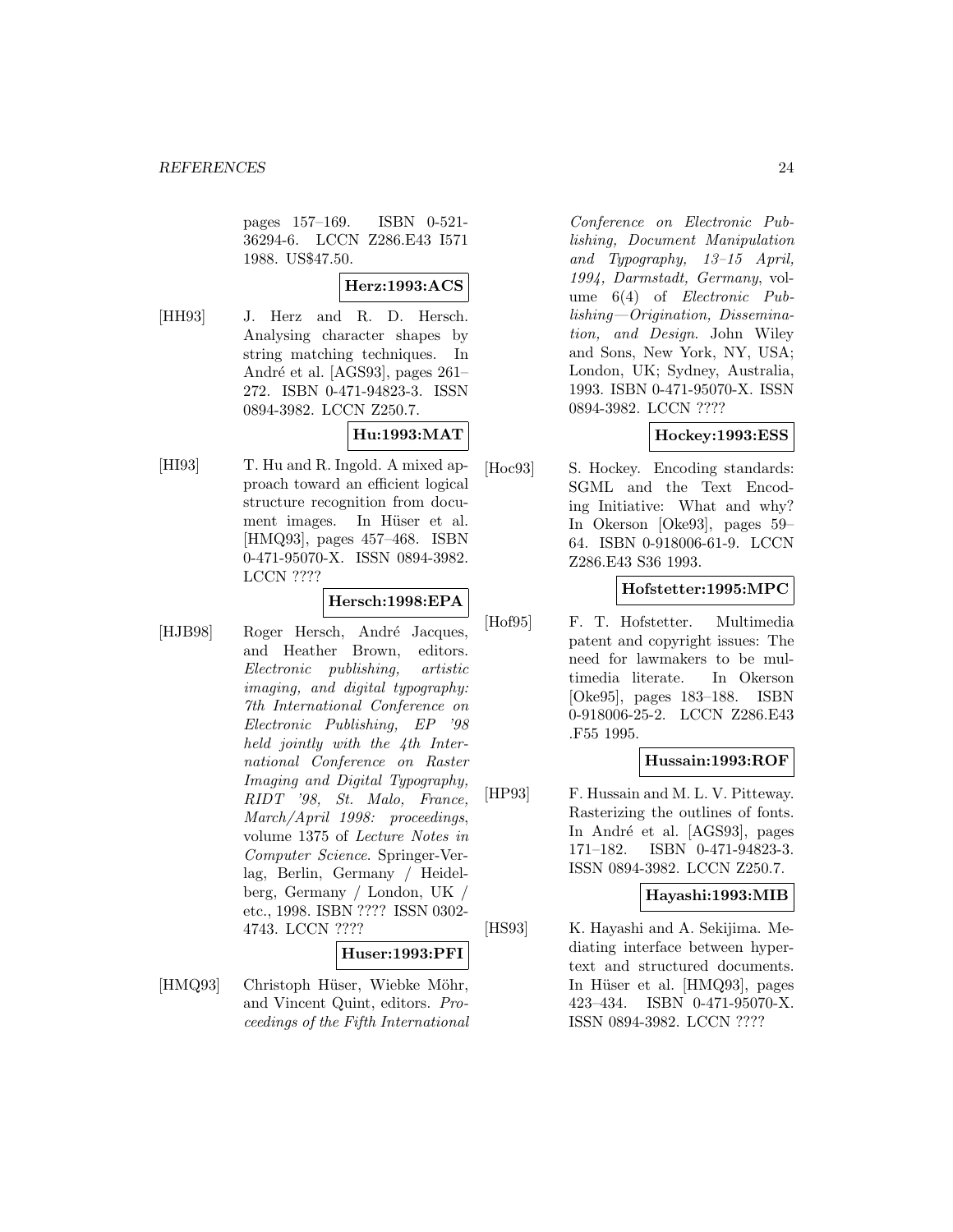pages 157–169. ISBN 0-521-36294-6. LCCN Z286.E43 I571 1988. US$47.50.

**Herz:1993:ACS**

[HH93] J. Herz and R. D. Hersch. Analysing character shapes by string matching techniques. In André et al. [AGS93], pages 261–272. ISBN 0-471-94823-3. ISSN 0894-3982. LCCN Z250.7.

**Hu:1993:MAT**

[HI93] T. Hu and R. Ingold. A mixed approach toward an efficient logical structure recognition from document images. In Hüser et al. [HMQ93], pages 457–468. ISBN 0-471-95070-X. ISSN 0894-3982. LCCN ????

**Hersch:1998:EPA**

[HJB98] Roger Hersch, André Jacques, and Heather Brown, editors. *Electronic publishing, artistic imaging, and digital typography: 7th International Conference on Electronic Publishing, EP '98 held jointly with the 4th International Conference on Raster Imaging and Digital Typography, RIDT '98, St. Malo, France, March/April 1998: proceedings*, volume 1375 of *Lecture Notes in Computer Science*. Springer-Verlag, Berlin, Germany / Heidelberg, Germany / London, UK / etc., 1998. ISBN ???? ISSN 0302-4743. LCCN ????

**Huser:1993:PFI**

[HMQ93] Christoph Hüser, Wiebke Möhr, and Vincent Quint, editors. *Proceedings of the Fifth International Conference on Electronic Publishing, Document Manipulation and Typography, 13–15 April, 1994, Darmstadt, Germany*, volume 6(4) of *Electronic Publishing—Origination, Dissemination, and Design*. John Wiley and Sons, New York, NY, USA; London, UK; Sydney, Australia, 1993. ISBN 0-471-95070-X. ISSN 0894-3982. LCCN ????

**Hockey:1993:ESS**

[Hoc93] S. Hockey. Encoding standards: SGML and the Text Encoding Initiative: What and why? In Okerson [Oke93], pages 59–64. ISBN 0-918006-61-9. LCCN Z286.E43 S36 1993.

**Hofstetter:1995:MPC**

[Hof95] F. T. Hofstetter. Multimedia patent and copyright issues: The need for lawmakers to be multimedia literate. In Okerson [Oke95], pages 183–188. ISBN 0-918006-25-2. LCCN Z286.E43 .F55 1995.

**Hussain:1993:ROF**

[HP93] F. Hussain and M. L. V. Pitteway. Rasterizing the outlines of fonts. In André et al. [AGS93], pages 171–182. ISBN 0-471-94823-3. ISSN 0894-3982. LCCN Z250.7.

**Hayashi:1993:MIB**

[HS93] K. Hayashi and A. Sekijima. Mediating interface between hypertext and structured documents. In Hüser et al. [HMQ93], pages 423–434. ISBN 0-471-95070-X. ISSN 0894-3982. LCCN ????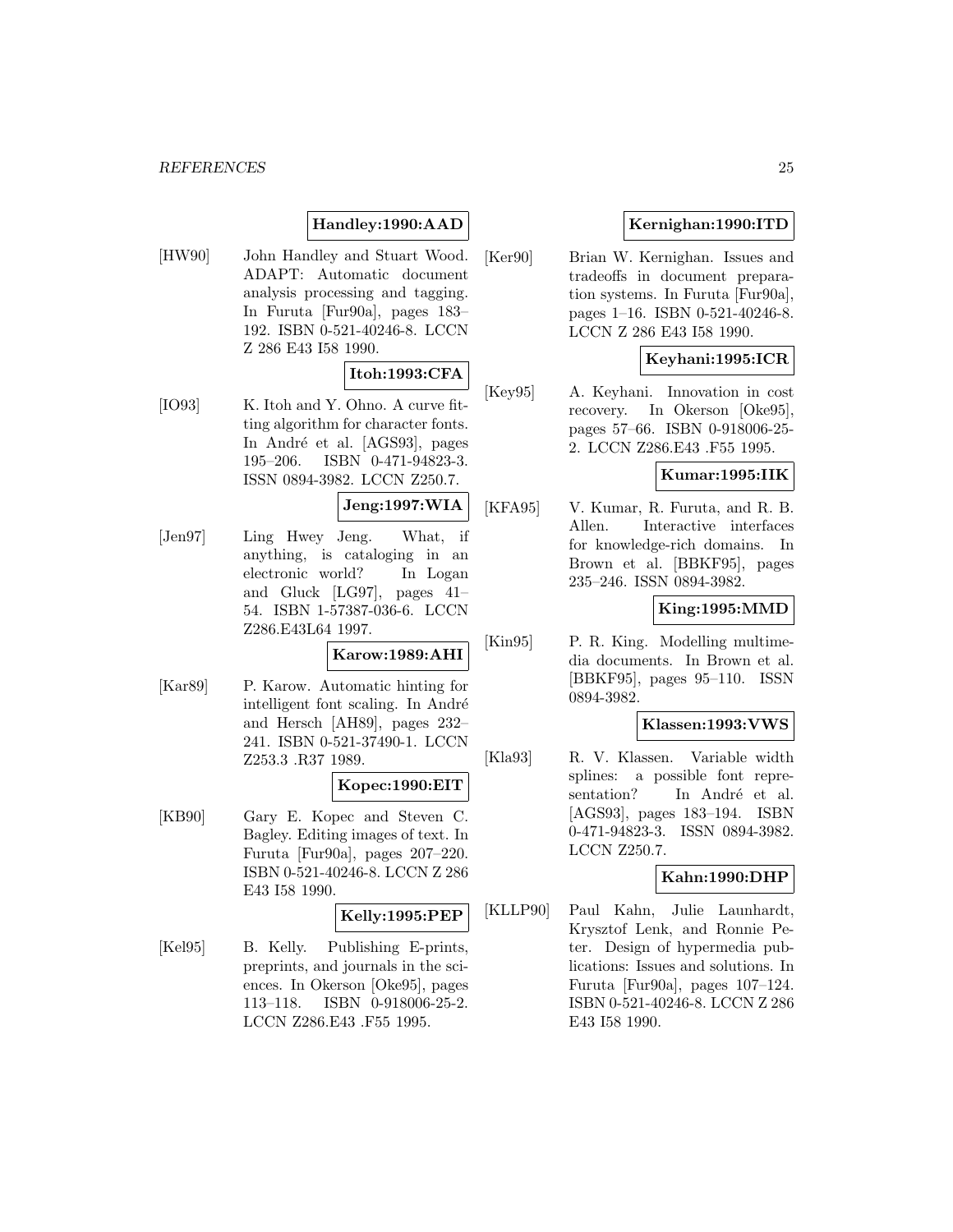**Handley:1990:AAD**

[HW90] John Handley and Stuart Wood. ADAPT: Automatic document analysis processing and tagging. In Furuta [Fur90a], pages 183–192. ISBN 0-521-40246-8. LCCN Z 286 E43 I58 1990.

**Itoh:1993:CFA**

[IO93] K. Itoh and Y. Ohno. A curve fitting algorithm for character fonts. In André et al. [AGS93], pages 195–206. ISBN 0-471-94823-3. ISSN 0894-3982. LCCN Z250.7.

**Jeng:1997:WIA**

[Jen97] Ling Hwey Jeng. What, if anything, is cataloging in an electronic world? In Logan and Gluck [LG97], pages 41–54. ISBN 1-57387-036-6. LCCN Z286.E43L64 1997.

**Karow:1989:AHI**

[Kar89] P. Karow. Automatic hinting for intelligent font scaling. In André and Hersch [AH89], pages 232–241. ISBN 0-521-37490-1. LCCN Z253.3 .R37 1989.

**Kopec:1990:EIT**

[KB90] Gary E. Kopec and Steven C. Bagley. Editing images of text. In Furuta [Fur90a], pages 207–220. ISBN 0-521-40246-8. LCCN Z 286 E43 I58 1990.

**Kelly:1995:PEP**

[Kel95] B. Kelly. Publishing E-prints, preprints, and journals in the sciences. In Okerson [Oke95], pages 113–118. ISBN 0-918006-25-2. LCCN Z286.E43 .F55 1995.

**Kernighan:1990:ITD**

[Ker90] Brian W. Kernighan. Issues and tradeoffs in document preparation systems. In Furuta [Fur90a], pages 1–16. ISBN 0-521-40246-8. LCCN Z 286 E43 I58 1990.

**Keyhani:1995:ICR**

[Key95] A. Keyhani. Innovation in cost recovery. In Okerson [Oke95], pages 57–66. ISBN 0-918006-25-2. LCCN Z286.E43 .F55 1995.

**Kumar:1995:IIK**

[KFA95] V. Kumar, R. Furuta, and R. B. Allen. Interactive interfaces for knowledge-rich domains. In Brown et al. [BBKF95], pages 235–246. ISSN 0894-3982.

**King:1995:MMD**

[Kin95] P. R. King. Modelling multimedia documents. In Brown et al. [BBKF95], pages 95–110. ISSN 0894-3982.

**Klassen:1993:VWS**

[Kla93] R. V. Klassen. Variable width splines: a possible font representation? In André et al. [AGS93], pages 183–194. ISBN 0-471-94823-3. ISSN 0894-3982. LCCN Z250.7.

**Kahn:1990:DHP**

[KLLP90] Paul Kahn, Julie Launhardt, Krysztof Lenk, and Ronnie Peter. Design of hypermedia publications: Issues and solutions. In Furuta [Fur90a], pages 107–124. ISBN 0-521-40246-8. LCCN Z 286 E43 I58 1990.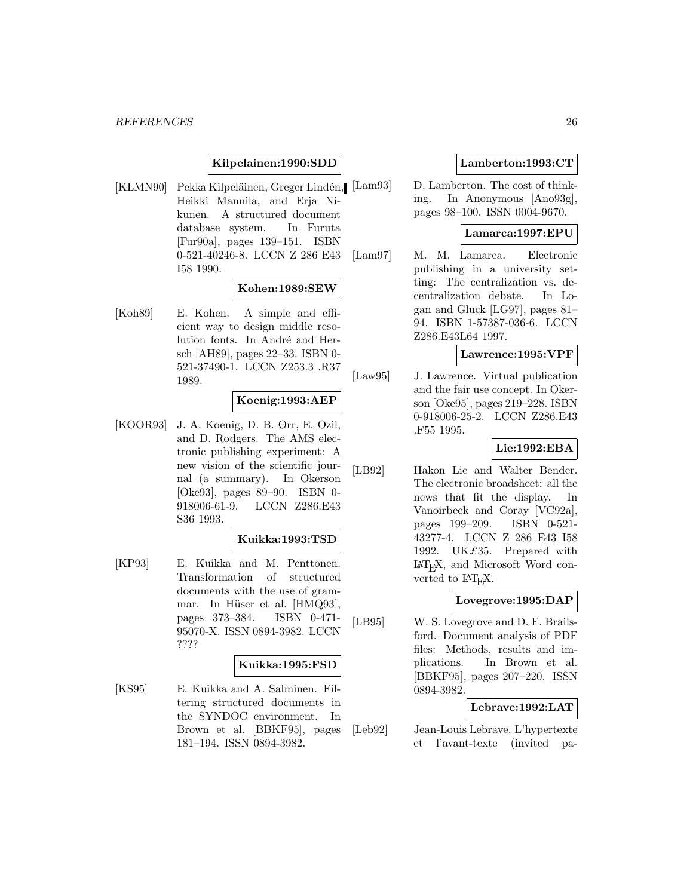**Kilpelainen:1990:SDD**

[KLMN90] Pekka Kilpeläinen, Greger Lindén, Heikki Mannila, and Erja Nikunen. A structured document database system. In Furuta [Fur90a], pages 139–151. ISBN 0-521-40246-8. LCCN Z 286 E43 I58 1990.

**Kohen:1989:SEW**

[Koh89] E. Kohen. A simple and efficient way to design middle resolution fonts. In André and Hersch [AH89], pages 22–33. ISBN 0-521-37490-1. LCCN Z253.3 .R37 1989.

**Koenig:1993:AEP**

[KOOR93] J. A. Koenig, D. B. Orr, E. Ozil, and D. Rodgers. The AMS electronic publishing experiment: A new vision of the scientific journal (a summary). In Okerson [Oke93], pages 89–90. ISBN 0-918006-61-9. LCCN Z286.E43 S36 1993.

**Kuikka:1993:TSD**

[KP93] E. Kuikka and M. Penttonen. Transformation of structured documents with the use of grammar. In Hüser et al. [HMQ93], pages 373–384. ISBN 0-471-95070-X. ISSN 0894-3982. LCCN ????

**Kuikka:1995:FSD**

[KS95] E. Kuikka and A. Salminen. Filtering structured documents in the SYNDOC environment. In Brown et al. [BBKF95], pages 181–194. ISSN 0894-3982.

**Lamberton:1993:CT**

[Lam93] D. Lamberton. The cost of thinking. In Anonymous [Ano93g], pages 98–100. ISSN 0004-9670.

**Lamarca:1997:EPU**

[Lam97] M. M. Lamarca. Electronic publishing in a university setting: The centralization vs. decentralization debate. In Logan and Gluck [LG97], pages 81–94. ISBN 1-57387-036-6. LCCN Z286.E43L64 1997.

**Lawrence:1995:VPF**

[Law95] J. Lawrence. Virtual publication and the fair use concept. In Okerson [Oke95], pages 219–228. ISBN 0-918006-25-2. LCCN Z286.E43 .F55 1995.

**Lie:1992:EBA**

[LB92] Hakon Lie and Walter Bender. The electronic broadsheet: all the news that fit the display. In Vanoirbeek and Coray [VC92a], pages 199–209. ISBN 0-521-43277-4. LCCN Z 286 E43 I58 1992. UK£35. Prepared with LaTeX, and Microsoft Word converted to LaTeX.

**Lovegrove:1995:DAP**

[LB95] W. S. Lovegrove and D. F. Brailsford. Document analysis of PDF files: Methods, results and implications. In Brown et al. [BBKF95], pages 207–220. ISSN 0894-3982.

**Lebrave:1992:LAT**

[Leb92] Jean-Louis Lebrave. L'hypertexte et l'avant-texte (invited pa-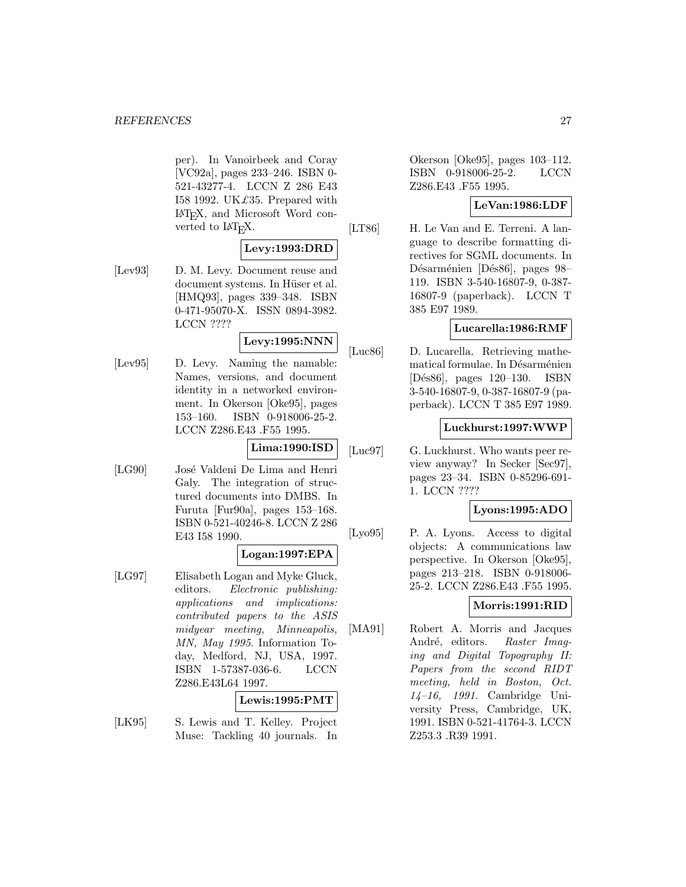per). In Vanoirbeek and Coray [VC92a], pages 233–246. ISBN 0-521-43277-4. LCCN Z 286 E43 I58 1992. UK£35. Prepared with LaTeX, and Microsoft Word converted to LaTeX.

**Levy:1993:DRD**

[Lev93] D. M. Levy. Document reuse and document systems. In Hüser et al. [HMQ93], pages 339–348. ISBN 0-471-95070-X. ISSN 0894-3982. LCCN ????

**Levy:1995:NNN**

[Lev95] D. Levy. Naming the namable: Names, versions, and document identity in a networked environment. In Okerson [Oke95], pages 153–160. ISBN 0-918006-25-2. LCCN Z286.E43 .F55 1995.

**Lima:1990:ISD**

[LG90] José Valdeni De Lima and Henri Galy. The integration of structured documents into DMBS. In Furuta [Fur90a], pages 153–168. ISBN 0-521-40246-8. LCCN Z 286 E43 I58 1990.

**Logan:1997:EPA**

[LG97] Elisabeth Logan and Myke Gluck, editors. *Electronic publishing: applications and implications: contributed papers to the ASIS midyear meeting, Minneapolis, MN, May 1995*. Information Today, Medford, NJ, USA, 1997. ISBN 1-57387-036-6. LCCN Z286.E43L64 1997.

**Lewis:1995:PMT**

[LK95] S. Lewis and T. Kelley. Project Muse: Tackling 40 journals. In Okerson [Oke95], pages 103–112. ISBN 0-918006-25-2. LCCN Z286.E43 .F55 1995.

**LeVan:1986:LDF**

[LT86] H. Le Van and E. Terreni. A language to describe formatting directives for SGML documents. In Désarménien [Dés86], pages 98–119. ISBN 3-540-16807-9, 0-387-16807-9 (paperback). LCCN T 385 E97 1989.

**Lucarella:1986:RMF**

[Luc86] D. Lucarella. Retrieving mathematical formulae. In Désarménien [Dés86], pages 120–130. ISBN 3-540-16807-9, 0-387-16807-9 (paperback). LCCN T 385 E97 1989.

**Luckhurst:1997:WWP**

[Luc97] G. Luckhurst. Who wants peer review anyway? In Secker [Sec97], pages 23–34. ISBN 0-85296-691-1. LCCN ????

**Lyons:1995:ADO**

[Lyo95] P. A. Lyons. Access to digital objects: A communications law perspective. In Okerson [Oke95], pages 213–218. ISBN 0-918006-25-2. LCCN Z286.E43 .F55 1995.

**Morris:1991:RID**

[MA91] Robert A. Morris and Jacques André, editors. *Raster Imaging and Digital Topography II: Papers from the second RIDT meeting, held in Boston, Oct. 14–16, 1991*. Cambridge University Press, Cambridge, UK, 1991. ISBN 0-521-41764-3. LCCN Z253.3 .R39 1991.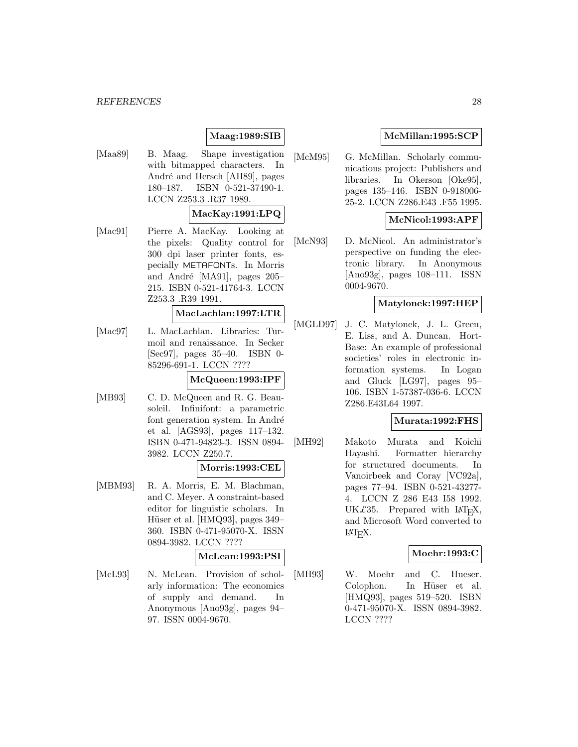**Maag:1989:SIB**

[Maa89] B. Maag. Shape investigation with bitmapped characters. In André and Hersch [AH89], pages 180–187. ISBN 0-521-37490-1. LCCN Z253.3 .R37 1989.

**MacKay:1991:LPQ**

[Mac91] Pierre A. MacKay. Looking at the pixels: Quality control for 300 dpi laser printer fonts, especially METAFONTs. In Morris and André [MA91], pages 205–215. ISBN 0-521-41764-3. LCCN Z253.3 .R39 1991.

**MacLachlan:1997:LTR**

[Mac97] L. MacLachlan. Libraries: Turmoil and renaissance. In Secker [Sec97], pages 35–40. ISBN 0-85296-691-1. LCCN ????

**McQueen:1993:IPF**

[MB93] C. D. McQueen and R. G. Beausoleil. Infinifont: a parametric font generation system. In André et al. [AGS93], pages 117–132. ISBN 0-471-94823-3. ISSN 0894-3982. LCCN Z250.7.

**Morris:1993:CEL**

[MBM93] R. A. Morris, E. M. Blachman, and C. Meyer. A constraint-based editor for linguistic scholars. In Hüser et al. [HMQ93], pages 349–360. ISBN 0-471-95070-X. ISSN 0894-3982. LCCN ????

**McLean:1993:PSI**

[McL93] N. McLean. Provision of scholarly information: The economics of supply and demand. In Anonymous [Ano93g], pages 94–97. ISSN 0004-9670.

**McMillan:1995:SCP**

[McM95] G. McMillan. Scholarly communications project: Publishers and libraries. In Okerson [Oke95], pages 135–146. ISBN 0-918006-25-2. LCCN Z286.E43 .F55 1995.

**McNicol:1993:APF**

[McN93] D. McNicol. An administrator's perspective on funding the electronic library. In Anonymous [Ano93g], pages 108–111. ISSN 0004-9670.

**Matylonek:1997:HEP**

[MGLD97] J. C. Matylonek, J. L. Green, E. Liss, and A. Duncan. HortBase: An example of professional societies' roles in electronic information systems. In Logan and Gluck [LG97], pages 95–106. ISBN 1-57387-036-6. LCCN Z286.E43L64 1997.

**Murata:1992:FHS**

[MH92] Makoto Murata and Koichi Hayashi. Formatter hierarchy for structured documents. In Vanoirbeek and Coray [VC92a], pages 77–94. ISBN 0-521-43277-4. LCCN Z 286 E43 I58 1992. UK£35. Prepared with LaTeX, and Microsoft Word converted to LaTeX.

**Moehr:1993:C**

[MH93] W. Moehr and C. Hueser. Colophon. In Hüser et al. [HMQ93], pages 519–520. ISBN 0-471-95070-X. ISSN 0894-3982. LCCN ????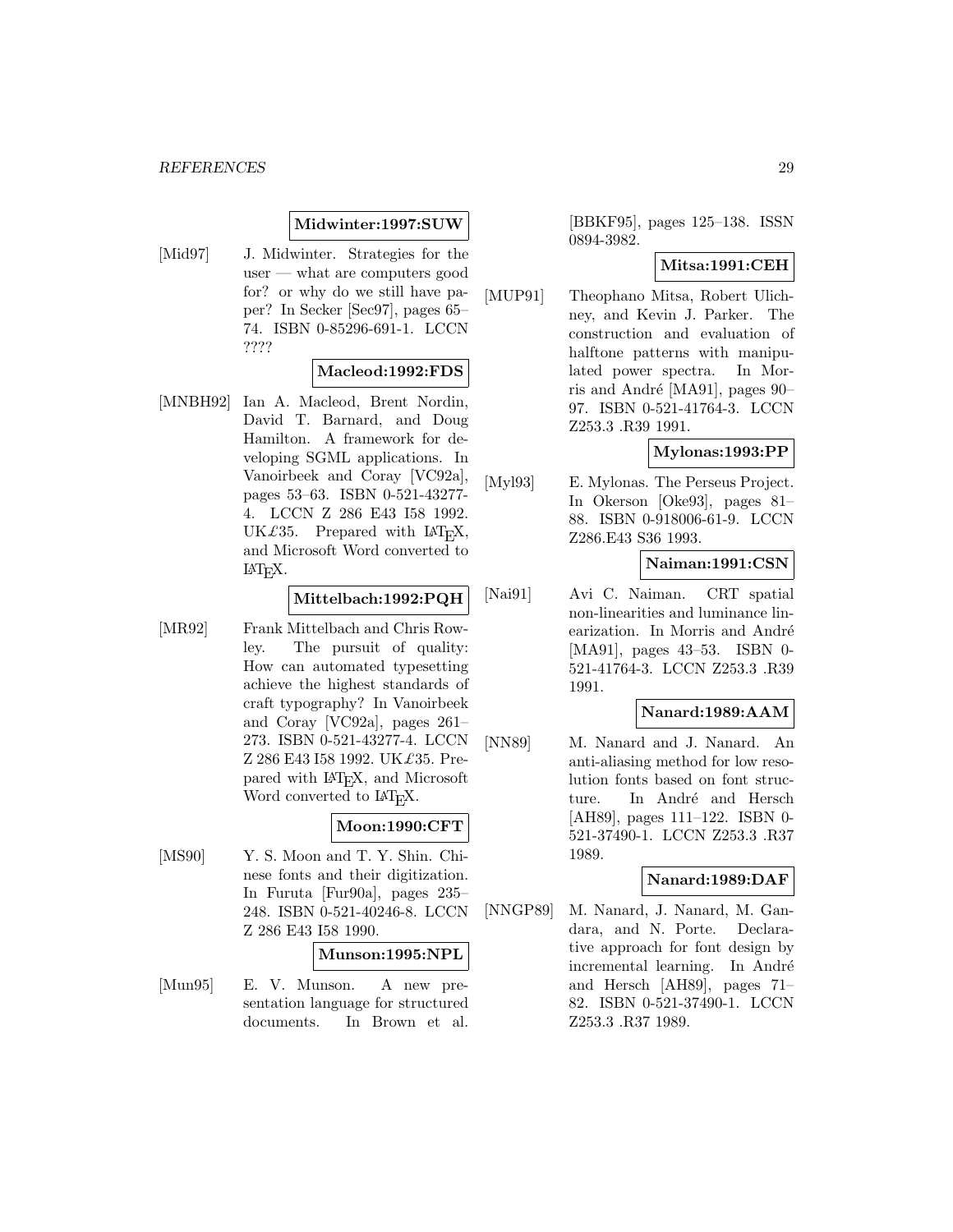**Midwinter:1997:SUW**

[Mid97] J. Midwinter. Strategies for the user — what are computers good for? or why do we still have paper? In Secker [Sec97], pages 65–74. ISBN 0-85296-691-1. LCCN ????

**Macleod:1992:FDS**

[MNBH92] Ian A. Macleod, Brent Nordin, David T. Barnard, and Doug Hamilton. A framework for developing SGML applications. In Vanoirbeek and Coray [VC92a], pages 53–63. ISBN 0-521-43277-4. LCCN Z 286 E43 I58 1992. UK£35. Prepared with LaTeX, and Microsoft Word converted to LaTeX.

**Mittelbach:1992:PQH**

[MR92] Frank Mittelbach and Chris Rowley. The pursuit of quality: How can automated typesetting achieve the highest standards of craft typography? In Vanoirbeek and Coray [VC92a], pages 261–273. ISBN 0-521-43277-4. LCCN Z 286 E43 I58 1992. UK£35. Prepared with LaTeX, and Microsoft Word converted to LaTeX.

**Moon:1990:CFT**

[MS90] Y. S. Moon and T. Y. Shin. Chinese fonts and their digitization. In Furuta [Fur90a], pages 235–248. ISBN 0-521-40246-8. LCCN Z 286 E43 I58 1990.

**Munson:1995:NPL**

[Mun95] E. V. Munson. A new presentation language for structured documents. In Brown et al. [BBKF95], pages 125–138. ISSN 0894-3982.

**Mitsa:1991:CEH**

[MUP91] Theophano Mitsa, Robert Ulichney, and Kevin J. Parker. The construction and evaluation of halftone patterns with manipulated power spectra. In Morris and André [MA91], pages 90–97. ISBN 0-521-41764-3. LCCN Z253.3 .R39 1991.

**Mylonas:1993:PP**

[Myl93] E. Mylonas. The Perseus Project. In Okerson [Oke93], pages 81–88. ISBN 0-918006-61-9. LCCN Z286.E43 S36 1993.

**Naiman:1991:CSN**

[Nai91] Avi C. Naiman. CRT spatial non-linearities and luminance linearization. In Morris and André [MA91], pages 43–53. ISBN 0-521-41764-3. LCCN Z253.3 .R39 1991.

**Nanard:1989:AAM**

[NN89] M. Nanard and J. Nanard. An anti-aliasing method for low resolution fonts based on font structure. In André and Hersch [AH89], pages 111–122. ISBN 0-521-37490-1. LCCN Z253.3 .R37 1989.

**Nanard:1989:DAF**

[NNGP89] M. Nanard, J. Nanard, M. Gandara, and N. Porte. Declarative approach for font design by incremental learning. In André and Hersch [AH89], pages 71–82. ISBN 0-521-37490-1. LCCN Z253.3 .R37 1989.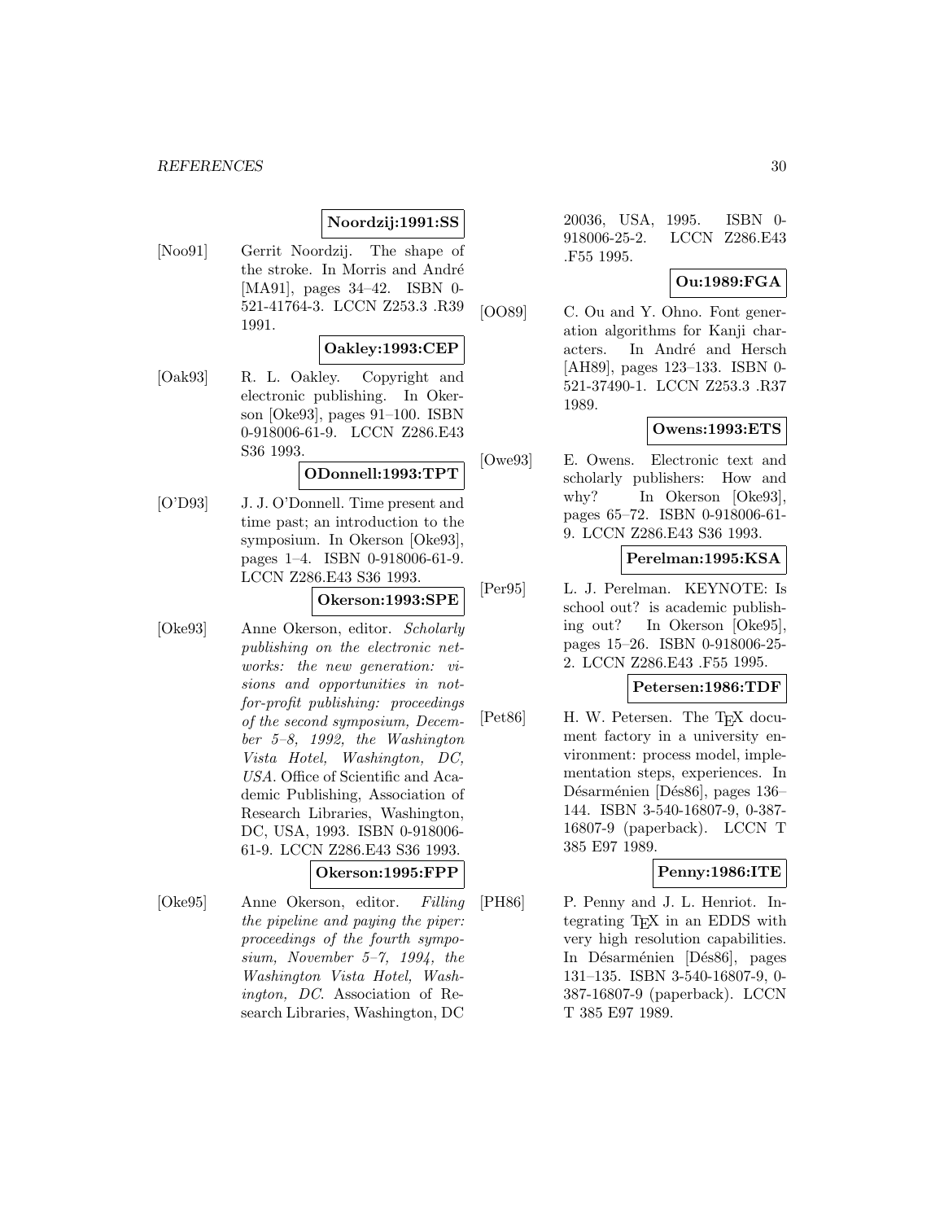**Noordzij:1991:SS**

[Noo91] Gerrit Noordzij. The shape of the stroke. In Morris and André [MA91], pages 34–42. ISBN 0-521-41764-3. LCCN Z253.3 .R39 1991.

**Oakley:1993:CEP**

[Oak93] R. L. Oakley. Copyright and electronic publishing. In Okerson [Oke93], pages 91–100. ISBN 0-918006-61-9. LCCN Z286.E43 S36 1993.

**ODonnell:1993:TPT**

[O'D93] J. J. O'Donnell. Time present and time past; an introduction to the symposium. In Okerson [Oke93], pages 1–4. ISBN 0-918006-61-9. LCCN Z286.E43 S36 1993.

**Okerson:1993:SPE**

[Oke93] Anne Okerson, editor. *Scholarly publishing on the electronic networks: the new generation: visions and opportunities in not-for-profit publishing: proceedings of the second symposium, December 5–8, 1992, the Washington Vista Hotel, Washington, DC, USA*. Office of Scientific and Academic Publishing, Association of Research Libraries, Washington, DC, USA, 1993. ISBN 0-918006-61-9. LCCN Z286.E43 S36 1993.

**Okerson:1995:FPP**

[Oke95] Anne Okerson, editor. *Filling the pipeline and paying the piper: proceedings of the fourth symposium, November 5–7, 1994, the Washington Vista Hotel, Washington, DC*. Association of Research Libraries, Washington, DC 20036, USA, 1995. ISBN 0-918006-25-2. LCCN Z286.E43 .F55 1995.

**Ou:1989:FGA**

[OO89] C. Ou and Y. Ohno. Font generation algorithms for Kanji characters. In André and Hersch [AH89], pages 123–133. ISBN 0-521-37490-1. LCCN Z253.3 .R37 1989.

**Owens:1993:ETS**

[Owe93] E. Owens. Electronic text and scholarly publishers: How and why? In Okerson [Oke93], pages 65–72. ISBN 0-918006-61-9. LCCN Z286.E43 S36 1993.

**Perelman:1995:KSA**

[Per95] L. J. Perelman. KEYNOTE: Is school out? is academic publishing out? In Okerson [Oke95], pages 15–26. ISBN 0-918006-25-2. LCCN Z286.E43 .F55 1995.

**Petersen:1986:TDF**

[Pet86] H. W. Petersen. The TEX document factory in a university environment: process model, implementation steps, experiences. In Désarménien [Dés86], pages 136–144. ISBN 3-540-16807-9, 0-387-16807-9 (paperback). LCCN T 385 E97 1989.

**Penny:1986:ITE**

[PH86] P. Penny and J. L. Henriot. Integrating TEX in an EDDS with very high resolution capabilities. In Désarménien [Dés86], pages 131–135. ISBN 3-540-16807-9, 0-387-16807-9 (paperback). LCCN T 385 E97 1989.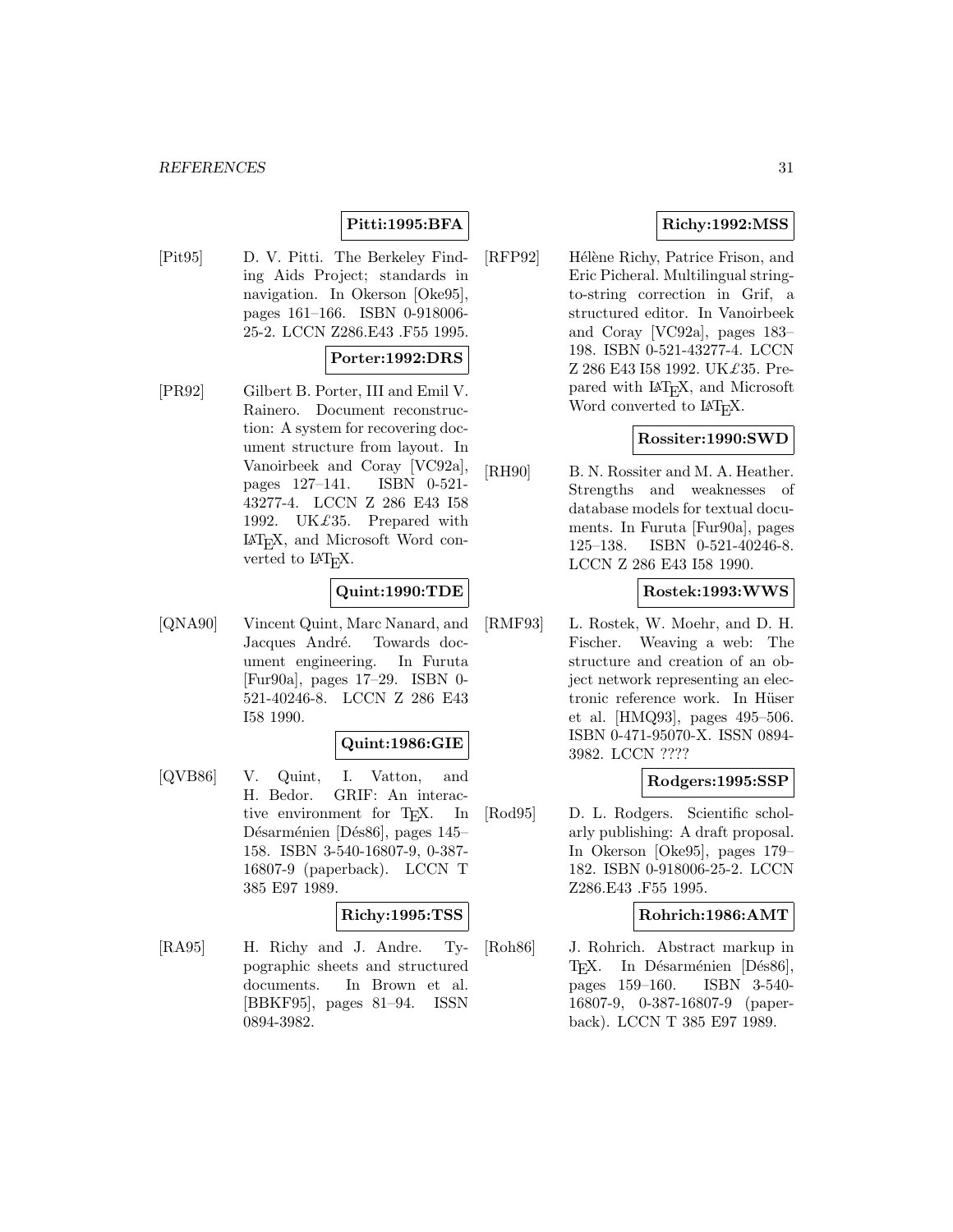**Pitti:1995:BFA**

[Pit95] D. V. Pitti. The Berkeley Finding Aids Project; standards in navigation. In Okerson [Oke95], pages 161–166. ISBN 0-918006-25-2. LCCN Z286.E43 .F55 1995.

**Porter:1992:DRS**

[PR92] Gilbert B. Porter, III and Emil V. Rainero. Document reconstruction: A system for recovering document structure from layout. In Vanoirbeek and Coray [VC92a], pages 127–141. ISBN 0-521-43277-4. LCCN Z 286 E43 I58 1992. UK£35. Prepared with LaTeX, and Microsoft Word converted to LaTeX.

**Quint:1990:TDE**

[QNA90] Vincent Quint, Marc Nanard, and Jacques André. Towards document engineering. In Furuta [Fur90a], pages 17–29. ISBN 0-521-40246-8. LCCN Z 286 E43 I58 1990.

**Quint:1986:GIE**

[QVB86] V. Quint, I. Vatton, and H. Bedor. GRIF: An interactive environment for TeX. In Désarménien [Dés86], pages 145–158. ISBN 3-540-16807-9, 0-387-16807-9 (paperback). LCCN T 385 E97 1989.

**Richy:1995:TSS**

[RA95] H. Richy and J. Andre. Typographic sheets and structured documents. In Brown et al. [BBKF95], pages 81–94. ISSN 0894-3982.

**Richy:1992:MSS**

[RFP92] Hélène Richy, Patrice Frison, and Eric Picheral. Multilingual string-to-string correction in Grif, a structured editor. In Vanoirbeek and Coray [VC92a], pages 183–198. ISBN 0-521-43277-4. LCCN Z 286 E43 I58 1992. UK£35. Prepared with LaTeX, and Microsoft Word converted to LaTeX.

**Rossiter:1990:SWD**

[RH90] B. N. Rossiter and M. A. Heather. Strengths and weaknesses of database models for textual documents. In Furuta [Fur90a], pages 125–138. ISBN 0-521-40246-8. LCCN Z 286 E43 I58 1990.

**Rostek:1993:WWS**

[RMF93] L. Rostek, W. Moehr, and D. H. Fischer. Weaving a web: The structure and creation of an object network representing an electronic reference work. In Hüser et al. [HMQ93], pages 495–506. ISBN 0-471-95070-X. ISSN 0894-3982. LCCN ????

**Rodgers:1995:SSP**

[Rod95] D. L. Rodgers. Scientific scholarly publishing: A draft proposal. In Okerson [Oke95], pages 179–182. ISBN 0-918006-25-2. LCCN Z286.E43 .F55 1995.

**Rohrich:1986:AMT**

[Roh86] J. Rohrich. Abstract markup in TeX. In Désarménien [Dés86], pages 159–160. ISBN 3-540-16807-9, 0-387-16807-9 (paperback). LCCN T 385 E97 1989.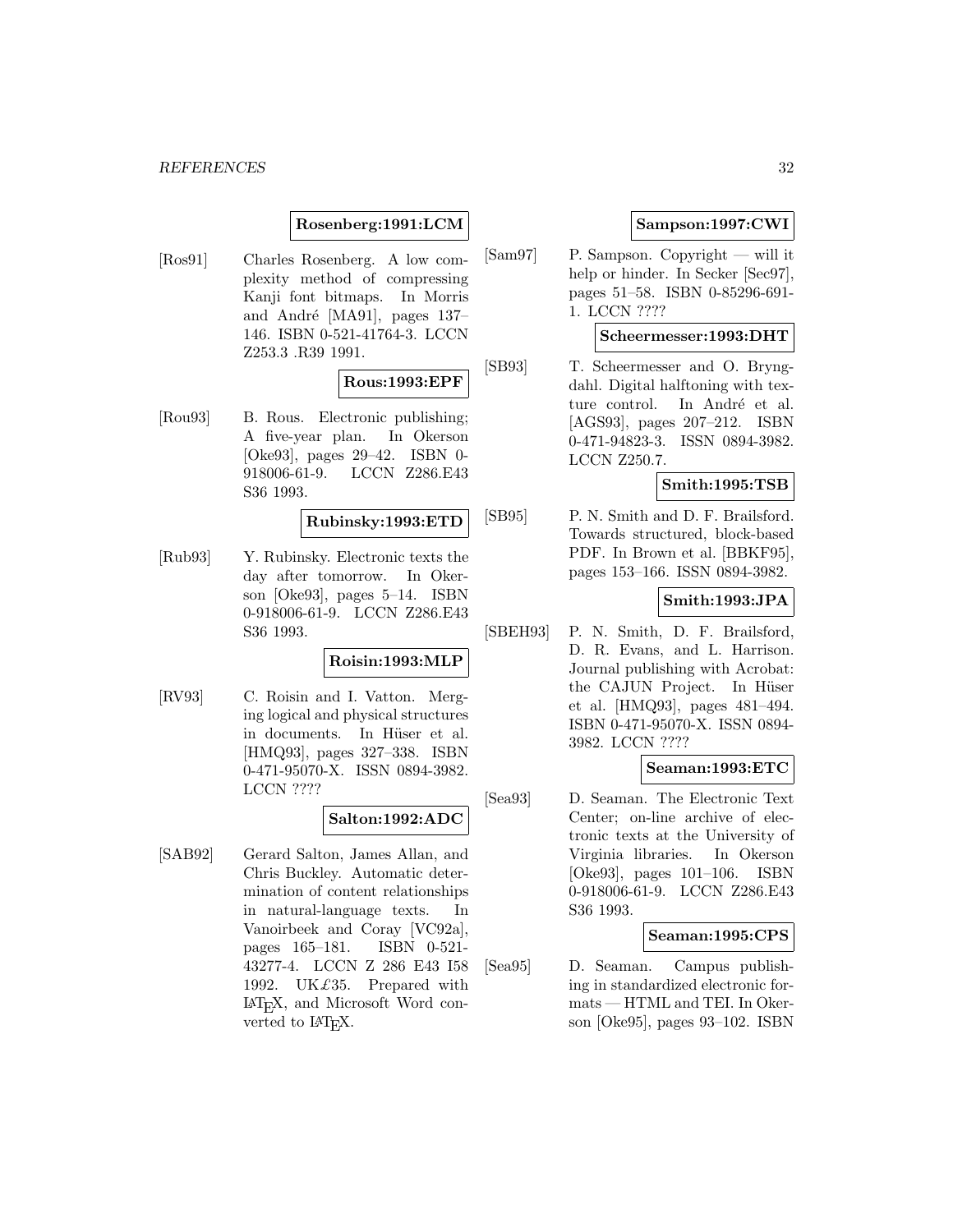**Rosenberg:1991:LCM**

[Ros91] Charles Rosenberg. A low complexity method of compressing Kanji font bitmaps. In Morris and André [MA91], pages 137–146. ISBN 0-521-41764-3. LCCN Z253.3 .R39 1991.

**Rous:1993:EPF**

[Rou93] B. Rous. Electronic publishing; A five-year plan. In Okerson [Oke93], pages 29–42. ISBN 0-918006-61-9. LCCN Z286.E43 S36 1993.

**Rubinsky:1993:ETD**

[Rub93] Y. Rubinsky. Electronic texts the day after tomorrow. In Okerson [Oke93], pages 5–14. ISBN 0-918006-61-9. LCCN Z286.E43 S36 1993.

**Roisin:1993:MLP**

[RV93] C. Roisin and I. Vatton. Merging logical and physical structures in documents. In Hüser et al. [HMQ93], pages 327–338. ISBN 0-471-95070-X. ISSN 0894-3982. LCCN ????

**Salton:1992:ADC**

[SAB92] Gerard Salton, James Allan, and Chris Buckley. Automatic determination of content relationships in natural-language texts. In Vanoirbeek and Coray [VC92a], pages 165–181. ISBN 0-521-43277-4. LCCN Z 286 E43 I58 1992. UK£35. Prepared with LaTeX, and Microsoft Word converted to LaTeX.

**Sampson:1997:CWI**

[Sam97] P. Sampson. Copyright — will it help or hinder. In Secker [Sec97], pages 51–58. ISBN 0-85296-691-1. LCCN ????

**Scheermesser:1993:DHT**

[SB93] T. Scheermesser and O. Bryngdahl. Digital halftoning with texture control. In André et al. [AGS93], pages 207–212. ISBN 0-471-94823-3. ISSN 0894-3982. LCCN Z250.7.

**Smith:1995:TSB**

[SB95] P. N. Smith and D. F. Brailsford. Towards structured, block-based PDF. In Brown et al. [BBKF95], pages 153–166. ISSN 0894-3982.

**Smith:1993:JPA**

[SBEH93] P. N. Smith, D. F. Brailsford, D. R. Evans, and L. Harrison. Journal publishing with Acrobat: the CAJUN Project. In Hüser et al. [HMQ93], pages 481–494. ISBN 0-471-95070-X. ISSN 0894-3982. LCCN ????

**Seaman:1993:ETC**

[Sea93] D. Seaman. The Electronic Text Center; on-line archive of electronic texts at the University of Virginia libraries. In Okerson [Oke93], pages 101–106. ISBN 0-918006-61-9. LCCN Z286.E43 S36 1993.

**Seaman:1995:CPS**

[Sea95] D. Seaman. Campus publishing in standardized electronic formats — HTML and TEI. In Okerson [Oke95], pages 93–102. ISBN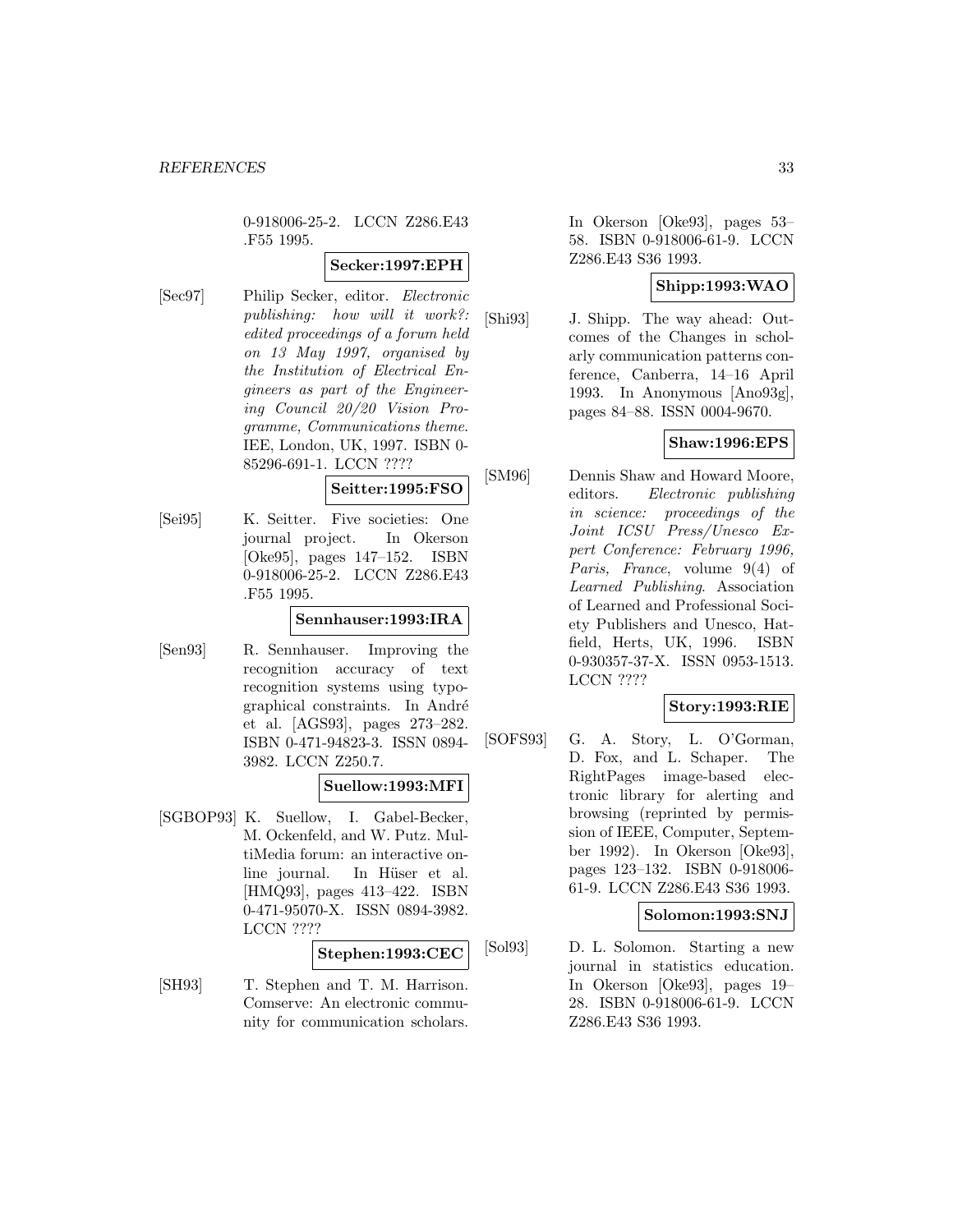0-918006-25-2. LCCN Z286.E43 .F55 1995.

**Secker:1997:EPH**

[Sec97] Philip Secker, editor. *Electronic publishing: how will it work?: edited proceedings of a forum held on 13 May 1997, organised by the Institution of Electrical Engineers as part of the Engineering Council 20/20 Vision Programme, Communications theme*. IEE, London, UK, 1997. ISBN 0-85296-691-1. LCCN ????

**Seitter:1995:FSO**

[Sei95] K. Seitter. Five societies: One journal project. In Okerson [Oke95], pages 147–152. ISBN 0-918006-25-2. LCCN Z286.E43 .F55 1995.

**Sennhauser:1993:IRA**

[Sen93] R. Sennhauser. Improving the recognition accuracy of text recognition systems using typographical constraints. In André et al. [AGS93], pages 273–282. ISBN 0-471-94823-3. ISSN 0894-3982. LCCN Z250.7.

**Suellow:1993:MFI**

[SGBOP93] K. Suellow, I. Gabel-Becker, M. Ockenfeld, and W. Putz. MultiMedia forum: an interactive online journal. In Hüser et al. [HMQ93], pages 413–422. ISBN 0-471-95070-X. ISSN 0894-3982. LCCN ????

**Stephen:1993:CEC**

[SH93] T. Stephen and T. M. Harrison. Comserve: An electronic community for communication scholars. In Okerson [Oke93], pages 53–58. ISBN 0-918006-61-9. LCCN Z286.E43 S36 1993.

**Shipp:1993:WAO**

[Shi93] J. Shipp. The way ahead: Outcomes of the Changes in scholarly communication patterns conference, Canberra, 14–16 April 1993. In Anonymous [Ano93g], pages 84–88. ISSN 0004-9670.

**Shaw:1996:EPS**

[SM96] Dennis Shaw and Howard Moore, editors. *Electronic publishing in science: proceedings of the Joint ICSU Press/Unesco Expert Conference: February 1996, Paris, France*, volume 9(4) of *Learned Publishing*. Association of Learned and Professional Society Publishers and Unesco, Hatfield, Herts, UK, 1996. ISBN 0-930357-37-X. ISSN 0953-1513. LCCN ????

**Story:1993:RIE**

[SOFS93] G. A. Story, L. O'Gorman, D. Fox, and L. Schaper. The RightPages image-based electronic library for alerting and browsing (reprinted by permission of IEEE, Computer, September 1992). In Okerson [Oke93], pages 123–132. ISBN 0-918006-61-9. LCCN Z286.E43 S36 1993.

**Solomon:1993:SNJ**

[Sol93] D. L. Solomon. Starting a new journal in statistics education. In Okerson [Oke93], pages 19–28. ISBN 0-918006-61-9. LCCN Z286.E43 S36 1993.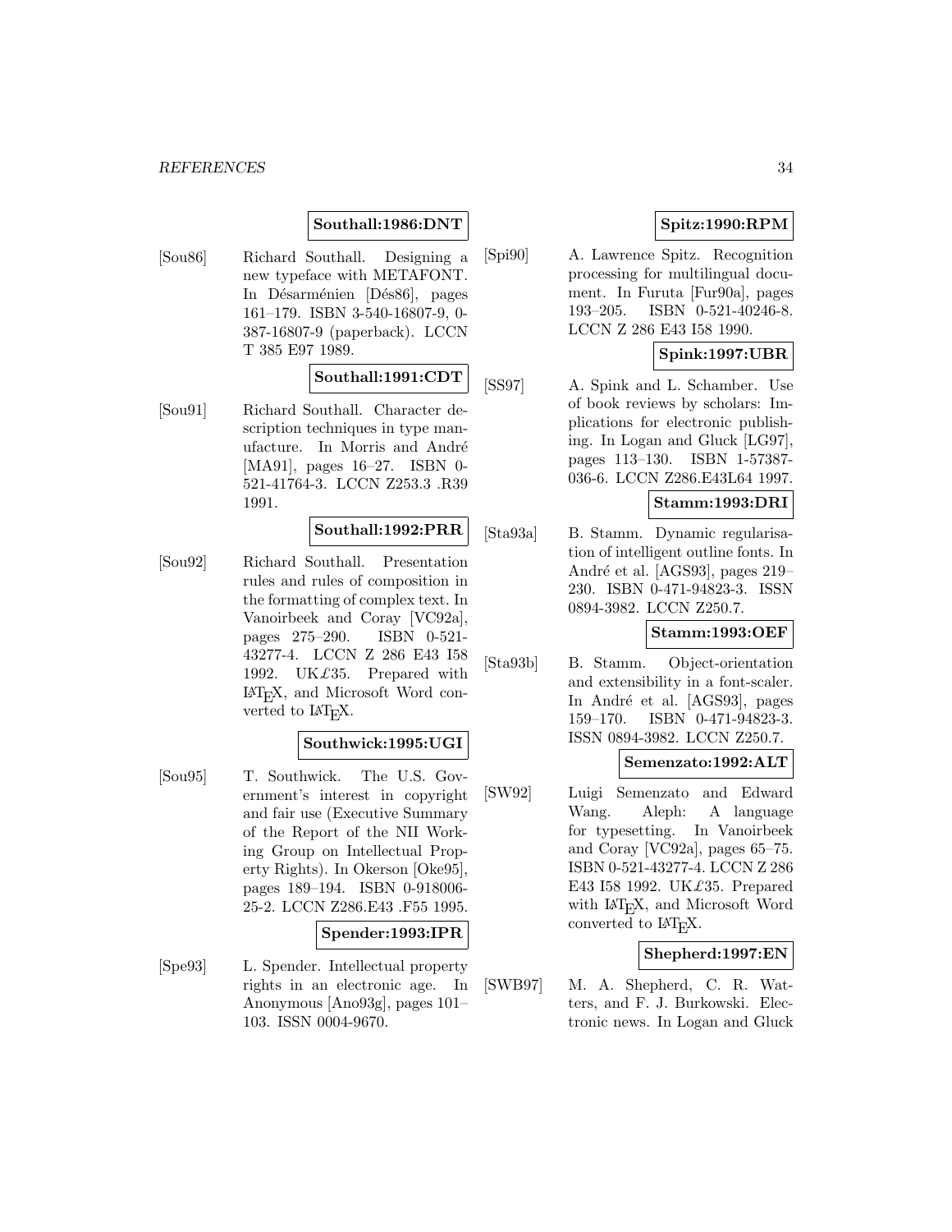**Southall:1986:DNT**

[Sou86] Richard Southall. Designing a new typeface with METAFONT. In Désarménien [Dés86], pages 161–179. ISBN 3-540-16807-9, 0-387-16807-9 (paperback). LCCN T 385 E97 1989.

**Southall:1991:CDT**

[Sou91] Richard Southall. Character description techniques in type manufacture. In Morris and André [MA91], pages 16–27. ISBN 0-521-41764-3. LCCN Z253.3 .R39 1991.

**Southall:1992:PRR**

[Sou92] Richard Southall. Presentation rules and rules of composition in the formatting of complex text. In Vanoirbeek and Coray [VC92a], pages 275–290. ISBN 0-521-43277-4. LCCN Z 286 E43 I58 1992. UK£35. Prepared with LaTeX, and Microsoft Word converted to LaTeX.

**Southwick:1995:UGI**

[Sou95] T. Southwick. The U.S. Government's interest in copyright and fair use (Executive Summary of the Report of the NII Working Group on Intellectual Property Rights). In Okerson [Oke95], pages 189–194. ISBN 0-918006-25-2. LCCN Z286.E43 .F55 1995.

**Spender:1993:IPR**

[Spe93] L. Spender. Intellectual property rights in an electronic age. In Anonymous [Ano93g], pages 101–103. ISSN 0004-9670.

**Spitz:1990:RPM**

[Spi90] A. Lawrence Spitz. Recognition processing for multilingual document. In Furuta [Fur90a], pages 193–205. ISBN 0-521-40246-8. LCCN Z 286 E43 I58 1990.

**Spink:1997:UBR**

[SS97] A. Spink and L. Schamber. Use of book reviews by scholars: Implications for electronic publishing. In Logan and Gluck [LG97], pages 113–130. ISBN 1-57387-036-6. LCCN Z286.E43L64 1997.

**Stamm:1993:DRI**

[Sta93a] B. Stamm. Dynamic regularisation of intelligent outline fonts. In André et al. [AGS93], pages 219–230. ISBN 0-471-94823-3. ISSN 0894-3982. LCCN Z250.7.

**Stamm:1993:OEF**

[Sta93b] B. Stamm. Object-orientation and extensibility in a font-scaler. In André et al. [AGS93], pages 159–170. ISBN 0-471-94823-3. ISSN 0894-3982. LCCN Z250.7.

**Semenzato:1992:ALT**

[SW92] Luigi Semenzato and Edward Wang. Aleph: A language for typesetting. In Vanoirbeek and Coray [VC92a], pages 65–75. ISBN 0-521-43277-4. LCCN Z 286 E43 I58 1992. UK£35. Prepared with LaTeX, and Microsoft Word converted to LaTeX.

**Shepherd:1997:EN**

[SWB97] M. A. Shepherd, C. R. Watters, and F. J. Burkowski. Electronic news. In Logan and Gluck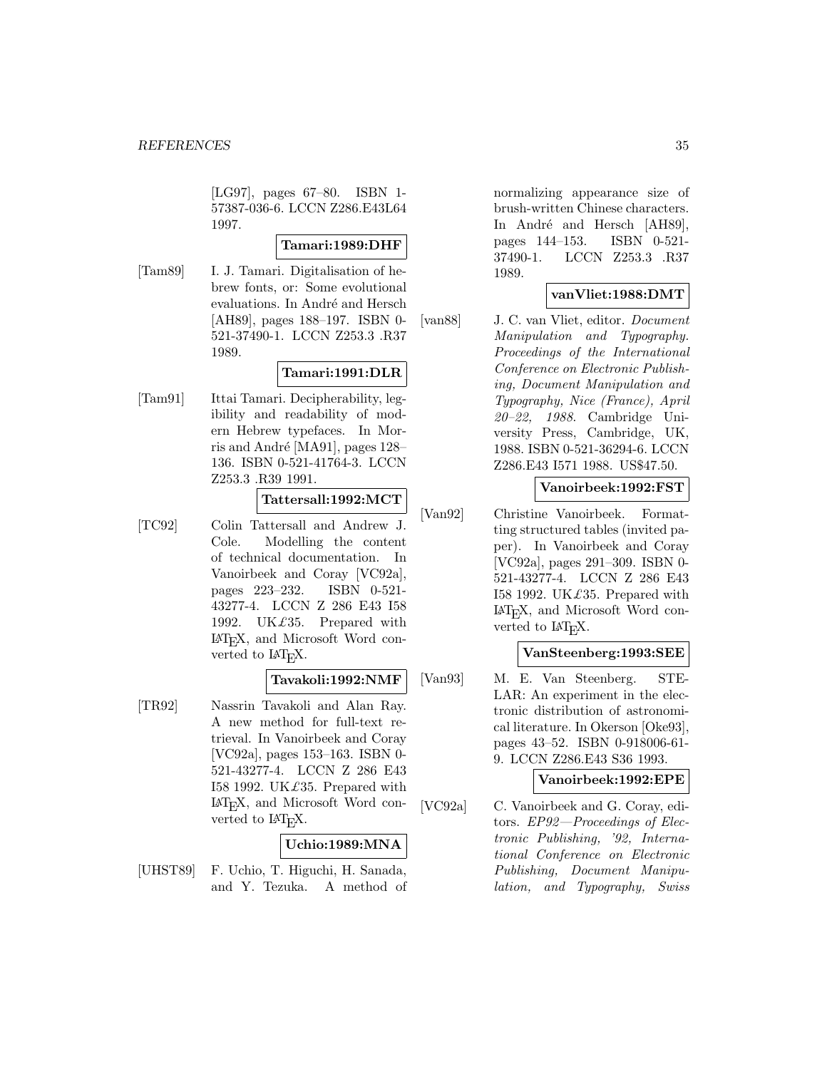[LG97], pages 67–80. ISBN 1-57387-036-6. LCCN Z286.E43L64 1997.

**Tamari:1989:DHF**

[Tam89] I. J. Tamari. Digitalisation of hebrew fonts, or: Some evolutional evaluations. In André and Hersch [AH89], pages 188–197. ISBN 0-521-37490-1. LCCN Z253.3 .R37 1989.

**Tamari:1991:DLR**

[Tam91] Ittai Tamari. Decipherability, legibility and readability of modern Hebrew typefaces. In Morris and André [MA91], pages 128–136. ISBN 0-521-41764-3. LCCN Z253.3 .R39 1991.

**Tattersall:1992:MCT**

[TC92] Colin Tattersall and Andrew J. Cole. Modelling the content of technical documentation. In Vanoirbeek and Coray [VC92a], pages 223–232. ISBN 0-521-43277-4. LCCN Z 286 E43 I58 1992. UK£35. Prepared with LaTeX, and Microsoft Word converted to LaTeX.

**Tavakoli:1992:NMF**

[TR92] Nassrin Tavakoli and Alan Ray. A new method for full-text retrieval. In Vanoirbeek and Coray [VC92a], pages 153–163. ISBN 0-521-43277-4. LCCN Z 286 E43 I58 1992. UK£35. Prepared with LaTeX, and Microsoft Word converted to LaTeX.

**Uchio:1989:MNA**

[UHST89] F. Uchio, T. Higuchi, H. Sanada, and Y. Tezuka. A method of normalizing appearance size of brush-written Chinese characters. In André and Hersch [AH89], pages 144–153. ISBN 0-521-37490-1. LCCN Z253.3 .R37 1989.

**vanVliet:1988:DMT**

[van88] J. C. van Vliet, editor. *Document Manipulation and Typography. Proceedings of the International Conference on Electronic Publishing, Document Manipulation and Typography, Nice (France), April 20–22, 1988*. Cambridge University Press, Cambridge, UK, 1988. ISBN 0-521-36294-6. LCCN Z286.E43 I571 1988. US$47.50.

**Vanoirbeek:1992:FST**

[Van92] Christine Vanoirbeek. Formatting structured tables (invited paper). In Vanoirbeek and Coray [VC92a], pages 291–309. ISBN 0-521-43277-4. LCCN Z 286 E43 I58 1992. UK£35. Prepared with LaTeX, and Microsoft Word converted to LaTeX.

**VanSteenberg:1993:SEE**

[Van93] M. E. Van Steenberg. STELAR: An experiment in the electronic distribution of astronomical literature. In Okerson [Oke93], pages 43–52. ISBN 0-918006-61-9. LCCN Z286.E43 S36 1993.

**Vanoirbeek:1992:EPE**

[VC92a] C. Vanoirbeek and G. Coray, editors. *EP92—Proceedings of Electronic Publishing, '92, International Conference on Electronic Publishing, Document Manipulation, and Typography, Swiss*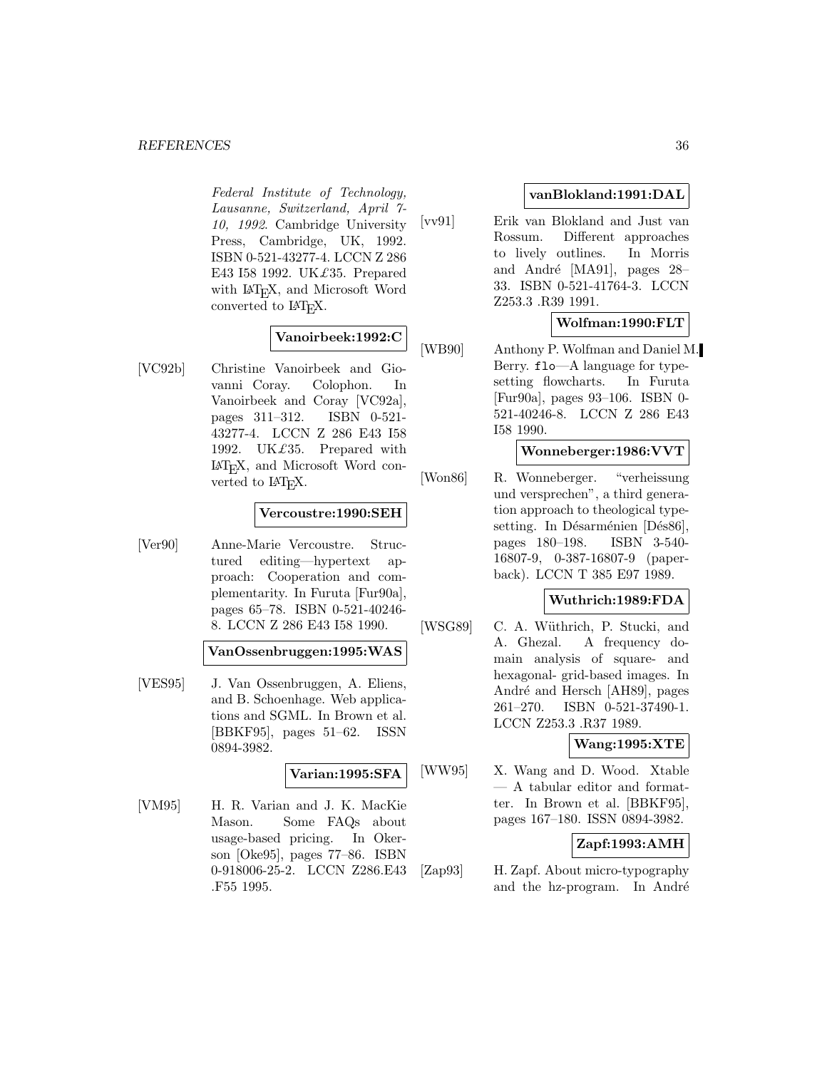*Federal Institute of Technology, Lausanne, Switzerland, April 7-10, 1992*. Cambridge University Press, Cambridge, UK, 1992. ISBN 0-521-43277-4. LCCN Z 286 E43 I58 1992. UK£35. Prepared with LaTeX, and Microsoft Word converted to LaTeX.

**Vanoirbeek:1992:C**

[VC92b] Christine Vanoirbeek and Giovanni Coray. Colophon. In Vanoirbeek and Coray [VC92a], pages 311–312. ISBN 0-521-43277-4. LCCN Z 286 E43 I58 1992. UK£35. Prepared with LaTeX, and Microsoft Word converted to LaTeX.

**Vercoustre:1990:SEH**

[Ver90] Anne-Marie Vercoustre. Structured editing—hypertext approach: Cooperation and complementarity. In Furuta [Fur90a], pages 65–78. ISBN 0-521-40246-8. LCCN Z 286 E43 I58 1990.

**VanOssenbruggen:1995:WAS**

[VES95] J. Van Ossenbruggen, A. Eliens, and B. Schoenhage. Web applications and SGML. In Brown et al. [BBKF95], pages 51–62. ISSN 0894-3982.

**Varian:1995:SFA**

[VM95] H. R. Varian and J. K. MacKie Mason. Some FAQs about usage-based pricing. In Okerson [Oke95], pages 77–86. ISBN 0-918006-25-2. LCCN Z286.E43 .F55 1995.

**vanBlokland:1991:DAL**

[vv91] Erik van Blokland and Just van Rossum. Different approaches to lively outlines. In Morris and André [MA91], pages 28–33. ISBN 0-521-41764-3. LCCN Z253.3 .R39 1991.

**Wolfman:1990:FLT**

[WB90] Anthony P. Wolfman and Daniel M. Berry. `flo`—A language for typesetting flowcharts. In Furuta [Fur90a], pages 93–106. ISBN 0-521-40246-8. LCCN Z 286 E43 I58 1990.

**Wonneberger:1986:VVT**

[Won86] R. Wonneberger. "verheissung und versprechen", a third generation approach to theological typesetting. In Désarménien [Dés86], pages 180–198. ISBN 3-540-16807-9, 0-387-16807-9 (paperback). LCCN T 385 E97 1989.

**Wuthrich:1989:FDA**

[WSG89] C. A. Wüthrich, P. Stucki, and A. Ghezal. A frequency domain analysis of square- and hexagonal- grid-based images. In André and Hersch [AH89], pages 261–270. ISBN 0-521-37490-1. LCCN Z253.3 .R37 1989.

**Wang:1995:XTE**

[WW95] X. Wang and D. Wood. Xtable — A tabular editor and formatter. In Brown et al. [BBKF95], pages 167–180. ISSN 0894-3982.

**Zapf:1993:AMH**

[Zap93] H. Zapf. About micro-typography and the hz-program. In André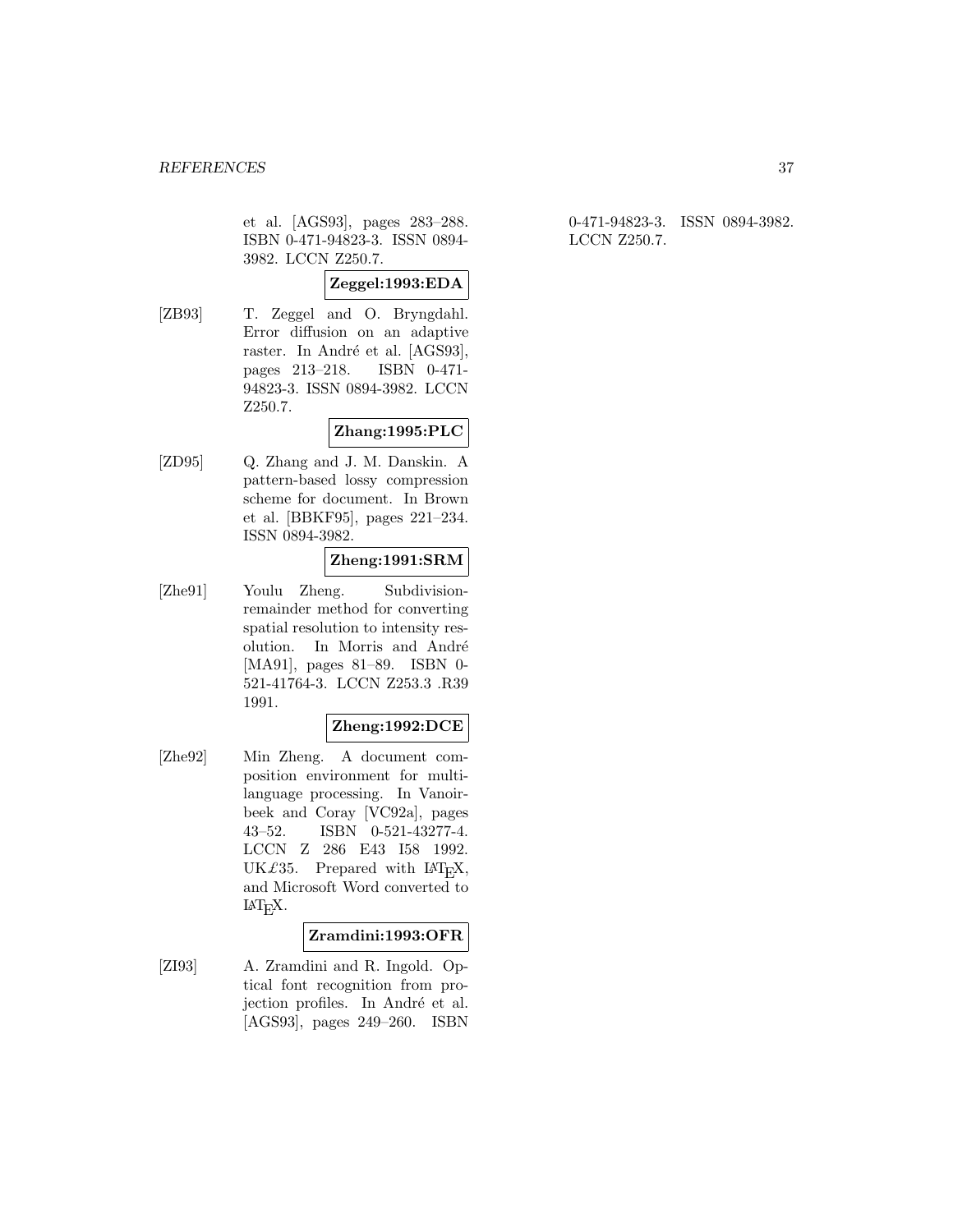et al. [AGS93], pages 283–288. ISBN 0-471-94823-3. ISSN 0894-3982. LCCN Z250.7.

**Zeggel:1993:EDA**

[ZB93] T. Zeggel and O. Bryngdahl. Error diffusion on an adaptive raster. In André et al. [AGS93], pages 213–218. ISBN 0-471-94823-3. ISSN 0894-3982. LCCN Z250.7.

**Zhang:1995:PLC**

[ZD95] Q. Zhang and J. M. Danskin. A pattern-based lossy compression scheme for document. In Brown et al. [BBKF95], pages 221–234. ISSN 0894-3982.

**Zheng:1991:SRM**

[Zhe91] Youlu Zheng. Subdivision-remainder method for converting spatial resolution to intensity resolution. In Morris and André [MA91], pages 81–89. ISBN 0-521-41764-3. LCCN Z253.3 .R39 1991.

**Zheng:1992:DCE**

[Zhe92] Min Zheng. A document composition environment for multi-language processing. In Vanoirbeek and Coray [VC92a], pages 43–52. ISBN 0-521-43277-4. LCCN Z 286 E43 I58 1992. UK£35. Prepared with LaTeX, and Microsoft Word converted to LaTeX.

**Zramdini:1993:OFR**

[ZI93] A. Zramdini and R. Ingold. Optical font recognition from projection profiles. In André et al. [AGS93], pages 249–260. ISBN 0-471-94823-3. ISSN 0894-3982. LCCN Z250.7.